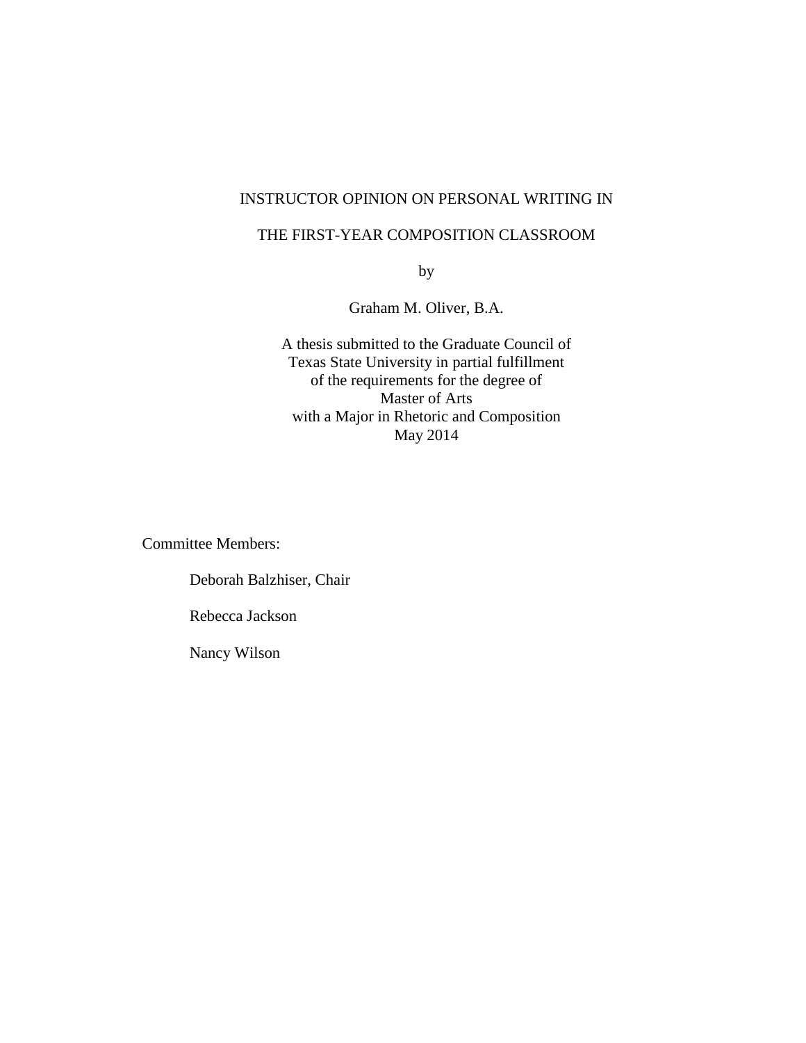# INSTRUCTOR OPINION ON PERSONAL WRITING IN THE FIRST-YEAR COMPOSITION CLASSROOM

by

Graham M. Oliver, B.A.

A thesis submitted to the Graduate Council of
Texas State University in partial fulfillment
of the requirements for the degree of
Master of Arts
with a Major in Rhetoric and Composition
May 2014

Committee Members:

Deborah Balzhiser, Chair

Rebecca Jackson

Nancy Wilson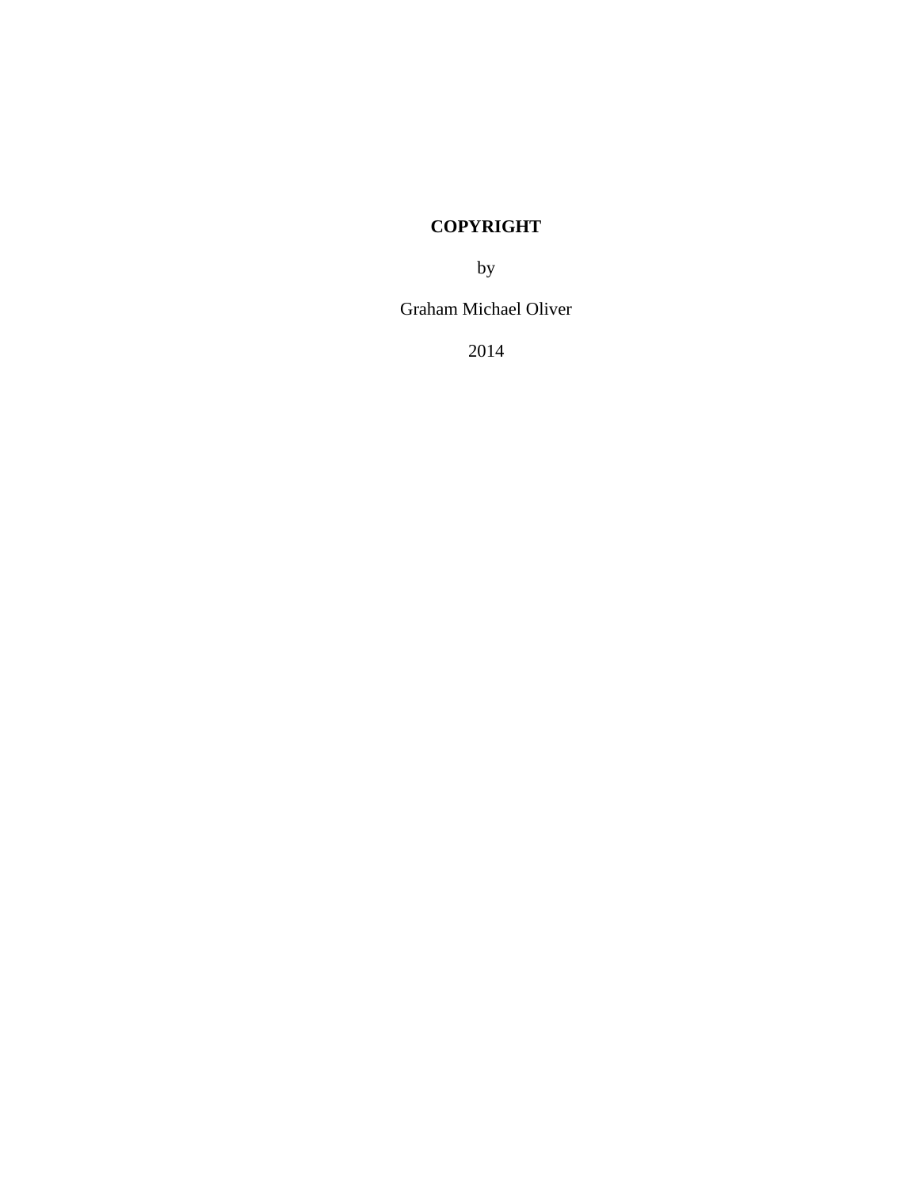**COPYRIGHT**

by

Graham Michael Oliver

2014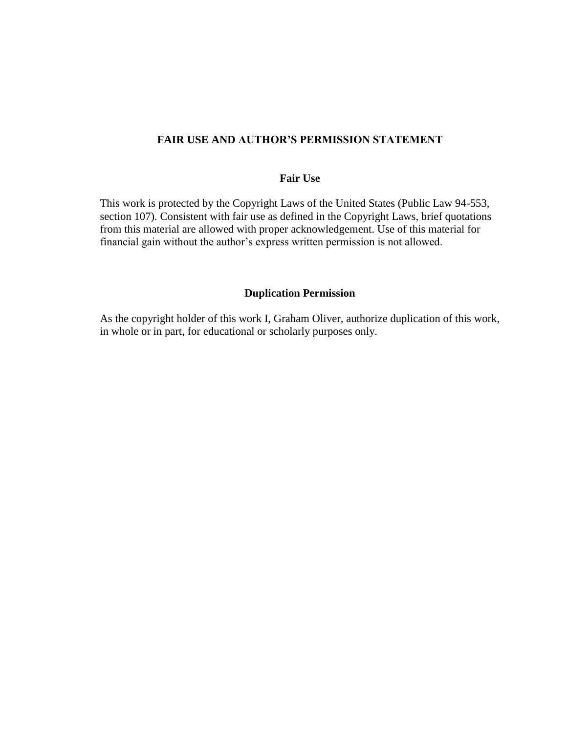## FAIR USE AND AUTHOR'S PERMISSION STATEMENT

### Fair Use

This work is protected by the Copyright Laws of the United States (Public Law 94-553, section 107). Consistent with fair use as defined in the Copyright Laws, brief quotations from this material are allowed with proper acknowledgement. Use of this material for financial gain without the author's express written permission is not allowed.

### Duplication Permission

As the copyright holder of this work I, Graham Oliver, authorize duplication of this work, in whole or in part, for educational or scholarly purposes only.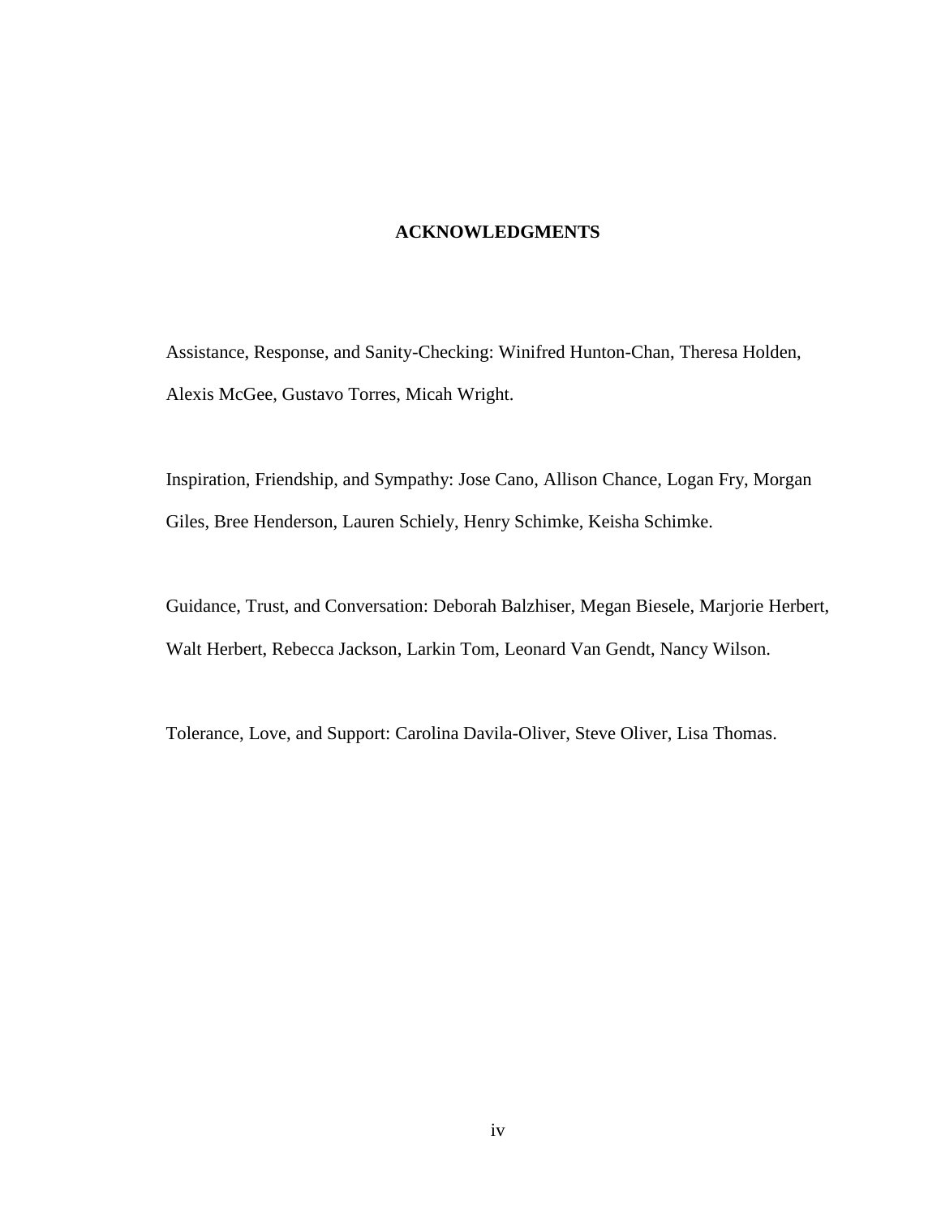# ACKNOWLEDGMENTS

Assistance, Response, and Sanity-Checking: Winifred Hunton-Chan, Theresa Holden, Alexis McGee, Gustavo Torres, Micah Wright.

Inspiration, Friendship, and Sympathy: Jose Cano, Allison Chance, Logan Fry, Morgan Giles, Bree Henderson, Lauren Schiely, Henry Schimke, Keisha Schimke.

Guidance, Trust, and Conversation: Deborah Balzhiser, Megan Biesele, Marjorie Herbert, Walt Herbert, Rebecca Jackson, Larkin Tom, Leonard Van Gendt, Nancy Wilson.

Tolerance, Love, and Support: Carolina Davila-Oliver, Steve Oliver, Lisa Thomas.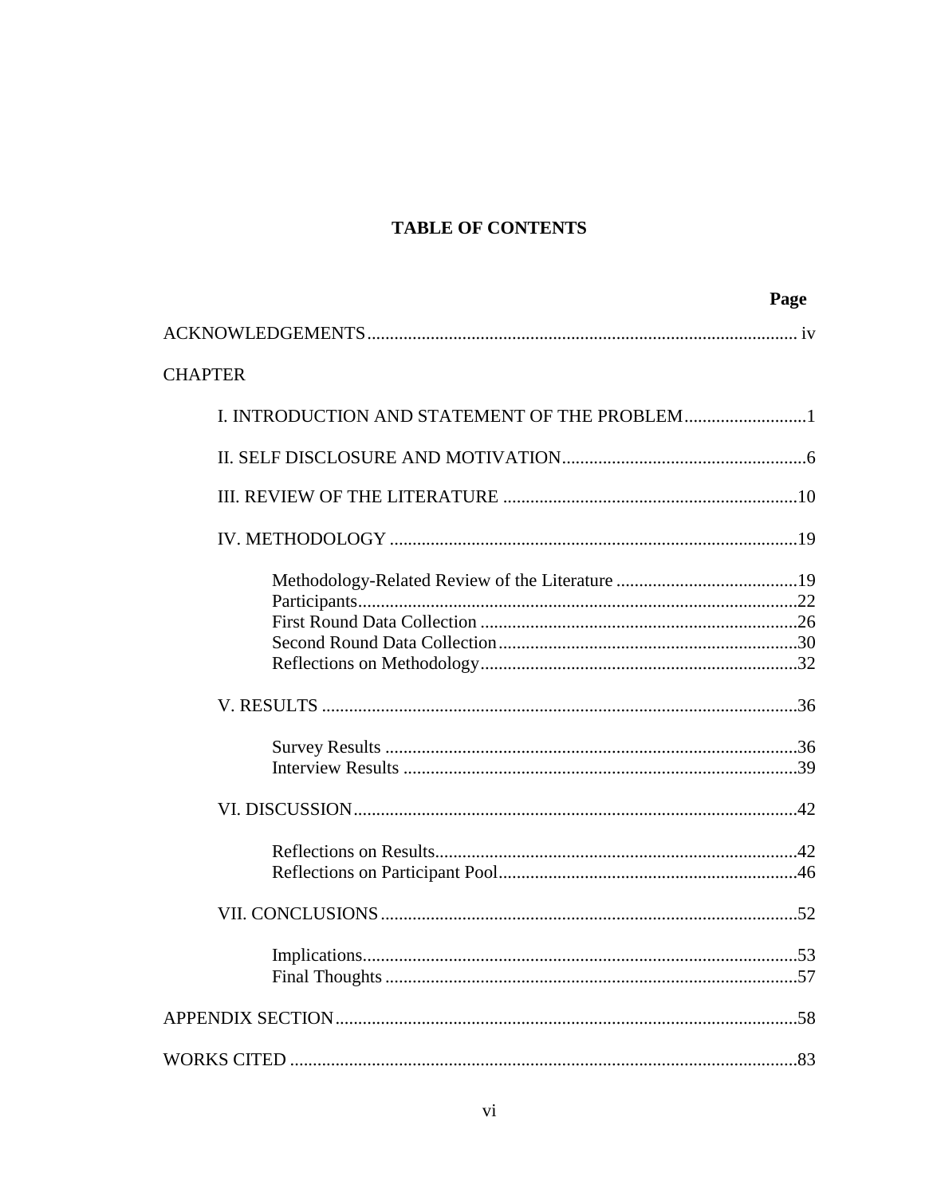# TABLE OF CONTENTS

| | Page |
|---|---|
| ACKNOWLEDGEMENTS | iv |
| CHAPTER | |
| I. INTRODUCTION AND STATEMENT OF THE PROBLEM | 1 |
| II. SELF DISCLOSURE AND MOTIVATION | 6 |
| III. REVIEW OF THE LITERATURE | 10 |
| IV. METHODOLOGY | 19 |
| Methodology-Related Review of the Literature | 19 |
| Participants | 22 |
| First Round Data Collection | 26 |
| Second Round Data Collection | 30 |
| Reflections on Methodology | 32 |
| V. RESULTS | 36 |
| Survey Results | 36 |
| Interview Results | 39 |
| VI. DISCUSSION | 42 |
| Reflections on Results | 42 |
| Reflections on Participant Pool | 46 |
| VII. CONCLUSIONS | 52 |
| Implications | 53 |
| Final Thoughts | 57 |
| APPENDIX SECTION | 58 |
| WORKS CITED | 83 |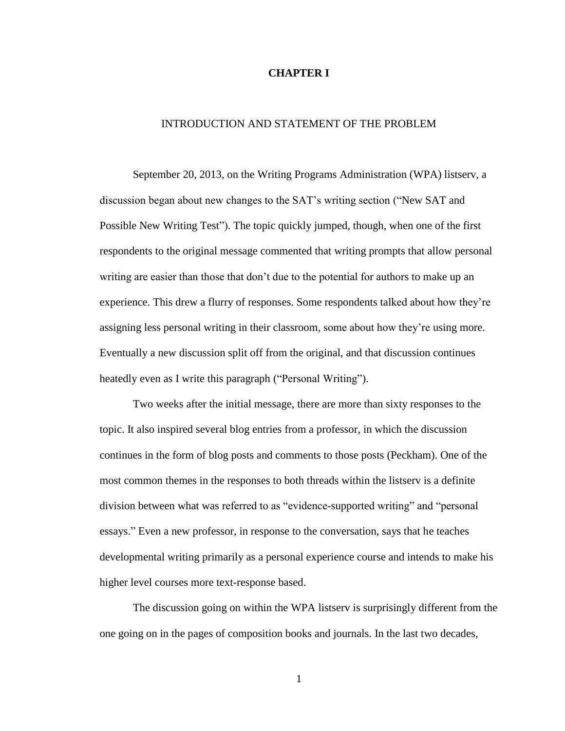# CHAPTER I

## INTRODUCTION AND STATEMENT OF THE PROBLEM

September 20, 2013, on the Writing Programs Administration (WPA) listserv, a discussion began about new changes to the SAT's writing section ("New SAT and Possible New Writing Test"). The topic quickly jumped, though, when one of the first respondents to the original message commented that writing prompts that allow personal writing are easier than those that don't due to the potential for authors to make up an experience. This drew a flurry of responses. Some respondents talked about how they're assigning less personal writing in their classroom, some about how they're using more. Eventually a new discussion split off from the original, and that discussion continues heatedly even as I write this paragraph ("Personal Writing").

Two weeks after the initial message, there are more than sixty responses to the topic. It also inspired several blog entries from a professor, in which the discussion continues in the form of blog posts and comments to those posts (Peckham). One of the most common themes in the responses to both threads within the listserv is a definite division between what was referred to as "evidence-supported writing" and "personal essays." Even a new professor, in response to the conversation, says that he teaches developmental writing primarily as a personal experience course and intends to make his higher level courses more text-response based.

The discussion going on within the WPA listserv is surprisingly different from the one going on in the pages of composition books and journals. In the last two decades,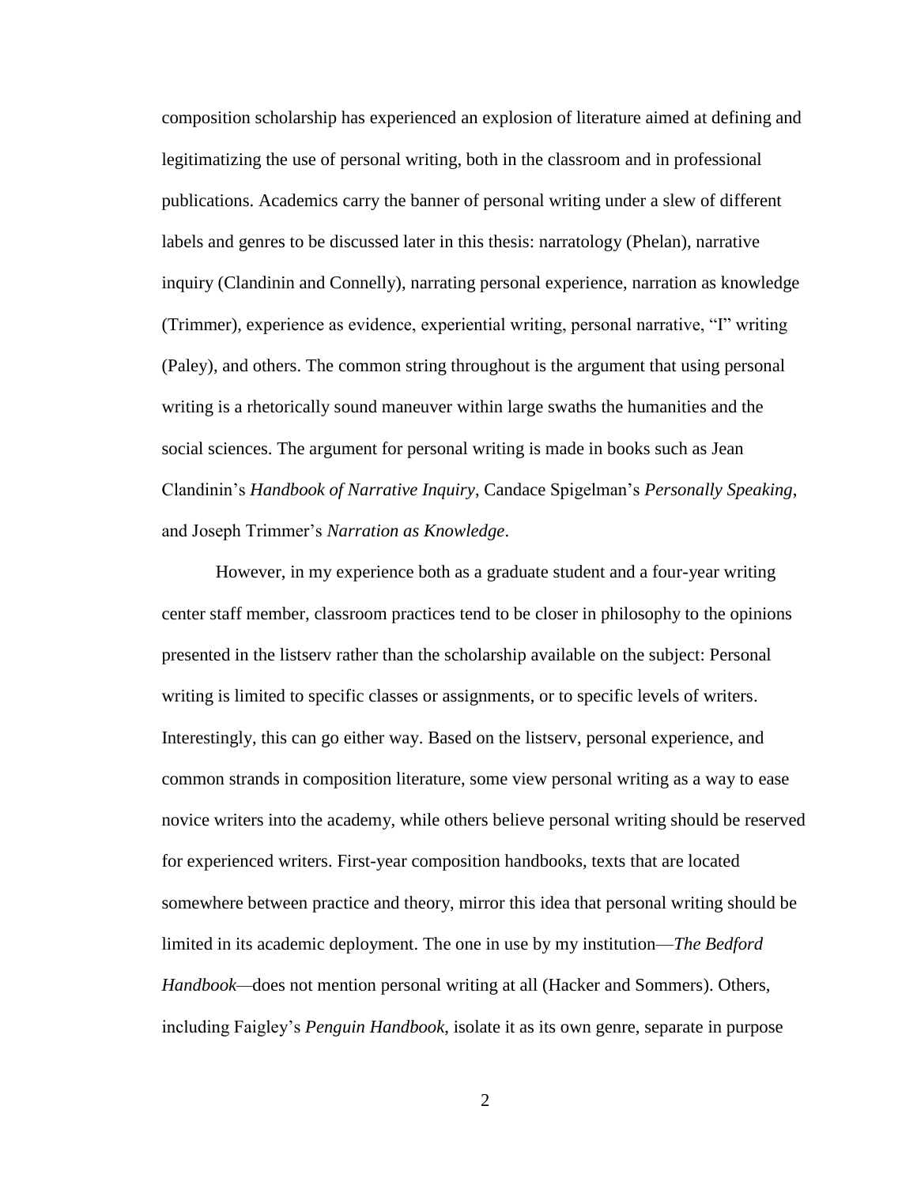composition scholarship has experienced an explosion of literature aimed at defining and legitimatizing the use of personal writing, both in the classroom and in professional publications. Academics carry the banner of personal writing under a slew of different labels and genres to be discussed later in this thesis: narratology (Phelan), narrative inquiry (Clandinin and Connelly), narrating personal experience, narration as knowledge (Trimmer), experience as evidence, experiential writing, personal narrative, "I" writing (Paley), and others. The common string throughout is the argument that using personal writing is a rhetorically sound maneuver within large swaths the humanities and the social sciences. The argument for personal writing is made in books such as Jean Clandinin's *Handbook of Narrative Inquiry*, Candace Spigelman's *Personally Speaking*, and Joseph Trimmer's *Narration as Knowledge*.

However, in my experience both as a graduate student and a four-year writing center staff member, classroom practices tend to be closer in philosophy to the opinions presented in the listserv rather than the scholarship available on the subject: Personal writing is limited to specific classes or assignments, or to specific levels of writers. Interestingly, this can go either way. Based on the listserv, personal experience, and common strands in composition literature, some view personal writing as a way to ease novice writers into the academy, while others believe personal writing should be reserved for experienced writers. First-year composition handbooks, texts that are located somewhere between practice and theory, mirror this idea that personal writing should be limited in its academic deployment. The one in use by my institution—*The Bedford Handbook*—does not mention personal writing at all (Hacker and Sommers). Others, including Faigley's *Penguin Handbook*, isolate it as its own genre, separate in purpose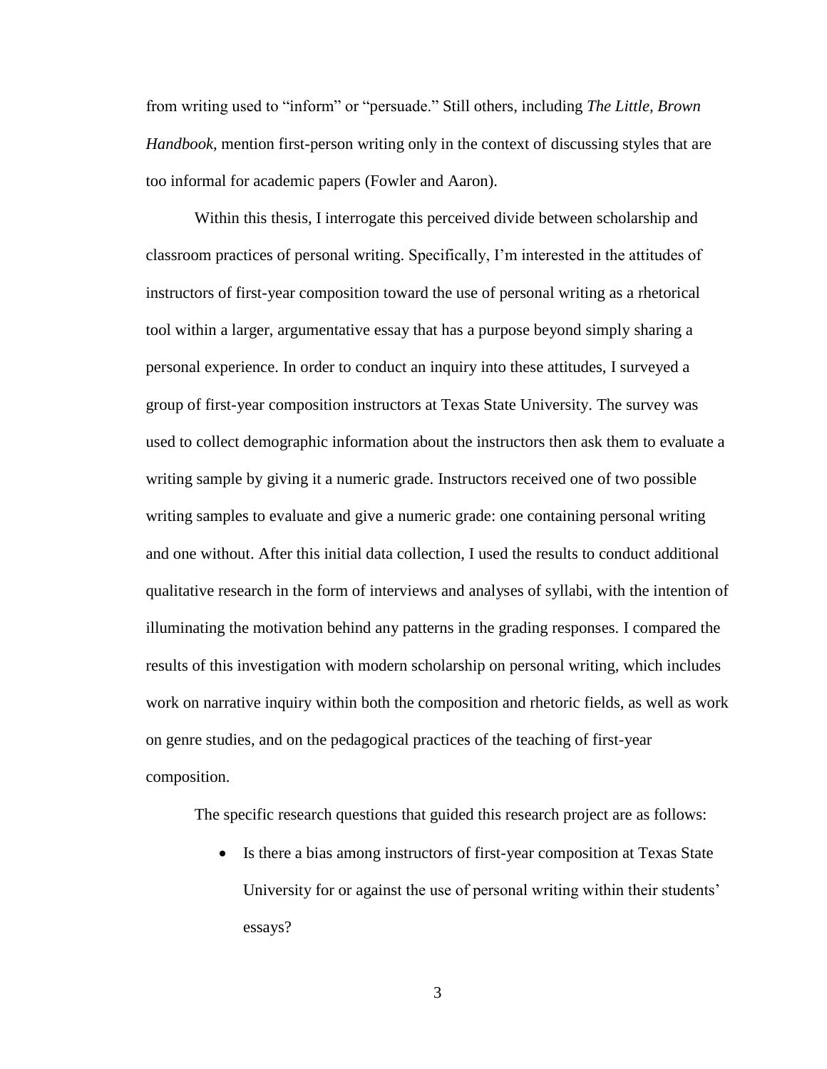from writing used to "inform" or "persuade." Still others, including *The Little, Brown Handbook*, mention first-person writing only in the context of discussing styles that are too informal for academic papers (Fowler and Aaron).

Within this thesis, I interrogate this perceived divide between scholarship and classroom practices of personal writing. Specifically, I'm interested in the attitudes of instructors of first-year composition toward the use of personal writing as a rhetorical tool within a larger, argumentative essay that has a purpose beyond simply sharing a personal experience. In order to conduct an inquiry into these attitudes, I surveyed a group of first-year composition instructors at Texas State University. The survey was used to collect demographic information about the instructors then ask them to evaluate a writing sample by giving it a numeric grade. Instructors received one of two possible writing samples to evaluate and give a numeric grade: one containing personal writing and one without. After this initial data collection, I used the results to conduct additional qualitative research in the form of interviews and analyses of syllabi, with the intention of illuminating the motivation behind any patterns in the grading responses. I compared the results of this investigation with modern scholarship on personal writing, which includes work on narrative inquiry within both the composition and rhetoric fields, as well as work on genre studies, and on the pedagogical practices of the teaching of first-year composition.

The specific research questions that guided this research project are as follows:

- Is there a bias among instructors of first-year composition at Texas State University for or against the use of personal writing within their students' essays?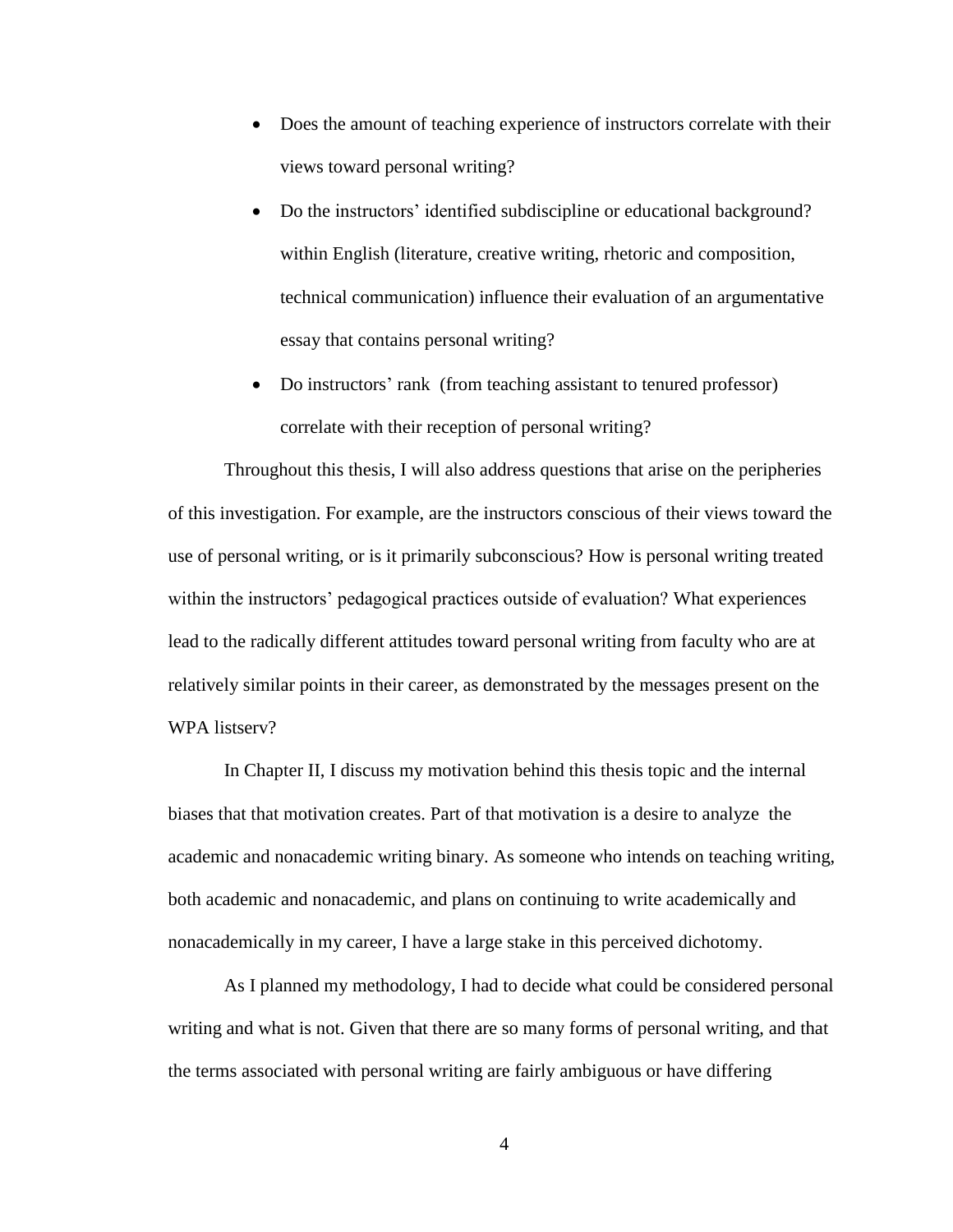- Does the amount of teaching experience of instructors correlate with their views toward personal writing?
- Do the instructors' identified subdiscipline or educational background? within English (literature, creative writing, rhetoric and composition, technical communication) influence their evaluation of an argumentative essay that contains personal writing?
- Do instructors' rank (from teaching assistant to tenured professor) correlate with their reception of personal writing?

Throughout this thesis, I will also address questions that arise on the peripheries of this investigation. For example, are the instructors conscious of their views toward the use of personal writing, or is it primarily subconscious? How is personal writing treated within the instructors' pedagogical practices outside of evaluation? What experiences lead to the radically different attitudes toward personal writing from faculty who are at relatively similar points in their career, as demonstrated by the messages present on the WPA listserv?

In Chapter II, I discuss my motivation behind this thesis topic and the internal biases that that motivation creates. Part of that motivation is a desire to analyze the academic and nonacademic writing binary. As someone who intends on teaching writing, both academic and nonacademic, and plans on continuing to write academically and nonacademically in my career, I have a large stake in this perceived dichotomy.

As I planned my methodology, I had to decide what could be considered personal writing and what is not. Given that there are so many forms of personal writing, and that the terms associated with personal writing are fairly ambiguous or have differing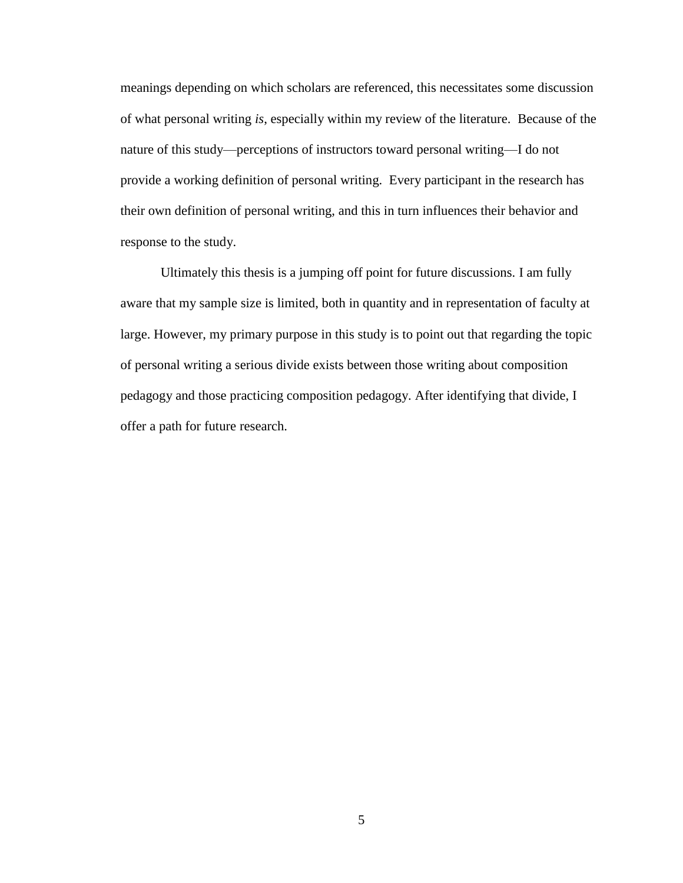meanings depending on which scholars are referenced, this necessitates some discussion of what personal writing *is*, especially within my review of the literature. Because of the nature of this study—perceptions of instructors toward personal writing—I do not provide a working definition of personal writing. Every participant in the research has their own definition of personal writing, and this in turn influences their behavior and response to the study.

Ultimately this thesis is a jumping off point for future discussions. I am fully aware that my sample size is limited, both in quantity and in representation of faculty at large. However, my primary purpose in this study is to point out that regarding the topic of personal writing a serious divide exists between those writing about composition pedagogy and those practicing composition pedagogy. After identifying that divide, I offer a path for future research.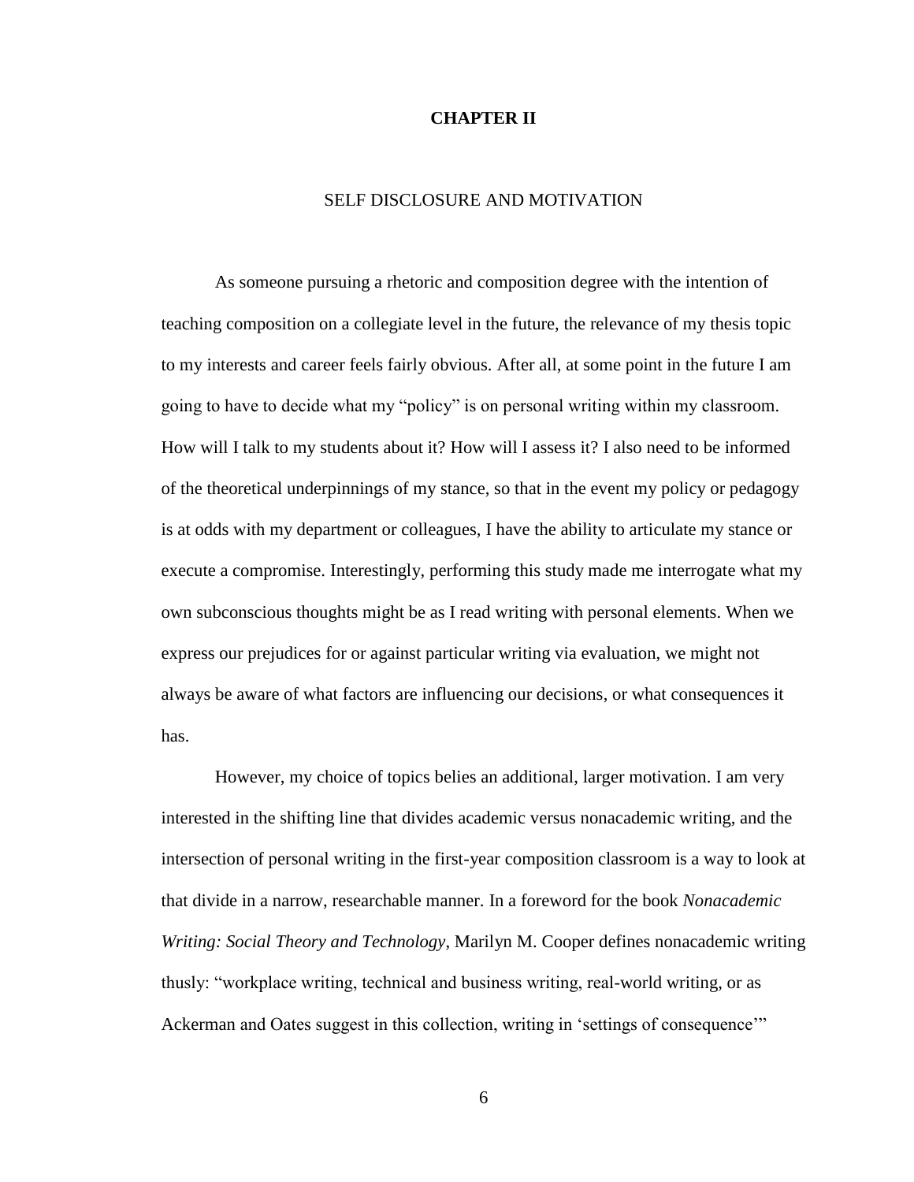# CHAPTER II

## SELF DISCLOSURE AND MOTIVATION

As someone pursuing a rhetoric and composition degree with the intention of teaching composition on a collegiate level in the future, the relevance of my thesis topic to my interests and career feels fairly obvious. After all, at some point in the future I am going to have to decide what my "policy" is on personal writing within my classroom. How will I talk to my students about it? How will I assess it? I also need to be informed of the theoretical underpinnings of my stance, so that in the event my policy or pedagogy is at odds with my department or colleagues, I have the ability to articulate my stance or execute a compromise. Interestingly, performing this study made me interrogate what my own subconscious thoughts might be as I read writing with personal elements. When we express our prejudices for or against particular writing via evaluation, we might not always be aware of what factors are influencing our decisions, or what consequences it has.

However, my choice of topics belies an additional, larger motivation. I am very interested in the shifting line that divides academic versus nonacademic writing, and the intersection of personal writing in the first-year composition classroom is a way to look at that divide in a narrow, researchable manner. In a foreword for the book *Nonacademic Writing: Social Theory and Technology*, Marilyn M. Cooper defines nonacademic writing thusly: "workplace writing, technical and business writing, real-world writing, or as Ackerman and Oates suggest in this collection, writing in 'settings of consequence'"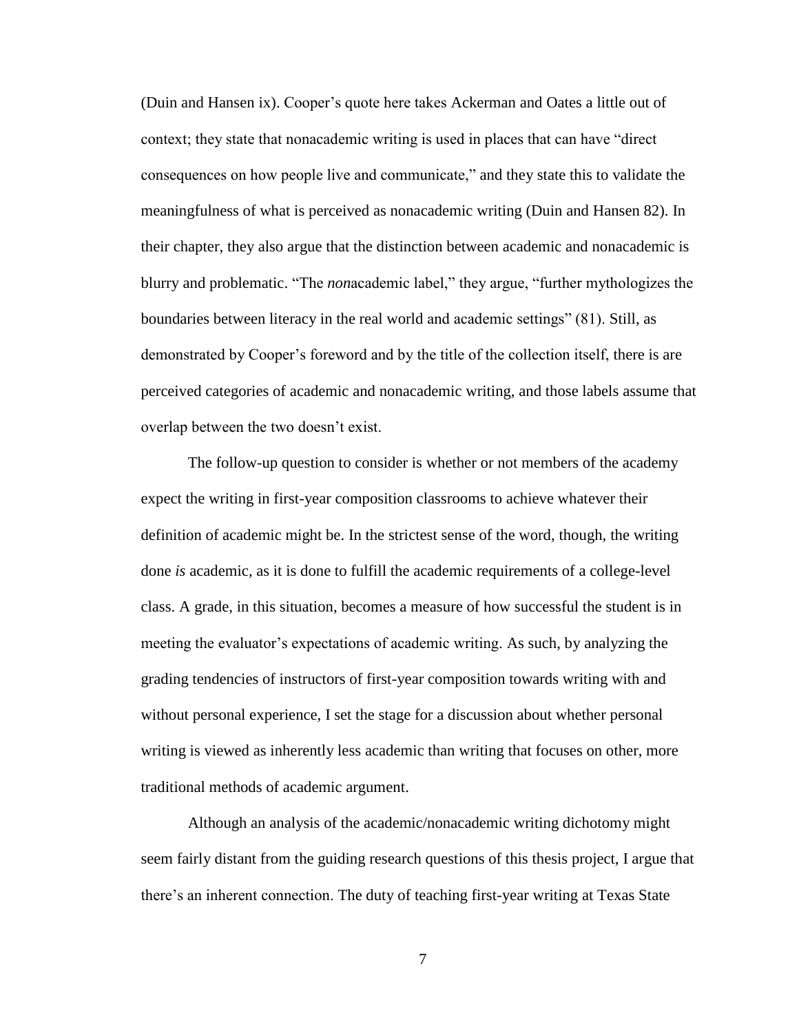(Duin and Hansen ix). Cooper's quote here takes Ackerman and Oates a little out of context; they state that nonacademic writing is used in places that can have "direct consequences on how people live and communicate," and they state this to validate the meaningfulness of what is perceived as nonacademic writing (Duin and Hansen 82). In their chapter, they also argue that the distinction between academic and nonacademic is blurry and problematic. "The *non*academic label," they argue, "further mythologizes the boundaries between literacy in the real world and academic settings" (81). Still, as demonstrated by Cooper's foreword and by the title of the collection itself, there is are perceived categories of academic and nonacademic writing, and those labels assume that overlap between the two doesn't exist.

The follow-up question to consider is whether or not members of the academy expect the writing in first-year composition classrooms to achieve whatever their definition of academic might be. In the strictest sense of the word, though, the writing done *is* academic, as it is done to fulfill the academic requirements of a college-level class. A grade, in this situation, becomes a measure of how successful the student is in meeting the evaluator's expectations of academic writing. As such, by analyzing the grading tendencies of instructors of first-year composition towards writing with and without personal experience, I set the stage for a discussion about whether personal writing is viewed as inherently less academic than writing that focuses on other, more traditional methods of academic argument.

Although an analysis of the academic/nonacademic writing dichotomy might seem fairly distant from the guiding research questions of this thesis project, I argue that there's an inherent connection. The duty of teaching first-year writing at Texas State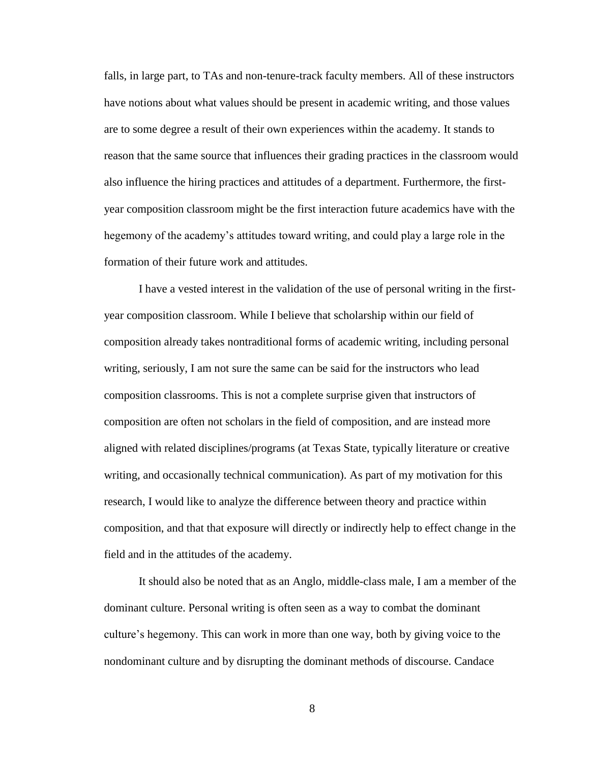falls, in large part, to TAs and non-tenure-track faculty members. All of these instructors have notions about what values should be present in academic writing, and those values are to some degree a result of their own experiences within the academy. It stands to reason that the same source that influences their grading practices in the classroom would also influence the hiring practices and attitudes of a department. Furthermore, the first-year composition classroom might be the first interaction future academics have with the hegemony of the academy's attitudes toward writing, and could play a large role in the formation of their future work and attitudes.

I have a vested interest in the validation of the use of personal writing in the first-year composition classroom. While I believe that scholarship within our field of composition already takes nontraditional forms of academic writing, including personal writing, seriously, I am not sure the same can be said for the instructors who lead composition classrooms. This is not a complete surprise given that instructors of composition are often not scholars in the field of composition, and are instead more aligned with related disciplines/programs (at Texas State, typically literature or creative writing, and occasionally technical communication). As part of my motivation for this research, I would like to analyze the difference between theory and practice within composition, and that that exposure will directly or indirectly help to effect change in the field and in the attitudes of the academy.

It should also be noted that as an Anglo, middle-class male, I am a member of the dominant culture. Personal writing is often seen as a way to combat the dominant culture's hegemony. This can work in more than one way, both by giving voice to the nondominant culture and by disrupting the dominant methods of discourse. Candace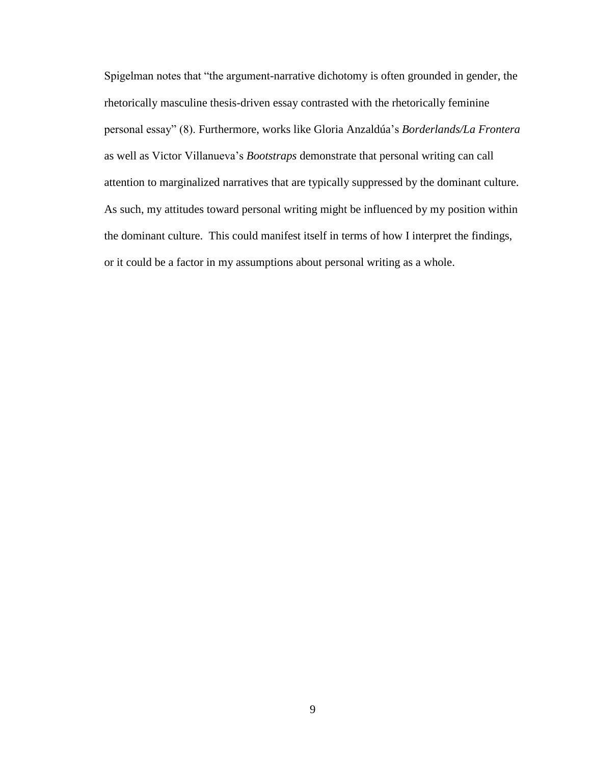Spigelman notes that "the argument-narrative dichotomy is often grounded in gender, the rhetorically masculine thesis-driven essay contrasted with the rhetorically feminine personal essay" (8). Furthermore, works like Gloria Anzaldúa's *Borderlands/La Frontera* as well as Victor Villanueva's *Bootstraps* demonstrate that personal writing can call attention to marginalized narratives that are typically suppressed by the dominant culture. As such, my attitudes toward personal writing might be influenced by my position within the dominant culture. This could manifest itself in terms of how I interpret the findings, or it could be a factor in my assumptions about personal writing as a whole.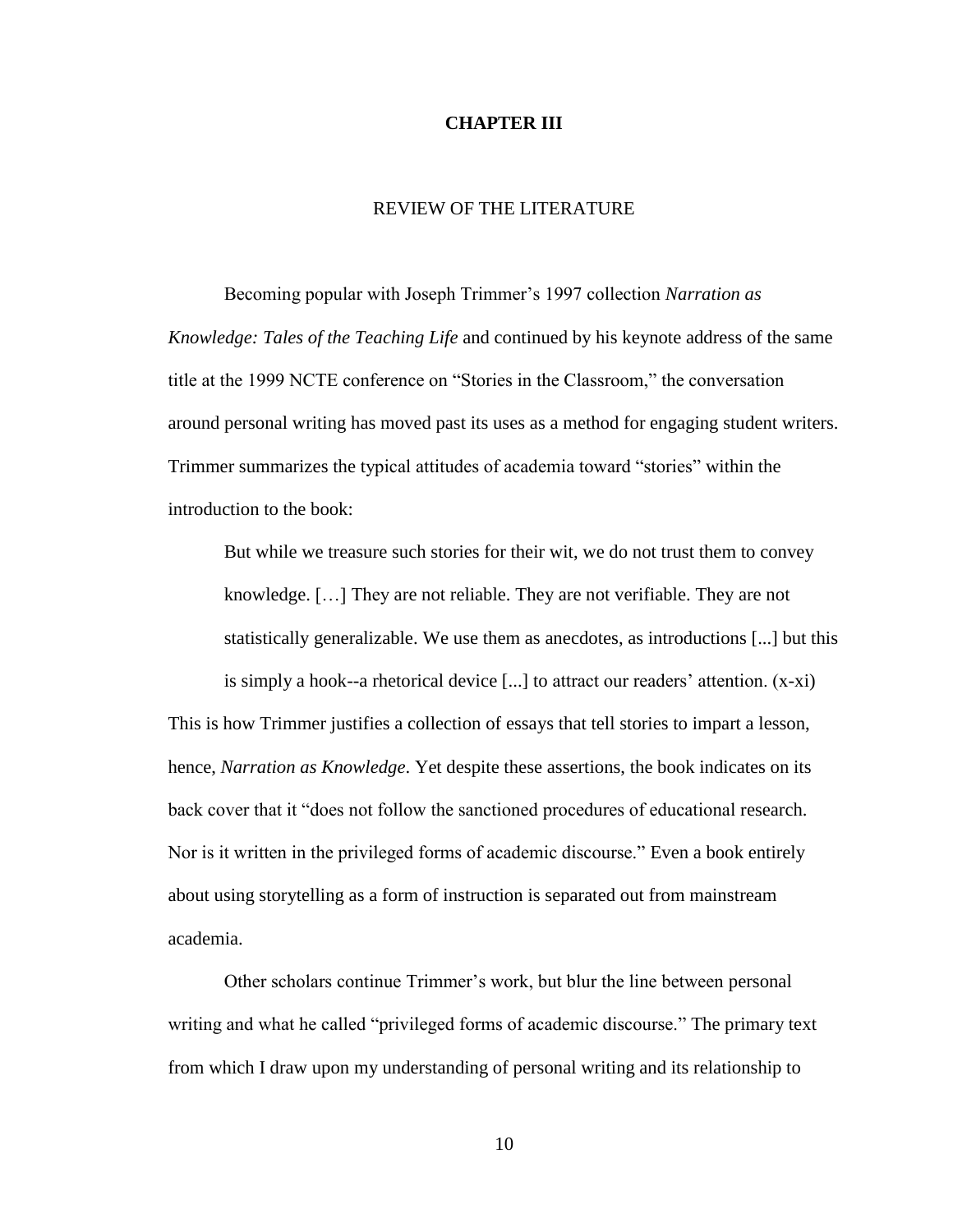# CHAPTER III

## REVIEW OF THE LITERATURE

Becoming popular with Joseph Trimmer's 1997 collection *Narration as Knowledge: Tales of the Teaching Life* and continued by his keynote address of the same title at the 1999 NCTE conference on "Stories in the Classroom," the conversation around personal writing has moved past its uses as a method for engaging student writers. Trimmer summarizes the typical attitudes of academia toward "stories" within the introduction to the book:

> But while we treasure such stories for their wit, we do not trust them to convey knowledge. […] They are not reliable. They are not verifiable. They are not statistically generalizable. We use them as anecdotes, as introductions [...] but this is simply a hook--a rhetorical device [...] to attract our readers' attention. (x-xi)

This is how Trimmer justifies a collection of essays that tell stories to impart a lesson, hence, *Narration as Knowledge*. Yet despite these assertions, the book indicates on its back cover that it "does not follow the sanctioned procedures of educational research. Nor is it written in the privileged forms of academic discourse." Even a book entirely about using storytelling as a form of instruction is separated out from mainstream academia.

Other scholars continue Trimmer's work, but blur the line between personal writing and what he called "privileged forms of academic discourse." The primary text from which I draw upon my understanding of personal writing and its relationship to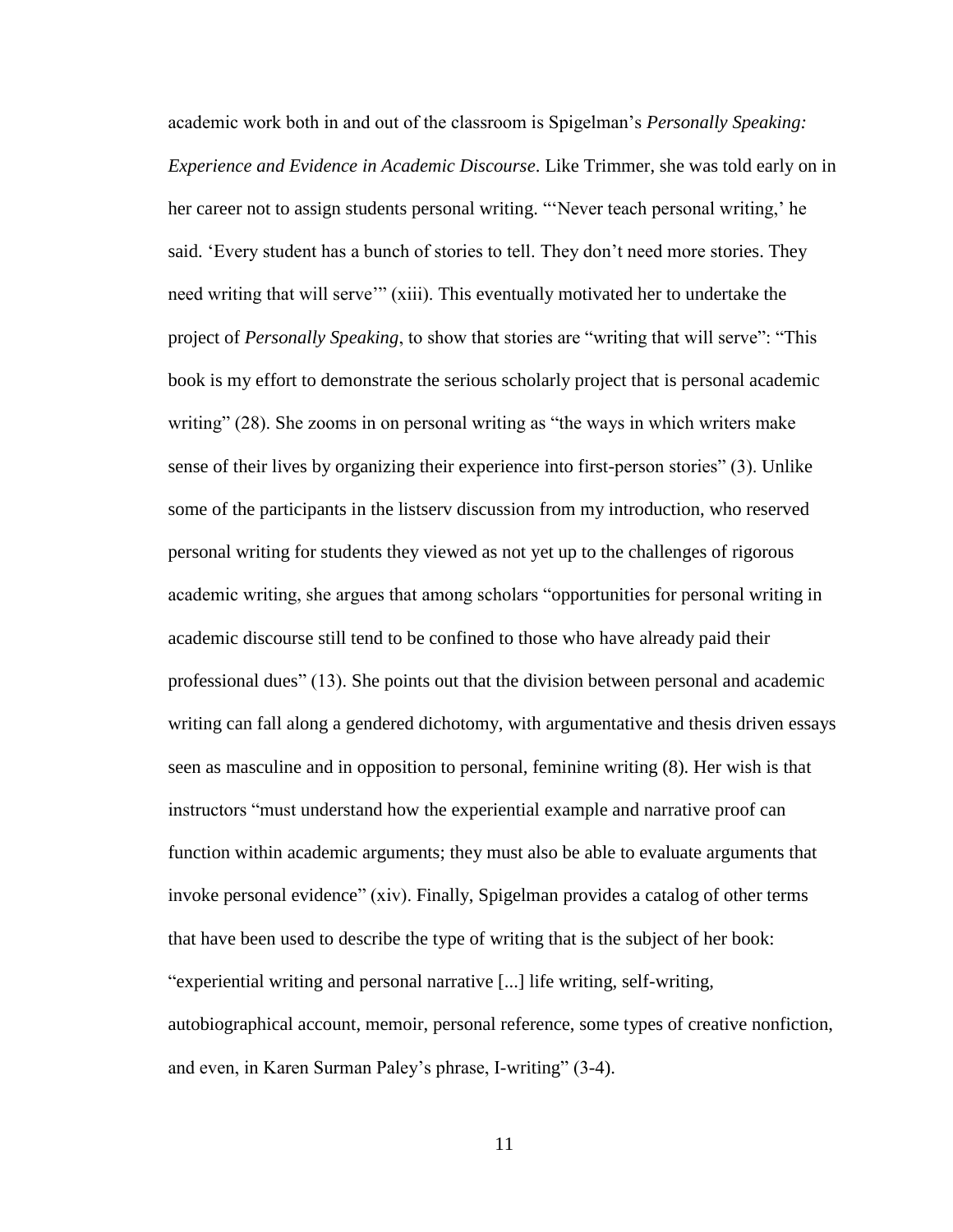academic work both in and out of the classroom is Spigelman's *Personally Speaking: Experience and Evidence in Academic Discourse*. Like Trimmer, she was told early on in her career not to assign students personal writing. "'Never teach personal writing,' he said. 'Every student has a bunch of stories to tell. They don't need more stories. They need writing that will serve'" (xiii). This eventually motivated her to undertake the project of *Personally Speaking*, to show that stories are "writing that will serve": "This book is my effort to demonstrate the serious scholarly project that is personal academic writing" (28). She zooms in on personal writing as "the ways in which writers make sense of their lives by organizing their experience into first-person stories" (3). Unlike some of the participants in the listserv discussion from my introduction, who reserved personal writing for students they viewed as not yet up to the challenges of rigorous academic writing, she argues that among scholars "opportunities for personal writing in academic discourse still tend to be confined to those who have already paid their professional dues" (13). She points out that the division between personal and academic writing can fall along a gendered dichotomy, with argumentative and thesis driven essays seen as masculine and in opposition to personal, feminine writing (8). Her wish is that instructors "must understand how the experiential example and narrative proof can function within academic arguments; they must also be able to evaluate arguments that invoke personal evidence" (xiv). Finally, Spigelman provides a catalog of other terms that have been used to describe the type of writing that is the subject of her book: "experiential writing and personal narrative [...] life writing, self-writing, autobiographical account, memoir, personal reference, some types of creative nonfiction, and even, in Karen Surman Paley's phrase, I-writing" (3-4).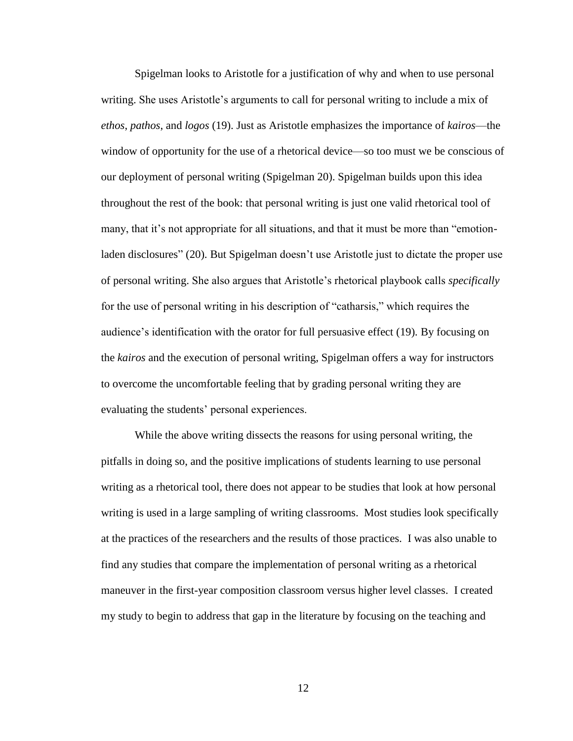Spigelman looks to Aristotle for a justification of why and when to use personal writing. She uses Aristotle's arguments to call for personal writing to include a mix of *ethos*, *pathos*, and *logos* (19). Just as Aristotle emphasizes the importance of *kairos*—the window of opportunity for the use of a rhetorical device—so too must we be conscious of our deployment of personal writing (Spigelman 20). Spigelman builds upon this idea throughout the rest of the book: that personal writing is just one valid rhetorical tool of many, that it's not appropriate for all situations, and that it must be more than "emotion-laden disclosures" (20). But Spigelman doesn't use Aristotle just to dictate the proper use of personal writing. She also argues that Aristotle's rhetorical playbook calls *specifically* for the use of personal writing in his description of "catharsis," which requires the audience's identification with the orator for full persuasive effect (19). By focusing on the *kairos* and the execution of personal writing, Spigelman offers a way for instructors to overcome the uncomfortable feeling that by grading personal writing they are evaluating the students' personal experiences.

While the above writing dissects the reasons for using personal writing, the pitfalls in doing so, and the positive implications of students learning to use personal writing as a rhetorical tool, there does not appear to be studies that look at how personal writing is used in a large sampling of writing classrooms. Most studies look specifically at the practices of the researchers and the results of those practices. I was also unable to find any studies that compare the implementation of personal writing as a rhetorical maneuver in the first-year composition classroom versus higher level classes. I created my study to begin to address that gap in the literature by focusing on the teaching and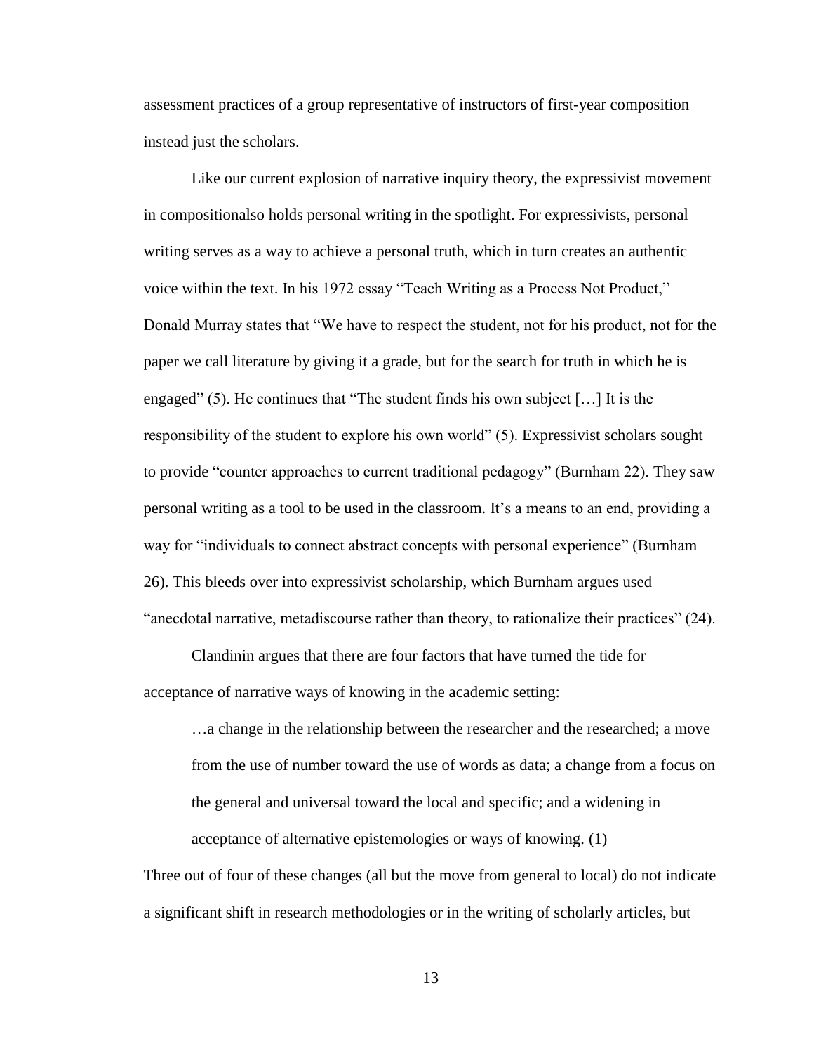assessment practices of a group representative of instructors of first-year composition instead just the scholars.

Like our current explosion of narrative inquiry theory, the expressivist movement in compositionalso holds personal writing in the spotlight. For expressivists, personal writing serves as a way to achieve a personal truth, which in turn creates an authentic voice within the text. In his 1972 essay "Teach Writing as a Process Not Product," Donald Murray states that "We have to respect the student, not for his product, not for the paper we call literature by giving it a grade, but for the search for truth in which he is engaged" (5). He continues that "The student finds his own subject […] It is the responsibility of the student to explore his own world" (5). Expressivist scholars sought to provide "counter approaches to current traditional pedagogy" (Burnham 22). They saw personal writing as a tool to be used in the classroom. It's a means to an end, providing a way for "individuals to connect abstract concepts with personal experience" (Burnham 26). This bleeds over into expressivist scholarship, which Burnham argues used "anecdotal narrative, metadiscourse rather than theory, to rationalize their practices" (24).

Clandinin argues that there are four factors that have turned the tide for acceptance of narrative ways of knowing in the academic setting:

> …a change in the relationship between the researcher and the researched; a move from the use of number toward the use of words as data; a change from a focus on the general and universal toward the local and specific; and a widening in acceptance of alternative epistemologies or ways of knowing. (1)

Three out of four of these changes (all but the move from general to local) do not indicate a significant shift in research methodologies or in the writing of scholarly articles, but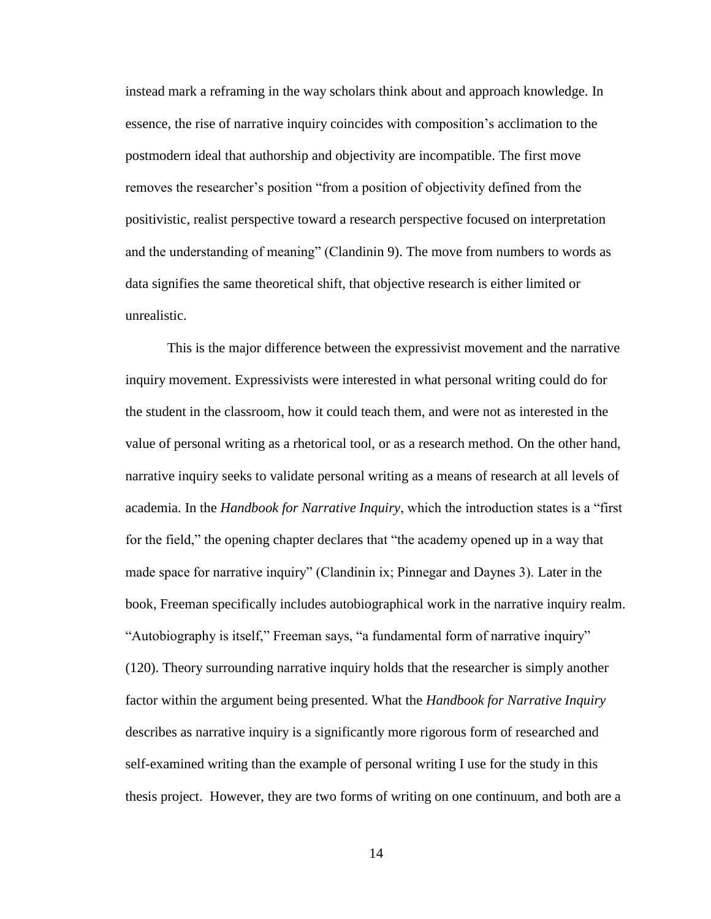instead mark a reframing in the way scholars think about and approach knowledge. In essence, the rise of narrative inquiry coincides with composition's acclimation to the postmodern ideal that authorship and objectivity are incompatible. The first move removes the researcher's position "from a position of objectivity defined from the positivistic, realist perspective toward a research perspective focused on interpretation and the understanding of meaning" (Clandinin 9). The move from numbers to words as data signifies the same theoretical shift, that objective research is either limited or unrealistic.

This is the major difference between the expressivist movement and the narrative inquiry movement. Expressivists were interested in what personal writing could do for the student in the classroom, how it could teach them, and were not as interested in the value of personal writing as a rhetorical tool, or as a research method. On the other hand, narrative inquiry seeks to validate personal writing as a means of research at all levels of academia. In the *Handbook for Narrative Inquiry*, which the introduction states is a "first for the field," the opening chapter declares that "the academy opened up in a way that made space for narrative inquiry" (Clandinin ix; Pinnegar and Daynes 3). Later in the book, Freeman specifically includes autobiographical work in the narrative inquiry realm. "Autobiography is itself," Freeman says, "a fundamental form of narrative inquiry" (120). Theory surrounding narrative inquiry holds that the researcher is simply another factor within the argument being presented. What the *Handbook for Narrative Inquiry* describes as narrative inquiry is a significantly more rigorous form of researched and self-examined writing than the example of personal writing I use for the study in this thesis project. However, they are two forms of writing on one continuum, and both are a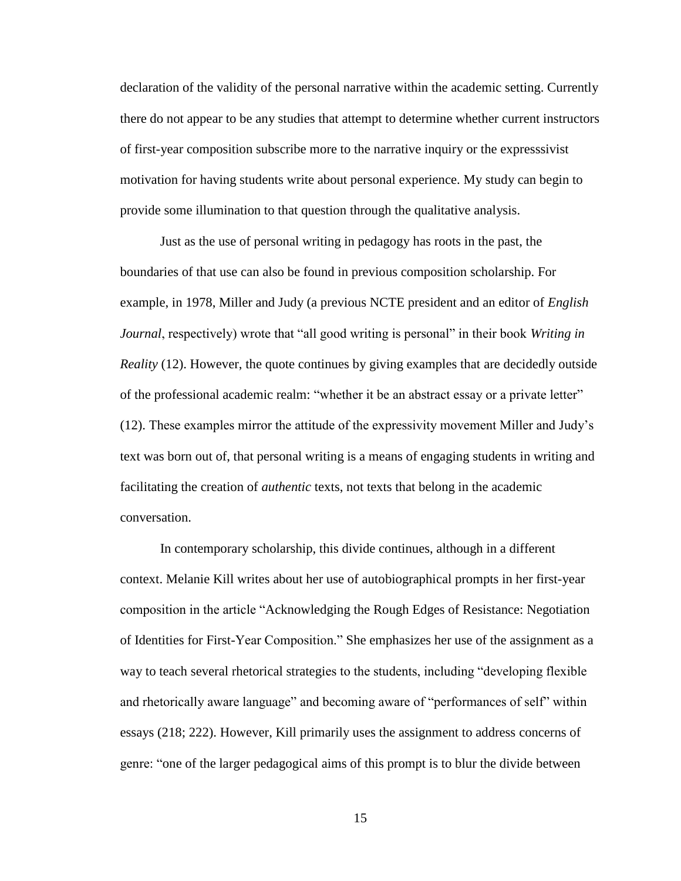declaration of the validity of the personal narrative within the academic setting. Currently there do not appear to be any studies that attempt to determine whether current instructors of first-year composition subscribe more to the narrative inquiry or the expresssivist motivation for having students write about personal experience. My study can begin to provide some illumination to that question through the qualitative analysis.

Just as the use of personal writing in pedagogy has roots in the past, the boundaries of that use can also be found in previous composition scholarship. For example, in 1978, Miller and Judy (a previous NCTE president and an editor of *English Journal*, respectively) wrote that "all good writing is personal" in their book *Writing in Reality* (12). However, the quote continues by giving examples that are decidedly outside of the professional academic realm: "whether it be an abstract essay or a private letter" (12). These examples mirror the attitude of the expressivity movement Miller and Judy's text was born out of, that personal writing is a means of engaging students in writing and facilitating the creation of *authentic* texts, not texts that belong in the academic conversation.

In contemporary scholarship, this divide continues, although in a different context. Melanie Kill writes about her use of autobiographical prompts in her first-year composition in the article "Acknowledging the Rough Edges of Resistance: Negotiation of Identities for First-Year Composition." She emphasizes her use of the assignment as a way to teach several rhetorical strategies to the students, including "developing flexible and rhetorically aware language" and becoming aware of "performances of self" within essays (218; 222). However, Kill primarily uses the assignment to address concerns of genre: "one of the larger pedagogical aims of this prompt is to blur the divide between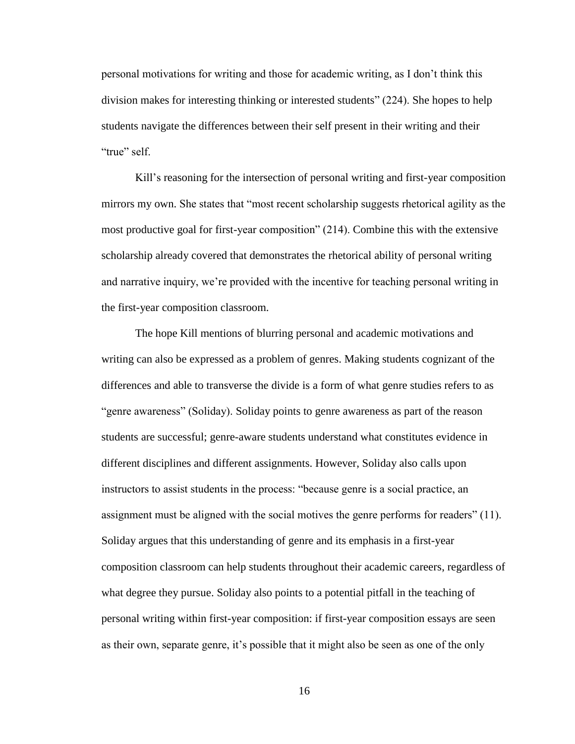personal motivations for writing and those for academic writing, as I don't think this division makes for interesting thinking or interested students" (224). She hopes to help students navigate the differences between their self present in their writing and their "true" self.

Kill's reasoning for the intersection of personal writing and first-year composition mirrors my own. She states that "most recent scholarship suggests rhetorical agility as the most productive goal for first-year composition" (214). Combine this with the extensive scholarship already covered that demonstrates the rhetorical ability of personal writing and narrative inquiry, we're provided with the incentive for teaching personal writing in the first-year composition classroom.

The hope Kill mentions of blurring personal and academic motivations and writing can also be expressed as a problem of genres. Making students cognizant of the differences and able to transverse the divide is a form of what genre studies refers to as "genre awareness" (Soliday). Soliday points to genre awareness as part of the reason students are successful; genre-aware students understand what constitutes evidence in different disciplines and different assignments. However, Soliday also calls upon instructors to assist students in the process: "because genre is a social practice, an assignment must be aligned with the social motives the genre performs for readers" (11). Soliday argues that this understanding of genre and its emphasis in a first-year composition classroom can help students throughout their academic careers, regardless of what degree they pursue. Soliday also points to a potential pitfall in the teaching of personal writing within first-year composition: if first-year composition essays are seen as their own, separate genre, it's possible that it might also be seen as one of the only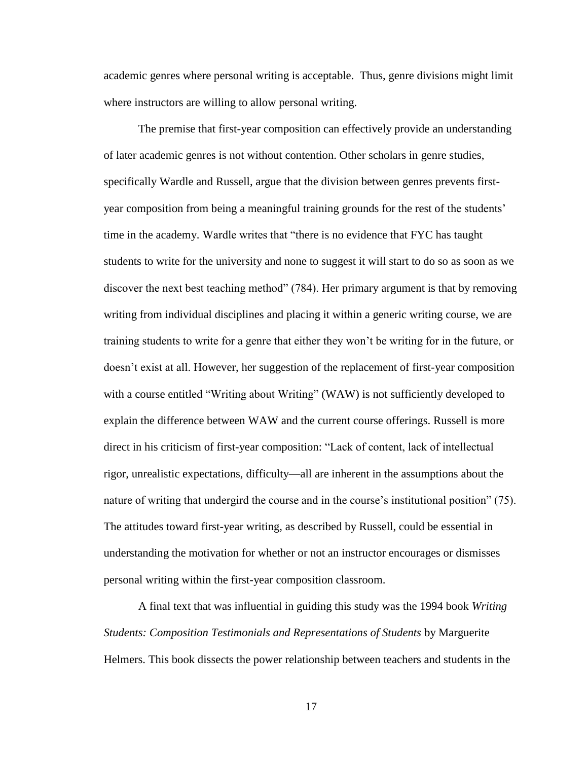academic genres where personal writing is acceptable. Thus, genre divisions might limit where instructors are willing to allow personal writing.

The premise that first-year composition can effectively provide an understanding of later academic genres is not without contention. Other scholars in genre studies, specifically Wardle and Russell, argue that the division between genres prevents first-year composition from being a meaningful training grounds for the rest of the students' time in the academy. Wardle writes that "there is no evidence that FYC has taught students to write for the university and none to suggest it will start to do so as soon as we discover the next best teaching method" (784). Her primary argument is that by removing writing from individual disciplines and placing it within a generic writing course, we are training students to write for a genre that either they won't be writing for in the future, or doesn't exist at all. However, her suggestion of the replacement of first-year composition with a course entitled "Writing about Writing" (WAW) is not sufficiently developed to explain the difference between WAW and the current course offerings. Russell is more direct in his criticism of first-year composition: "Lack of content, lack of intellectual rigor, unrealistic expectations, difficulty—all are inherent in the assumptions about the nature of writing that undergird the course and in the course's institutional position" (75). The attitudes toward first-year writing, as described by Russell, could be essential in understanding the motivation for whether or not an instructor encourages or dismisses personal writing within the first-year composition classroom.

A final text that was influential in guiding this study was the 1994 book *Writing Students: Composition Testimonials and Representations of Students* by Marguerite Helmers. This book dissects the power relationship between teachers and students in the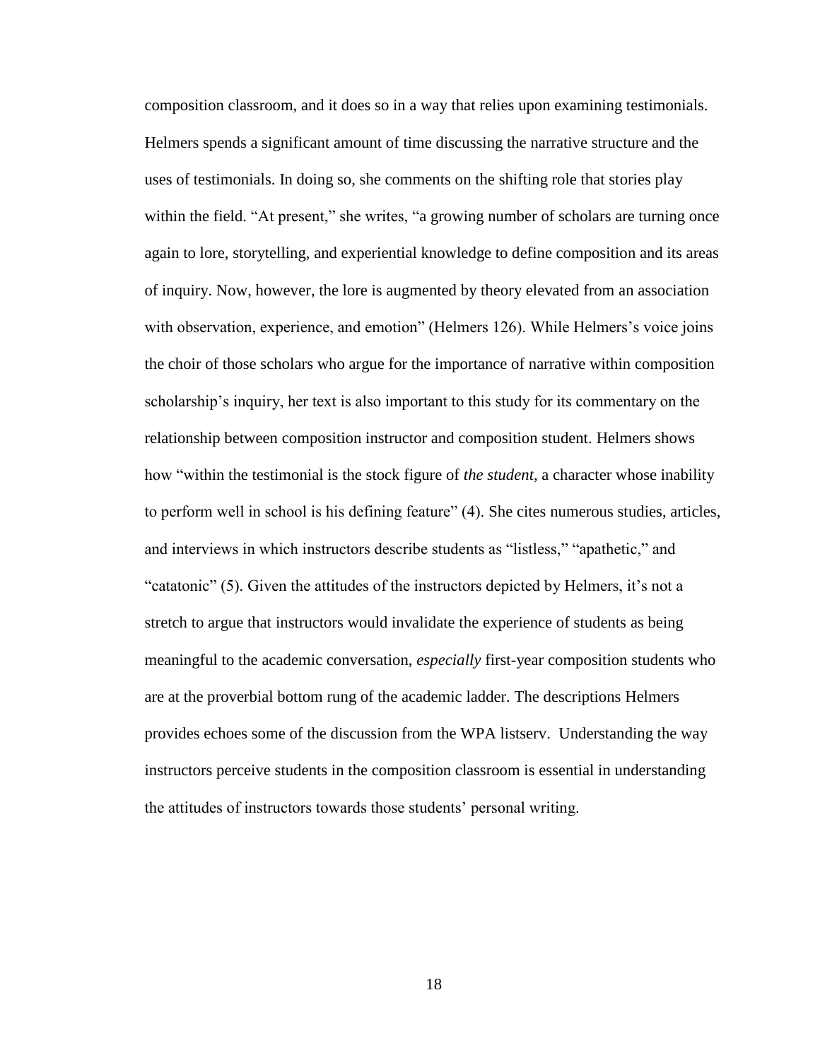composition classroom, and it does so in a way that relies upon examining testimonials. Helmers spends a significant amount of time discussing the narrative structure and the uses of testimonials. In doing so, she comments on the shifting role that stories play within the field. "At present," she writes, "a growing number of scholars are turning once again to lore, storytelling, and experiential knowledge to define composition and its areas of inquiry. Now, however, the lore is augmented by theory elevated from an association with observation, experience, and emotion" (Helmers 126). While Helmers's voice joins the choir of those scholars who argue for the importance of narrative within composition scholarship's inquiry, her text is also important to this study for its commentary on the relationship between composition instructor and composition student. Helmers shows how "within the testimonial is the stock figure of *the student*, a character whose inability to perform well in school is his defining feature" (4). She cites numerous studies, articles, and interviews in which instructors describe students as "listless," "apathetic," and "catatonic" (5). Given the attitudes of the instructors depicted by Helmers, it's not a stretch to argue that instructors would invalidate the experience of students as being meaningful to the academic conversation, *especially* first-year composition students who are at the proverbial bottom rung of the academic ladder. The descriptions Helmers provides echoes some of the discussion from the WPA listserv. Understanding the way instructors perceive students in the composition classroom is essential in understanding the attitudes of instructors towards those students' personal writing.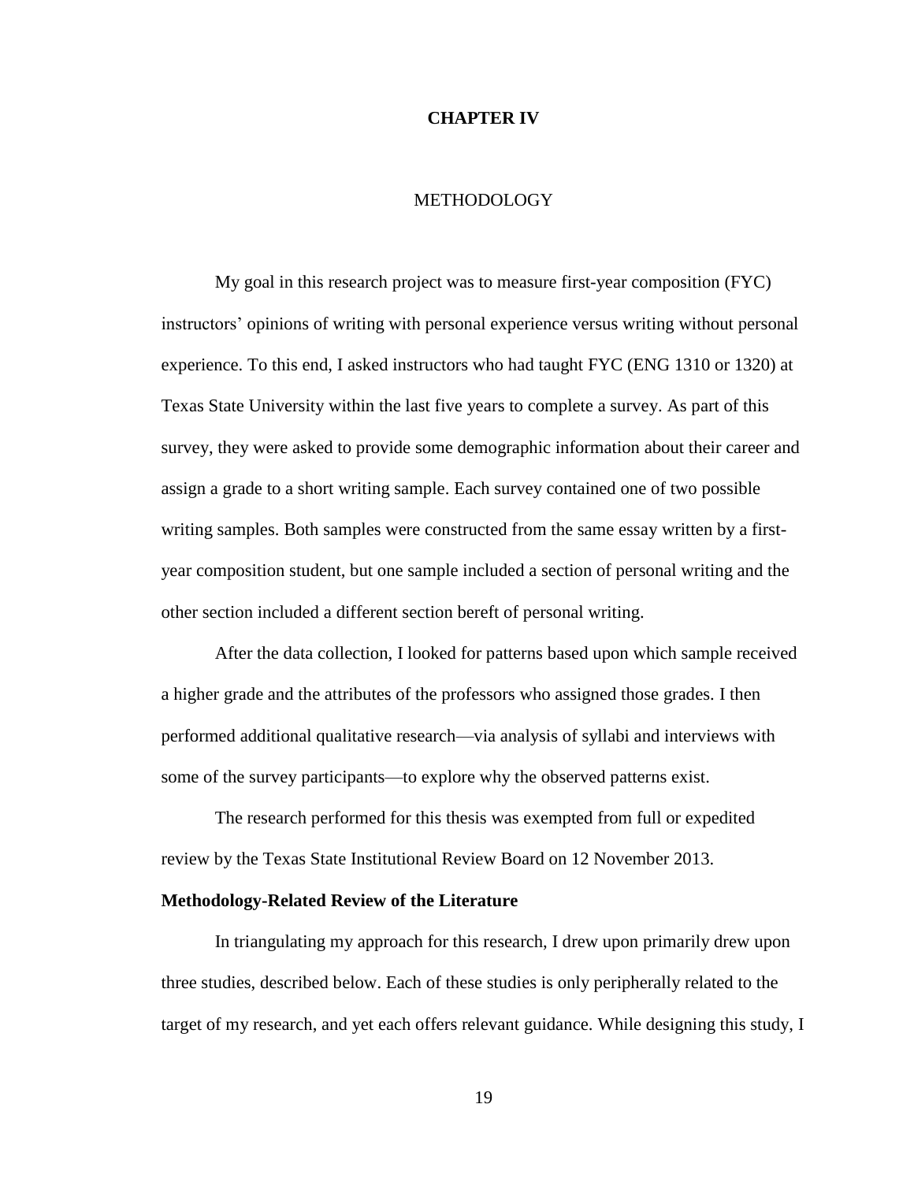# CHAPTER IV

## METHODOLOGY

My goal in this research project was to measure first-year composition (FYC) instructors' opinions of writing with personal experience versus writing without personal experience. To this end, I asked instructors who had taught FYC (ENG 1310 or 1320) at Texas State University within the last five years to complete a survey. As part of this survey, they were asked to provide some demographic information about their career and assign a grade to a short writing sample. Each survey contained one of two possible writing samples. Both samples were constructed from the same essay written by a first-year composition student, but one sample included a section of personal writing and the other section included a different section bereft of personal writing.

After the data collection, I looked for patterns based upon which sample received a higher grade and the attributes of the professors who assigned those grades. I then performed additional qualitative research—via analysis of syllabi and interviews with some of the survey participants—to explore why the observed patterns exist.

The research performed for this thesis was exempted from full or expedited review by the Texas State Institutional Review Board on 12 November 2013.

### Methodology-Related Review of the Literature

In triangulating my approach for this research, I drew upon primarily drew upon three studies, described below. Each of these studies is only peripherally related to the target of my research, and yet each offers relevant guidance. While designing this study, I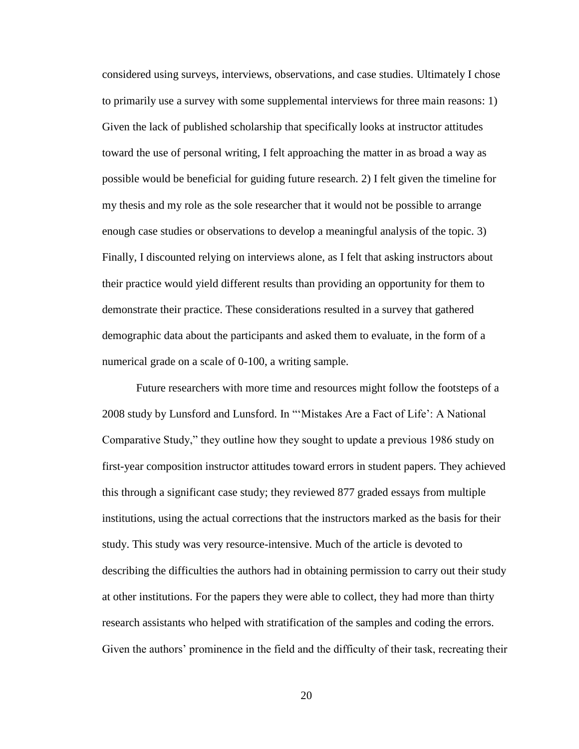considered using surveys, interviews, observations, and case studies. Ultimately I chose to primarily use a survey with some supplemental interviews for three main reasons: 1) Given the lack of published scholarship that specifically looks at instructor attitudes toward the use of personal writing, I felt approaching the matter in as broad a way as possible would be beneficial for guiding future research. 2) I felt given the timeline for my thesis and my role as the sole researcher that it would not be possible to arrange enough case studies or observations to develop a meaningful analysis of the topic. 3) Finally, I discounted relying on interviews alone, as I felt that asking instructors about their practice would yield different results than providing an opportunity for them to demonstrate their practice. These considerations resulted in a survey that gathered demographic data about the participants and asked them to evaluate, in the form of a numerical grade on a scale of 0-100, a writing sample.

Future researchers with more time and resources might follow the footsteps of a 2008 study by Lunsford and Lunsford. In "'Mistakes Are a Fact of Life': A National Comparative Study," they outline how they sought to update a previous 1986 study on first-year composition instructor attitudes toward errors in student papers. They achieved this through a significant case study; they reviewed 877 graded essays from multiple institutions, using the actual corrections that the instructors marked as the basis for their study. This study was very resource-intensive. Much of the article is devoted to describing the difficulties the authors had in obtaining permission to carry out their study at other institutions. For the papers they were able to collect, they had more than thirty research assistants who helped with stratification of the samples and coding the errors. Given the authors' prominence in the field and the difficulty of their task, recreating their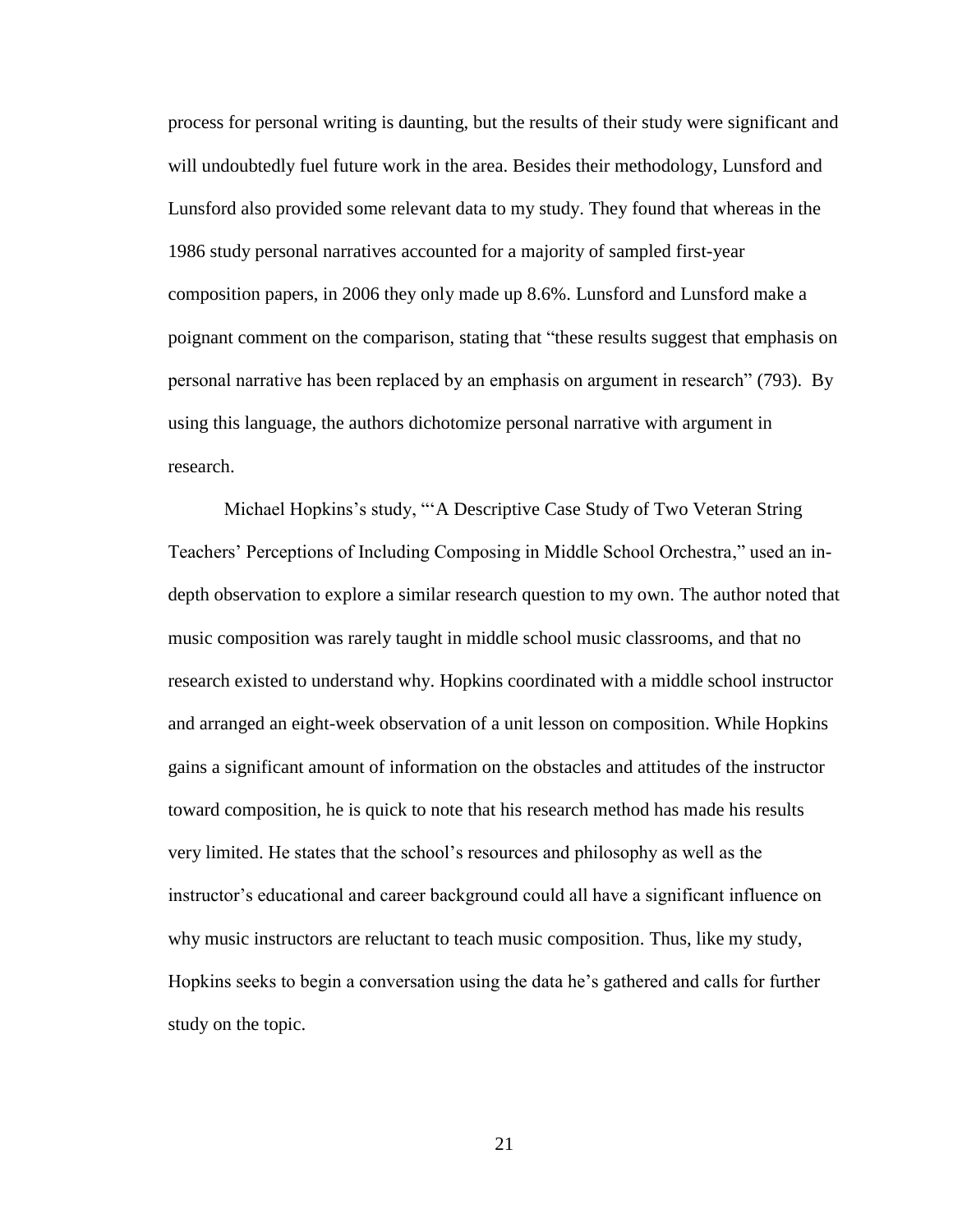process for personal writing is daunting, but the results of their study were significant and will undoubtedly fuel future work in the area. Besides their methodology, Lunsford and Lunsford also provided some relevant data to my study. They found that whereas in the 1986 study personal narratives accounted for a majority of sampled first-year composition papers, in 2006 they only made up 8.6%. Lunsford and Lunsford make a poignant comment on the comparison, stating that "these results suggest that emphasis on personal narrative has been replaced by an emphasis on argument in research" (793). By using this language, the authors dichotomize personal narrative with argument in research.

Michael Hopkins's study, "'A Descriptive Case Study of Two Veteran String Teachers' Perceptions of Including Composing in Middle School Orchestra," used an in-depth observation to explore a similar research question to my own. The author noted that music composition was rarely taught in middle school music classrooms, and that no research existed to understand why. Hopkins coordinated with a middle school instructor and arranged an eight-week observation of a unit lesson on composition. While Hopkins gains a significant amount of information on the obstacles and attitudes of the instructor toward composition, he is quick to note that his research method has made his results very limited. He states that the school's resources and philosophy as well as the instructor's educational and career background could all have a significant influence on why music instructors are reluctant to teach music composition. Thus, like my study, Hopkins seeks to begin a conversation using the data he's gathered and calls for further study on the topic.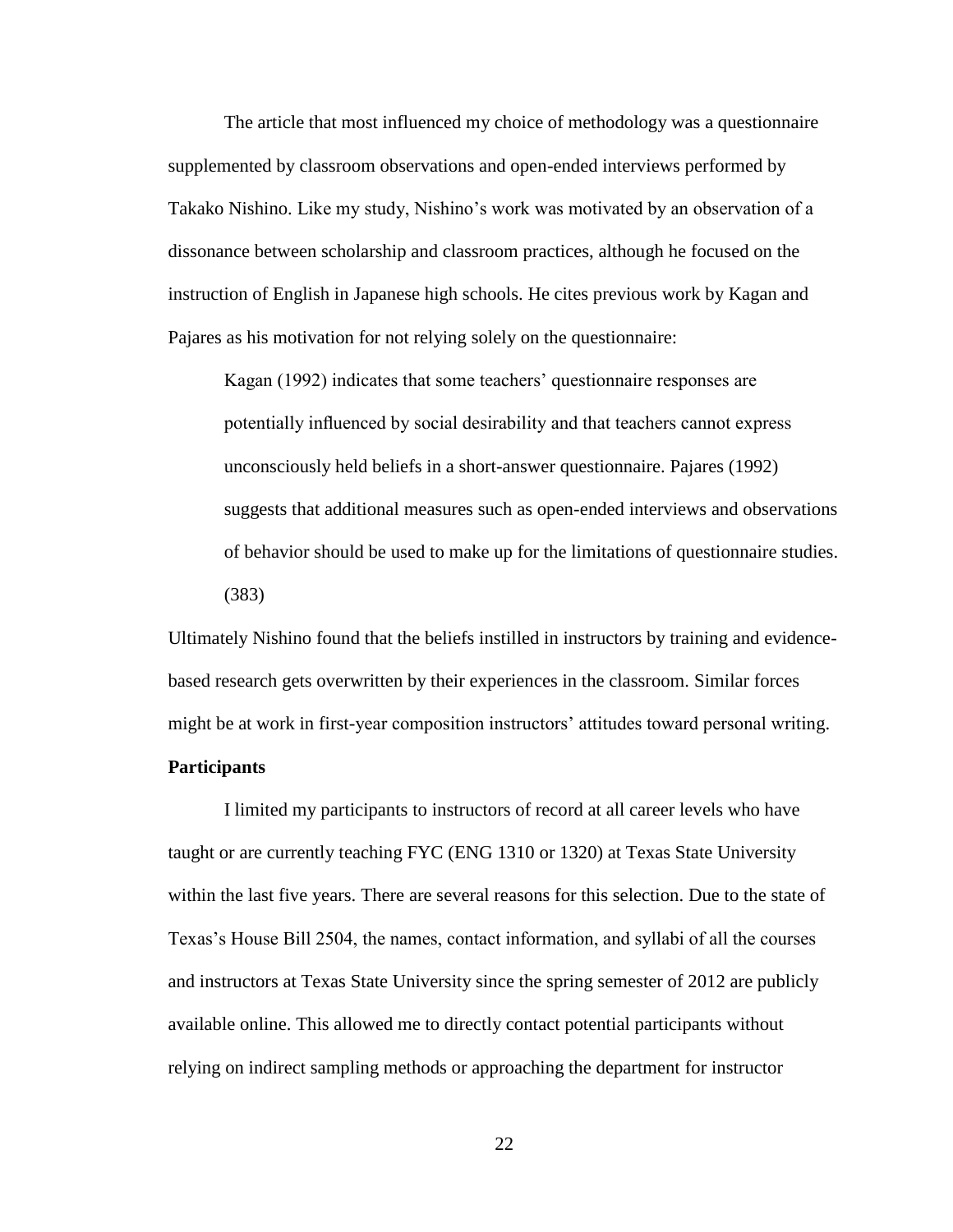The article that most influenced my choice of methodology was a questionnaire supplemented by classroom observations and open-ended interviews performed by Takako Nishino. Like my study, Nishino's work was motivated by an observation of a dissonance between scholarship and classroom practices, although he focused on the instruction of English in Japanese high schools. He cites previous work by Kagan and Pajares as his motivation for not relying solely on the questionnaire:

> Kagan (1992) indicates that some teachers' questionnaire responses are potentially influenced by social desirability and that teachers cannot express unconsciously held beliefs in a short-answer questionnaire. Pajares (1992) suggests that additional measures such as open-ended interviews and observations of behavior should be used to make up for the limitations of questionnaire studies. (383)

Ultimately Nishino found that the beliefs instilled in instructors by training and evidence-based research gets overwritten by their experiences in the classroom. Similar forces might be at work in first-year composition instructors' attitudes toward personal writing.

**Participants**

I limited my participants to instructors of record at all career levels who have taught or are currently teaching FYC (ENG 1310 or 1320) at Texas State University within the last five years. There are several reasons for this selection. Due to the state of Texas's House Bill 2504, the names, contact information, and syllabi of all the courses and instructors at Texas State University since the spring semester of 2012 are publicly available online. This allowed me to directly contact potential participants without relying on indirect sampling methods or approaching the department for instructor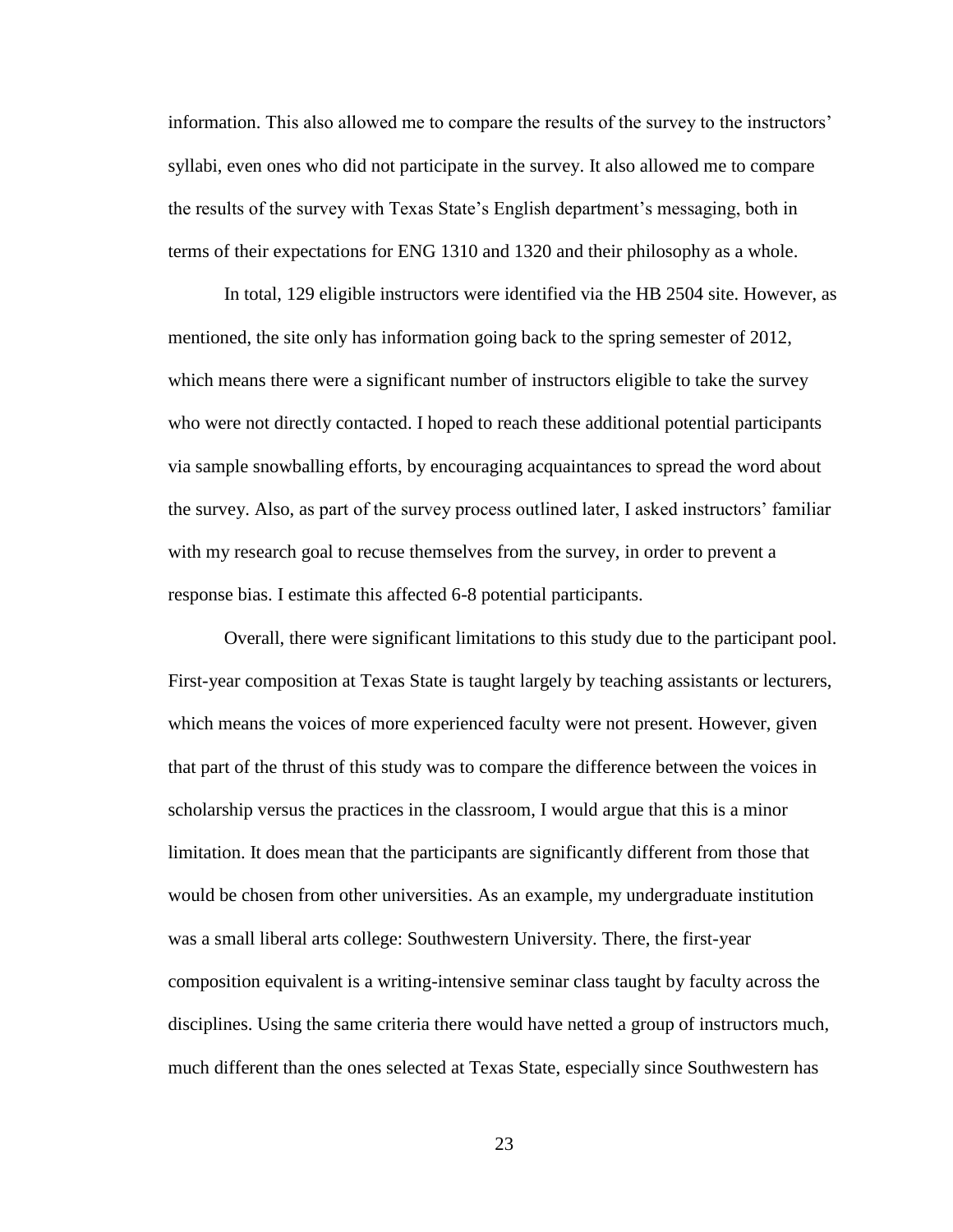information. This also allowed me to compare the results of the survey to the instructors' syllabi, even ones who did not participate in the survey. It also allowed me to compare the results of the survey with Texas State's English department's messaging, both in terms of their expectations for ENG 1310 and 1320 and their philosophy as a whole.

In total, 129 eligible instructors were identified via the HB 2504 site. However, as mentioned, the site only has information going back to the spring semester of 2012, which means there were a significant number of instructors eligible to take the survey who were not directly contacted. I hoped to reach these additional potential participants via sample snowballing efforts, by encouraging acquaintances to spread the word about the survey. Also, as part of the survey process outlined later, I asked instructors' familiar with my research goal to recuse themselves from the survey, in order to prevent a response bias. I estimate this affected 6-8 potential participants.

Overall, there were significant limitations to this study due to the participant pool. First-year composition at Texas State is taught largely by teaching assistants or lecturers, which means the voices of more experienced faculty were not present. However, given that part of the thrust of this study was to compare the difference between the voices in scholarship versus the practices in the classroom, I would argue that this is a minor limitation. It does mean that the participants are significantly different from those that would be chosen from other universities. As an example, my undergraduate institution was a small liberal arts college: Southwestern University. There, the first-year composition equivalent is a writing-intensive seminar class taught by faculty across the disciplines. Using the same criteria there would have netted a group of instructors much, much different than the ones selected at Texas State, especially since Southwestern has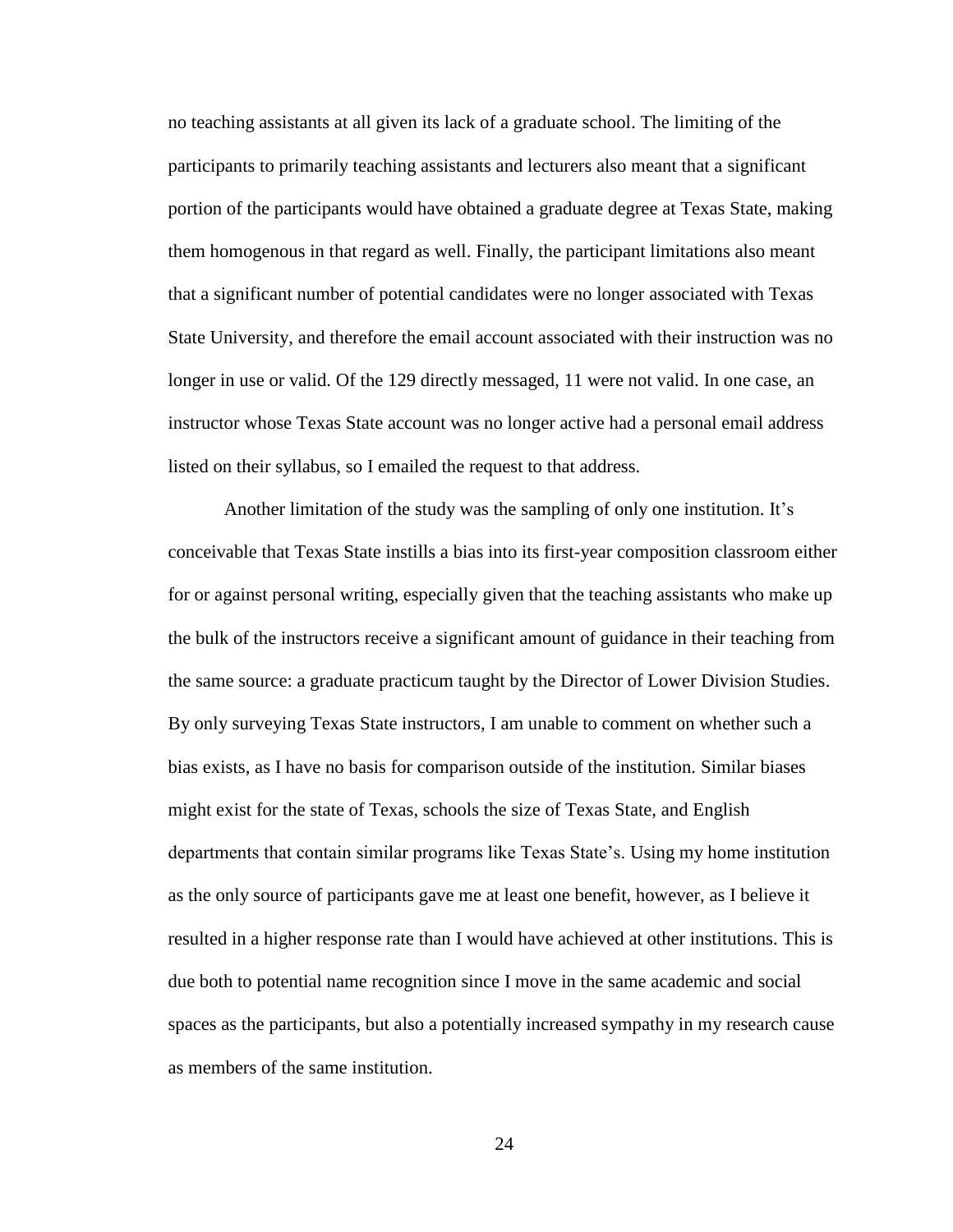no teaching assistants at all given its lack of a graduate school. The limiting of the participants to primarily teaching assistants and lecturers also meant that a significant portion of the participants would have obtained a graduate degree at Texas State, making them homogenous in that regard as well. Finally, the participant limitations also meant that a significant number of potential candidates were no longer associated with Texas State University, and therefore the email account associated with their instruction was no longer in use or valid. Of the 129 directly messaged, 11 were not valid. In one case, an instructor whose Texas State account was no longer active had a personal email address listed on their syllabus, so I emailed the request to that address.

Another limitation of the study was the sampling of only one institution. It's conceivable that Texas State instills a bias into its first-year composition classroom either for or against personal writing, especially given that the teaching assistants who make up the bulk of the instructors receive a significant amount of guidance in their teaching from the same source: a graduate practicum taught by the Director of Lower Division Studies. By only surveying Texas State instructors, I am unable to comment on whether such a bias exists, as I have no basis for comparison outside of the institution. Similar biases might exist for the state of Texas, schools the size of Texas State, and English departments that contain similar programs like Texas State's. Using my home institution as the only source of participants gave me at least one benefit, however, as I believe it resulted in a higher response rate than I would have achieved at other institutions. This is due both to potential name recognition since I move in the same academic and social spaces as the participants, but also a potentially increased sympathy in my research cause as members of the same institution.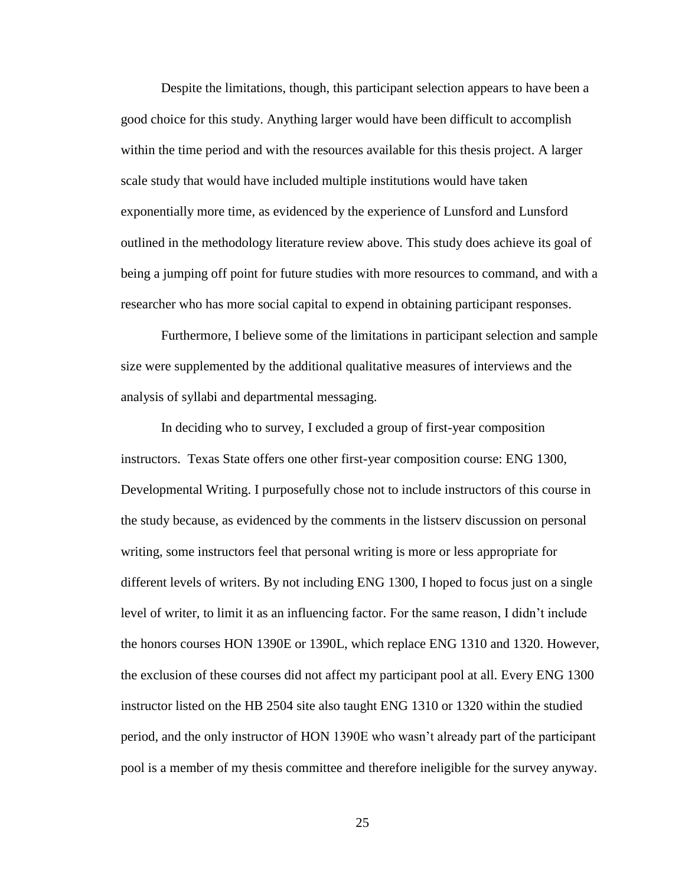Despite the limitations, though, this participant selection appears to have been a good choice for this study. Anything larger would have been difficult to accomplish within the time period and with the resources available for this thesis project. A larger scale study that would have included multiple institutions would have taken exponentially more time, as evidenced by the experience of Lunsford and Lunsford outlined in the methodology literature review above. This study does achieve its goal of being a jumping off point for future studies with more resources to command, and with a researcher who has more social capital to expend in obtaining participant responses.

Furthermore, I believe some of the limitations in participant selection and sample size were supplemented by the additional qualitative measures of interviews and the analysis of syllabi and departmental messaging.

In deciding who to survey, I excluded a group of first-year composition instructors. Texas State offers one other first-year composition course: ENG 1300, Developmental Writing. I purposefully chose not to include instructors of this course in the study because, as evidenced by the comments in the listserv discussion on personal writing, some instructors feel that personal writing is more or less appropriate for different levels of writers. By not including ENG 1300, I hoped to focus just on a single level of writer, to limit it as an influencing factor. For the same reason, I didn't include the honors courses HON 1390E or 1390L, which replace ENG 1310 and 1320. However, the exclusion of these courses did not affect my participant pool at all. Every ENG 1300 instructor listed on the HB 2504 site also taught ENG 1310 or 1320 within the studied period, and the only instructor of HON 1390E who wasn't already part of the participant pool is a member of my thesis committee and therefore ineligible for the survey anyway.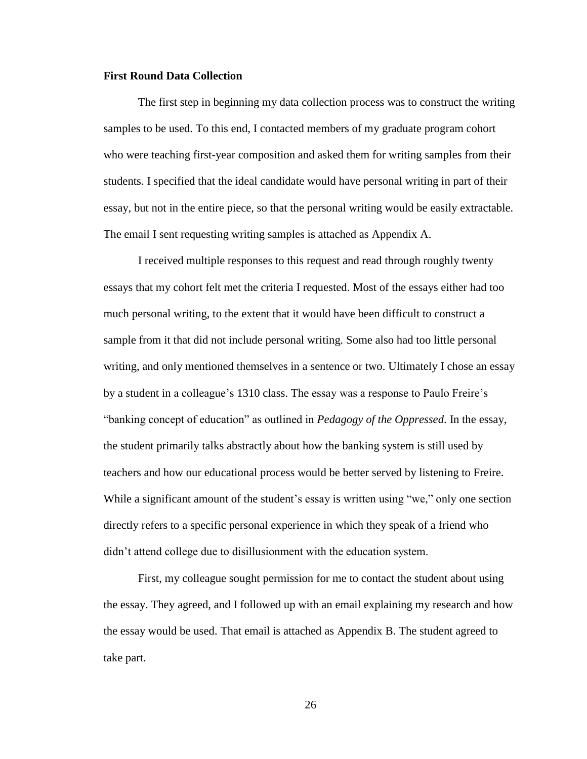**First Round Data Collection**

The first step in beginning my data collection process was to construct the writing samples to be used. To this end, I contacted members of my graduate program cohort who were teaching first-year composition and asked them for writing samples from their students. I specified that the ideal candidate would have personal writing in part of their essay, but not in the entire piece, so that the personal writing would be easily extractable. The email I sent requesting writing samples is attached as Appendix A.

I received multiple responses to this request and read through roughly twenty essays that my cohort felt met the criteria I requested. Most of the essays either had too much personal writing, to the extent that it would have been difficult to construct a sample from it that did not include personal writing. Some also had too little personal writing, and only mentioned themselves in a sentence or two. Ultimately I chose an essay by a student in a colleague's 1310 class. The essay was a response to Paulo Freire's "banking concept of education" as outlined in *Pedagogy of the Oppressed*. In the essay, the student primarily talks abstractly about how the banking system is still used by teachers and how our educational process would be better served by listening to Freire. While a significant amount of the student's essay is written using "we," only one section directly refers to a specific personal experience in which they speak of a friend who didn't attend college due to disillusionment with the education system.

First, my colleague sought permission for me to contact the student about using the essay. They agreed, and I followed up with an email explaining my research and how the essay would be used. That email is attached as Appendix B. The student agreed to take part.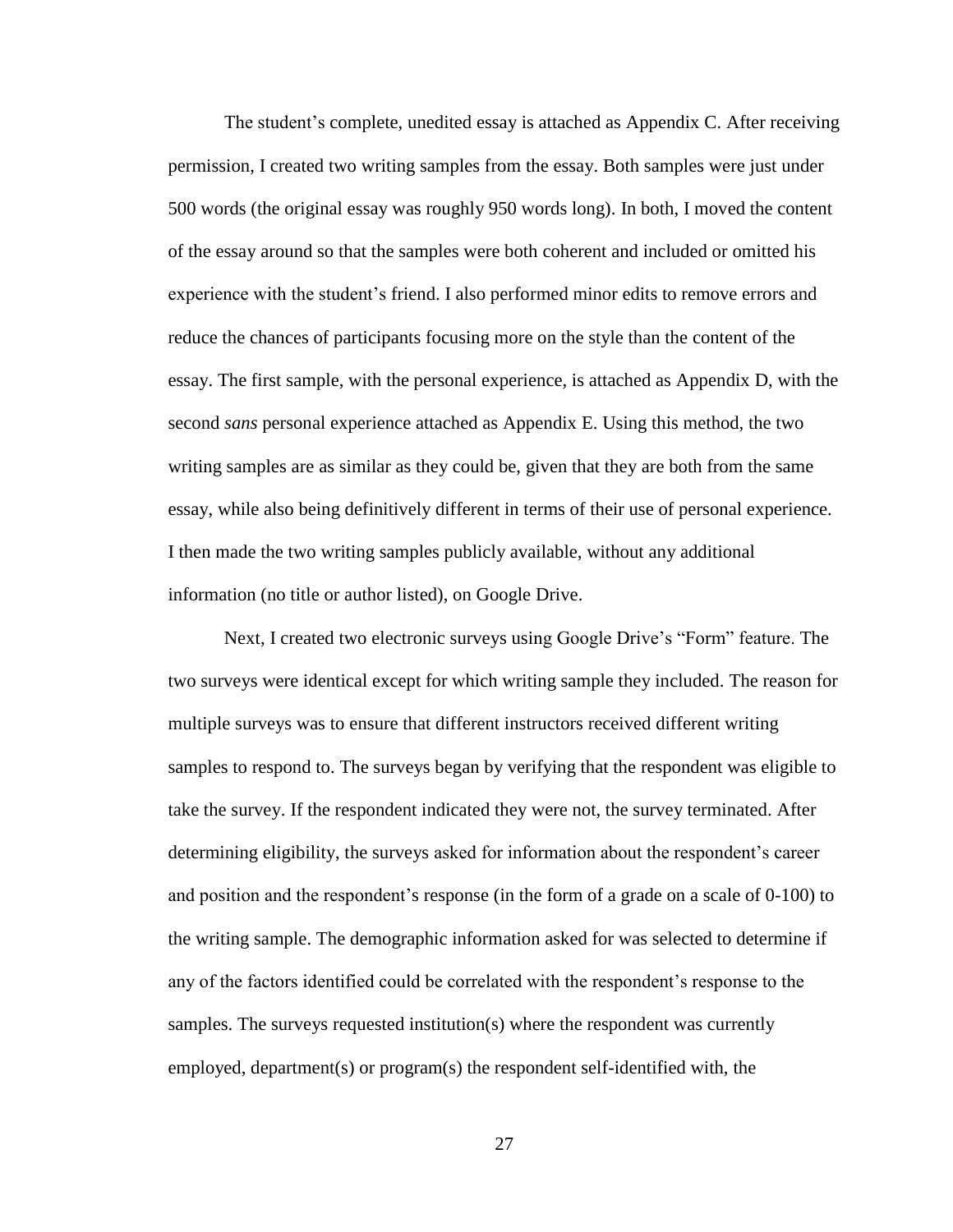The student's complete, unedited essay is attached as Appendix C. After receiving permission, I created two writing samples from the essay. Both samples were just under 500 words (the original essay was roughly 950 words long). In both, I moved the content of the essay around so that the samples were both coherent and included or omitted his experience with the student's friend. I also performed minor edits to remove errors and reduce the chances of participants focusing more on the style than the content of the essay. The first sample, with the personal experience, is attached as Appendix D, with the second *sans* personal experience attached as Appendix E. Using this method, the two writing samples are as similar as they could be, given that they are both from the same essay, while also being definitively different in terms of their use of personal experience. I then made the two writing samples publicly available, without any additional information (no title or author listed), on Google Drive.

Next, I created two electronic surveys using Google Drive's "Form" feature. The two surveys were identical except for which writing sample they included. The reason for multiple surveys was to ensure that different instructors received different writing samples to respond to. The surveys began by verifying that the respondent was eligible to take the survey. If the respondent indicated they were not, the survey terminated. After determining eligibility, the surveys asked for information about the respondent's career and position and the respondent's response (in the form of a grade on a scale of 0-100) to the writing sample. The demographic information asked for was selected to determine if any of the factors identified could be correlated with the respondent's response to the samples. The surveys requested institution(s) where the respondent was currently employed, department(s) or program(s) the respondent self-identified with, the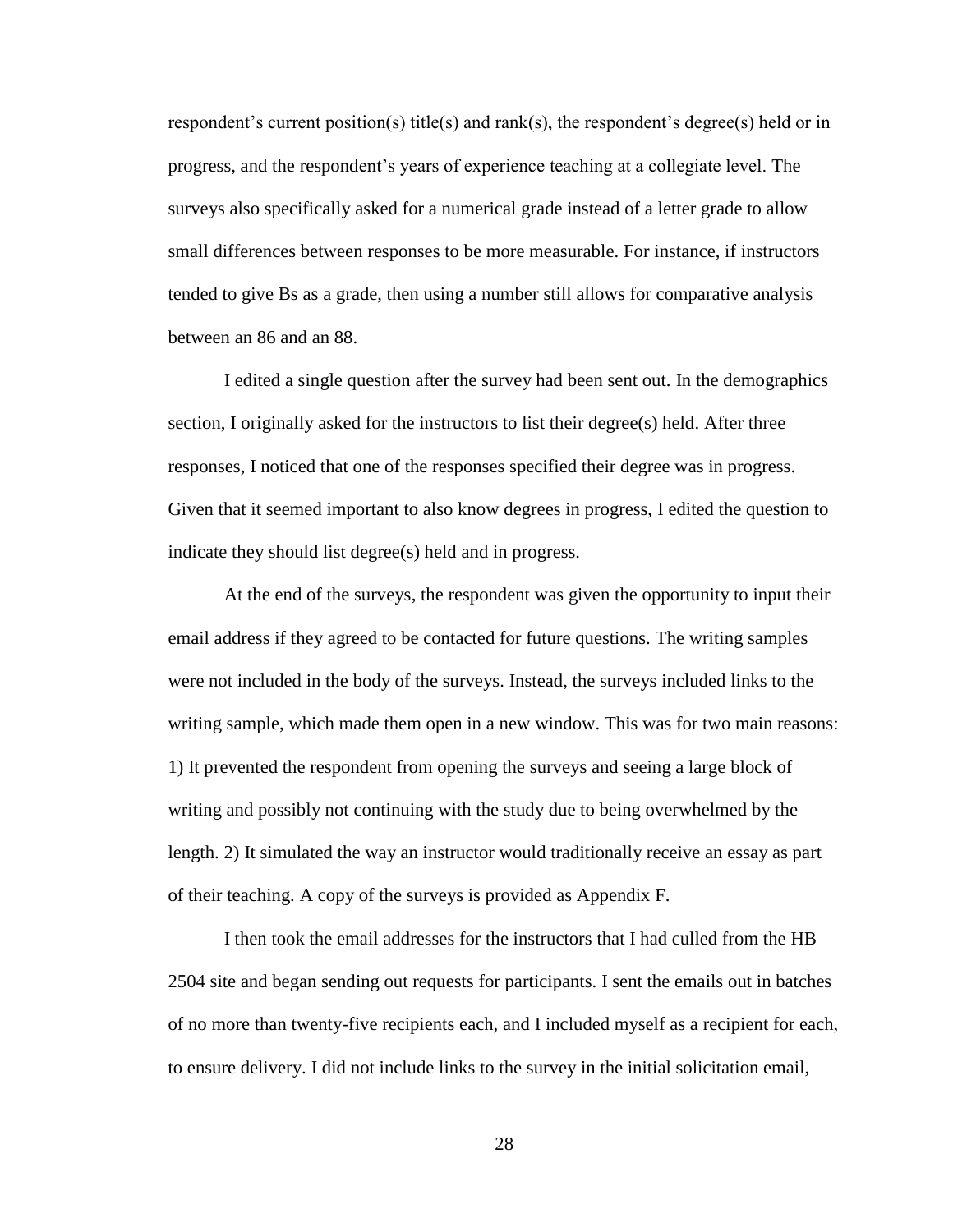respondent's current position(s) title(s) and rank(s), the respondent's degree(s) held or in progress, and the respondent's years of experience teaching at a collegiate level. The surveys also specifically asked for a numerical grade instead of a letter grade to allow small differences between responses to be more measurable. For instance, if instructors tended to give Bs as a grade, then using a number still allows for comparative analysis between an 86 and an 88.

I edited a single question after the survey had been sent out. In the demographics section, I originally asked for the instructors to list their degree(s) held. After three responses, I noticed that one of the responses specified their degree was in progress. Given that it seemed important to also know degrees in progress, I edited the question to indicate they should list degree(s) held and in progress.

At the end of the surveys, the respondent was given the opportunity to input their email address if they agreed to be contacted for future questions. The writing samples were not included in the body of the surveys. Instead, the surveys included links to the writing sample, which made them open in a new window. This was for two main reasons: 1) It prevented the respondent from opening the surveys and seeing a large block of writing and possibly not continuing with the study due to being overwhelmed by the length. 2) It simulated the way an instructor would traditionally receive an essay as part of their teaching. A copy of the surveys is provided as Appendix F.

I then took the email addresses for the instructors that I had culled from the HB 2504 site and began sending out requests for participants. I sent the emails out in batches of no more than twenty-five recipients each, and I included myself as a recipient for each, to ensure delivery. I did not include links to the survey in the initial solicitation email,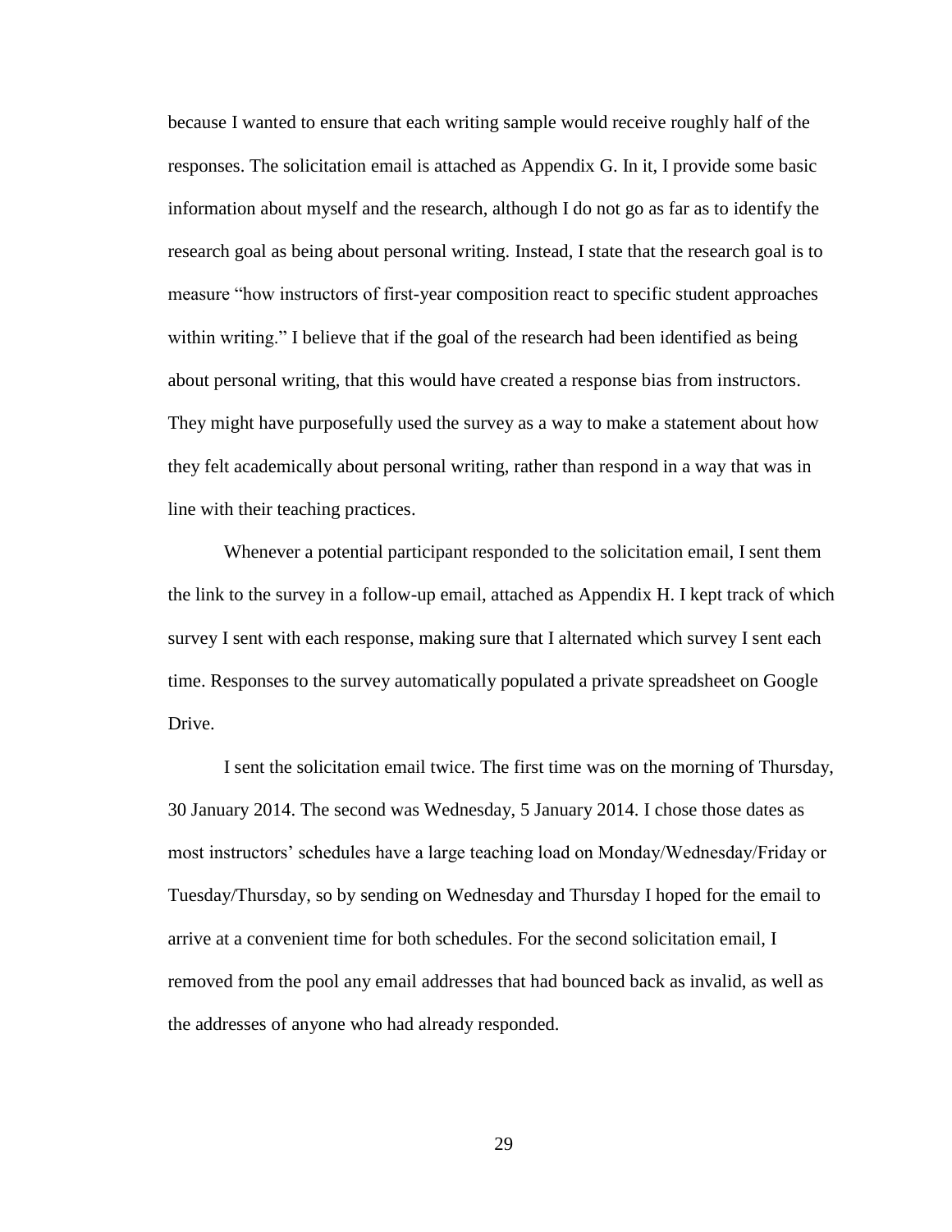because I wanted to ensure that each writing sample would receive roughly half of the responses. The solicitation email is attached as Appendix G. In it, I provide some basic information about myself and the research, although I do not go as far as to identify the research goal as being about personal writing. Instead, I state that the research goal is to measure "how instructors of first-year composition react to specific student approaches within writing." I believe that if the goal of the research had been identified as being about personal writing, that this would have created a response bias from instructors. They might have purposefully used the survey as a way to make a statement about how they felt academically about personal writing, rather than respond in a way that was in line with their teaching practices.

Whenever a potential participant responded to the solicitation email, I sent them the link to the survey in a follow-up email, attached as Appendix H. I kept track of which survey I sent with each response, making sure that I alternated which survey I sent each time. Responses to the survey automatically populated a private spreadsheet on Google Drive.

I sent the solicitation email twice. The first time was on the morning of Thursday, 30 January 2014. The second was Wednesday, 5 January 2014. I chose those dates as most instructors' schedules have a large teaching load on Monday/Wednesday/Friday or Tuesday/Thursday, so by sending on Wednesday and Thursday I hoped for the email to arrive at a convenient time for both schedules. For the second solicitation email, I removed from the pool any email addresses that had bounced back as invalid, as well as the addresses of anyone who had already responded.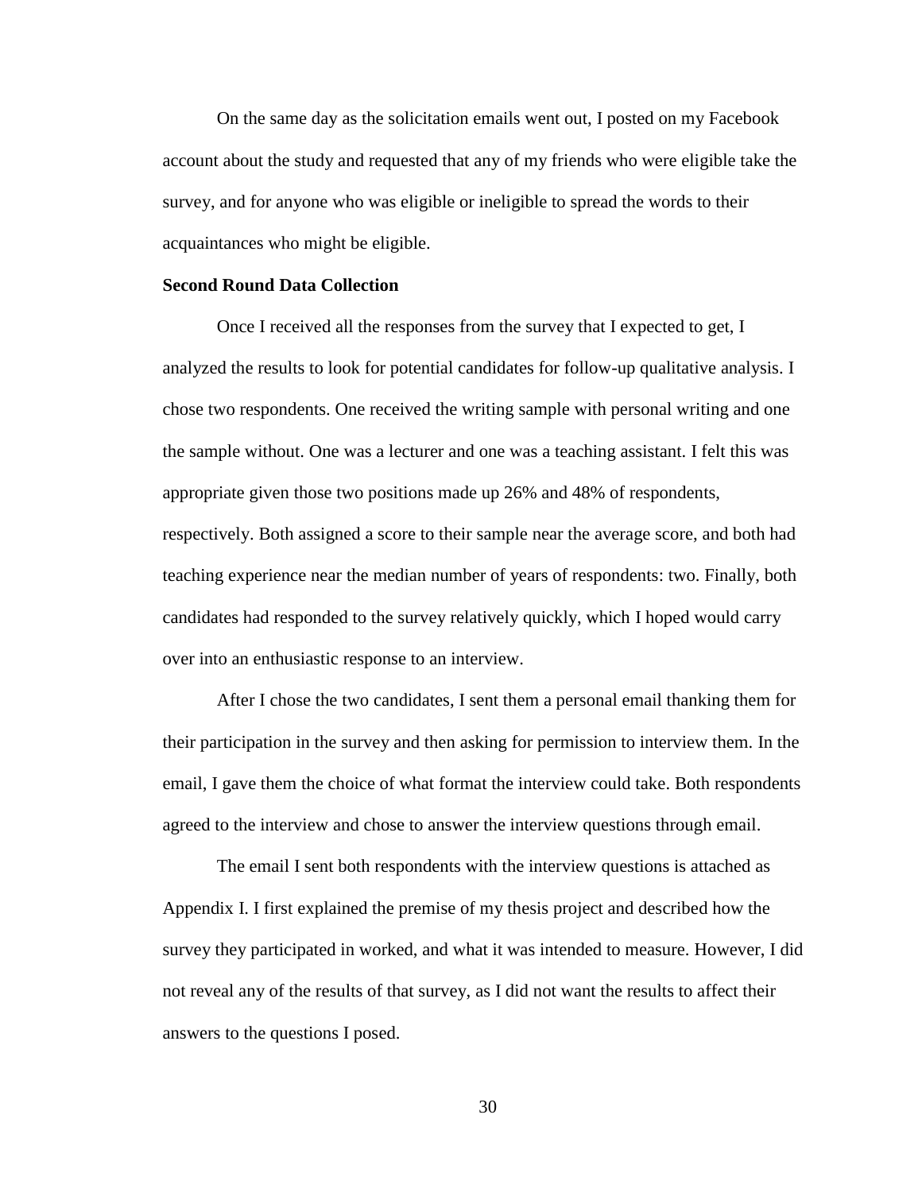On the same day as the solicitation emails went out, I posted on my Facebook account about the study and requested that any of my friends who were eligible take the survey, and for anyone who was eligible or ineligible to spread the words to their acquaintances who might be eligible.

**Second Round Data Collection**

Once I received all the responses from the survey that I expected to get, I analyzed the results to look for potential candidates for follow-up qualitative analysis. I chose two respondents. One received the writing sample with personal writing and one the sample without. One was a lecturer and one was a teaching assistant. I felt this was appropriate given those two positions made up 26% and 48% of respondents, respectively. Both assigned a score to their sample near the average score, and both had teaching experience near the median number of years of respondents: two. Finally, both candidates had responded to the survey relatively quickly, which I hoped would carry over into an enthusiastic response to an interview.

After I chose the two candidates, I sent them a personal email thanking them for their participation in the survey and then asking for permission to interview them. In the email, I gave them the choice of what format the interview could take. Both respondents agreed to the interview and chose to answer the interview questions through email.

The email I sent both respondents with the interview questions is attached as Appendix I. I first explained the premise of my thesis project and described how the survey they participated in worked, and what it was intended to measure. However, I did not reveal any of the results of that survey, as I did not want the results to affect their answers to the questions I posed.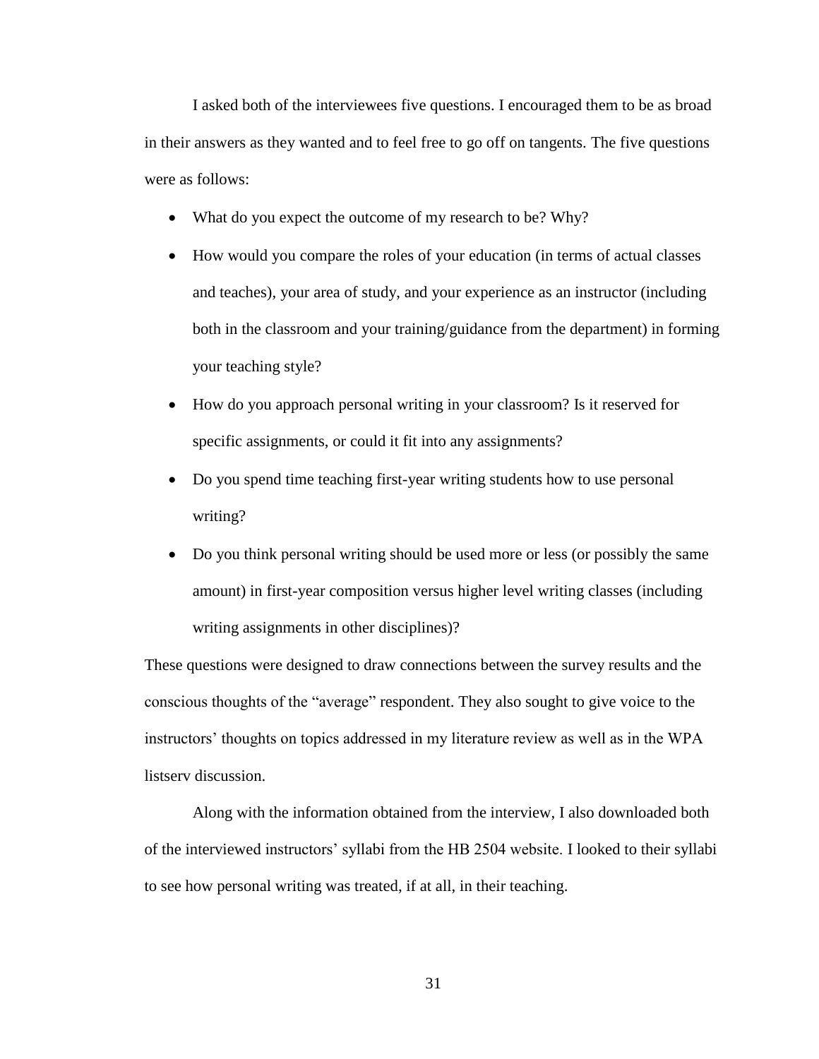I asked both of the interviewees five questions. I encouraged them to be as broad in their answers as they wanted and to feel free to go off on tangents. The five questions were as follows:

- What do you expect the outcome of my research to be? Why?
- How would you compare the roles of your education (in terms of actual classes and teaches), your area of study, and your experience as an instructor (including both in the classroom and your training/guidance from the department) in forming your teaching style?
- How do you approach personal writing in your classroom? Is it reserved for specific assignments, or could it fit into any assignments?
- Do you spend time teaching first-year writing students how to use personal writing?
- Do you think personal writing should be used more or less (or possibly the same amount) in first-year composition versus higher level writing classes (including writing assignments in other disciplines)?

These questions were designed to draw connections between the survey results and the conscious thoughts of the "average" respondent. They also sought to give voice to the instructors' thoughts on topics addressed in my literature review as well as in the WPA listserv discussion.

Along with the information obtained from the interview, I also downloaded both of the interviewed instructors' syllabi from the HB 2504 website. I looked to their syllabi to see how personal writing was treated, if at all, in their teaching.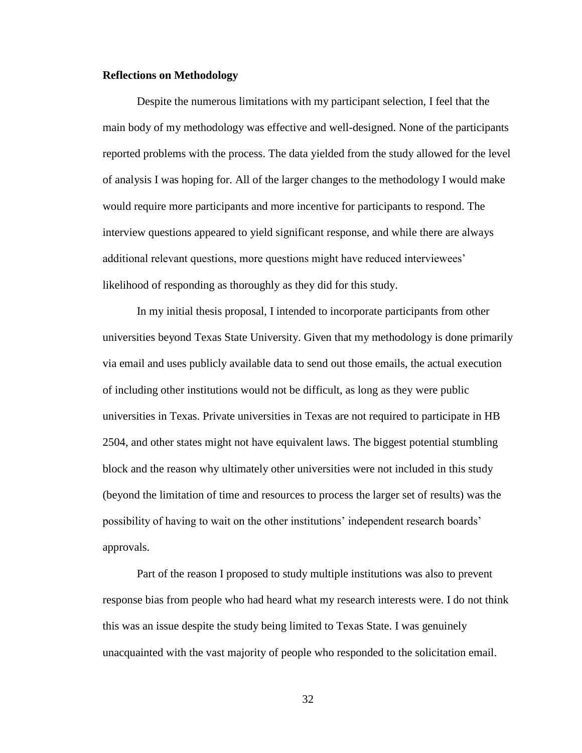**Reflections on Methodology**

Despite the numerous limitations with my participant selection, I feel that the main body of my methodology was effective and well-designed. None of the participants reported problems with the process. The data yielded from the study allowed for the level of analysis I was hoping for. All of the larger changes to the methodology I would make would require more participants and more incentive for participants to respond. The interview questions appeared to yield significant response, and while there are always additional relevant questions, more questions might have reduced interviewees' likelihood of responding as thoroughly as they did for this study.

In my initial thesis proposal, I intended to incorporate participants from other universities beyond Texas State University. Given that my methodology is done primarily via email and uses publicly available data to send out those emails, the actual execution of including other institutions would not be difficult, as long as they were public universities in Texas. Private universities in Texas are not required to participate in HB 2504, and other states might not have equivalent laws. The biggest potential stumbling block and the reason why ultimately other universities were not included in this study (beyond the limitation of time and resources to process the larger set of results) was the possibility of having to wait on the other institutions' independent research boards' approvals.

Part of the reason I proposed to study multiple institutions was also to prevent response bias from people who had heard what my research interests were. I do not think this was an issue despite the study being limited to Texas State. I was genuinely unacquainted with the vast majority of people who responded to the solicitation email.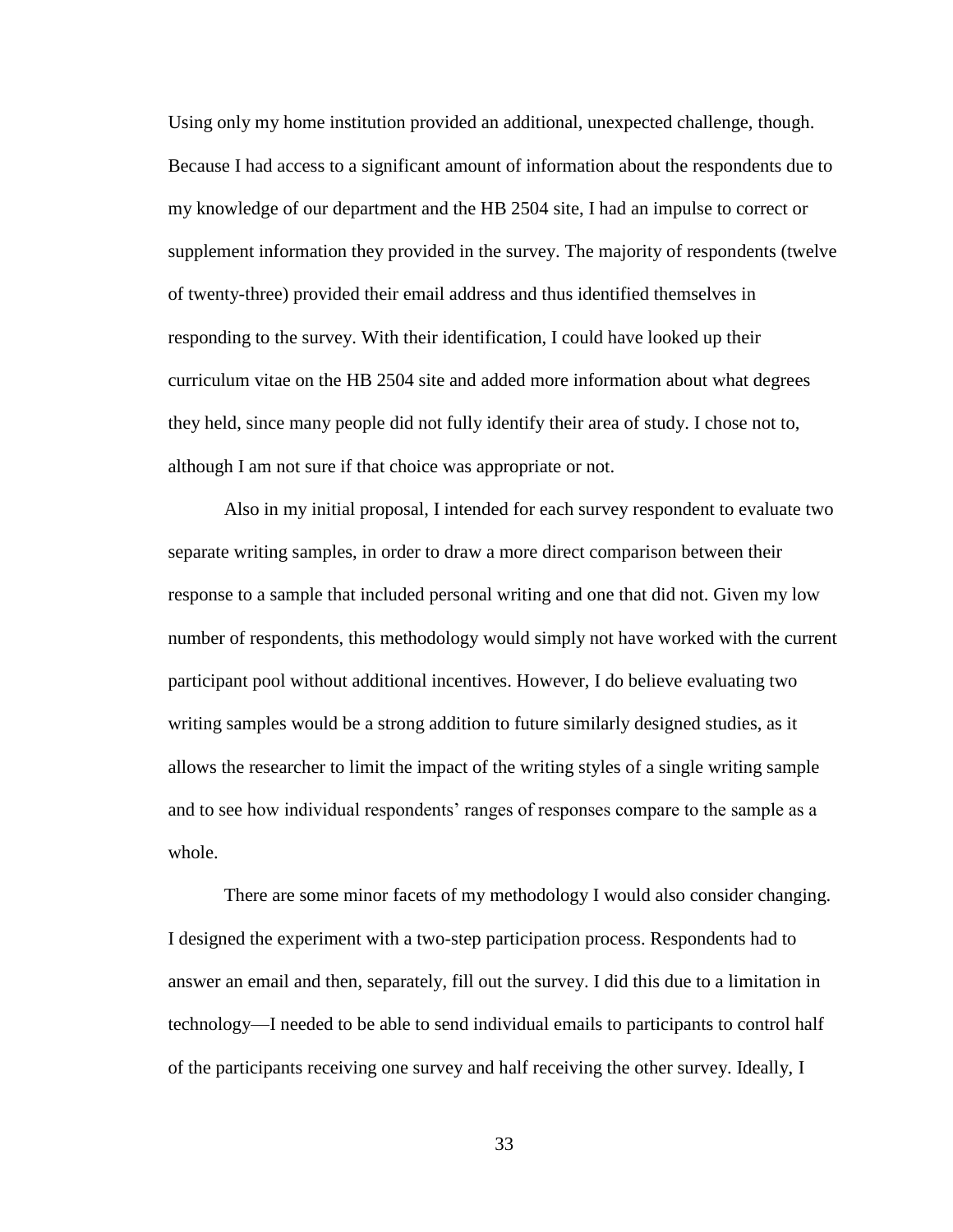Using only my home institution provided an additional, unexpected challenge, though. Because I had access to a significant amount of information about the respondents due to my knowledge of our department and the HB 2504 site, I had an impulse to correct or supplement information they provided in the survey. The majority of respondents (twelve of twenty-three) provided their email address and thus identified themselves in responding to the survey. With their identification, I could have looked up their curriculum vitae on the HB 2504 site and added more information about what degrees they held, since many people did not fully identify their area of study. I chose not to, although I am not sure if that choice was appropriate or not.

Also in my initial proposal, I intended for each survey respondent to evaluate two separate writing samples, in order to draw a more direct comparison between their response to a sample that included personal writing and one that did not. Given my low number of respondents, this methodology would simply not have worked with the current participant pool without additional incentives. However, I do believe evaluating two writing samples would be a strong addition to future similarly designed studies, as it allows the researcher to limit the impact of the writing styles of a single writing sample and to see how individual respondents' ranges of responses compare to the sample as a whole.

There are some minor facets of my methodology I would also consider changing. I designed the experiment with a two-step participation process. Respondents had to answer an email and then, separately, fill out the survey. I did this due to a limitation in technology—I needed to be able to send individual emails to participants to control half of the participants receiving one survey and half receiving the other survey. Ideally, I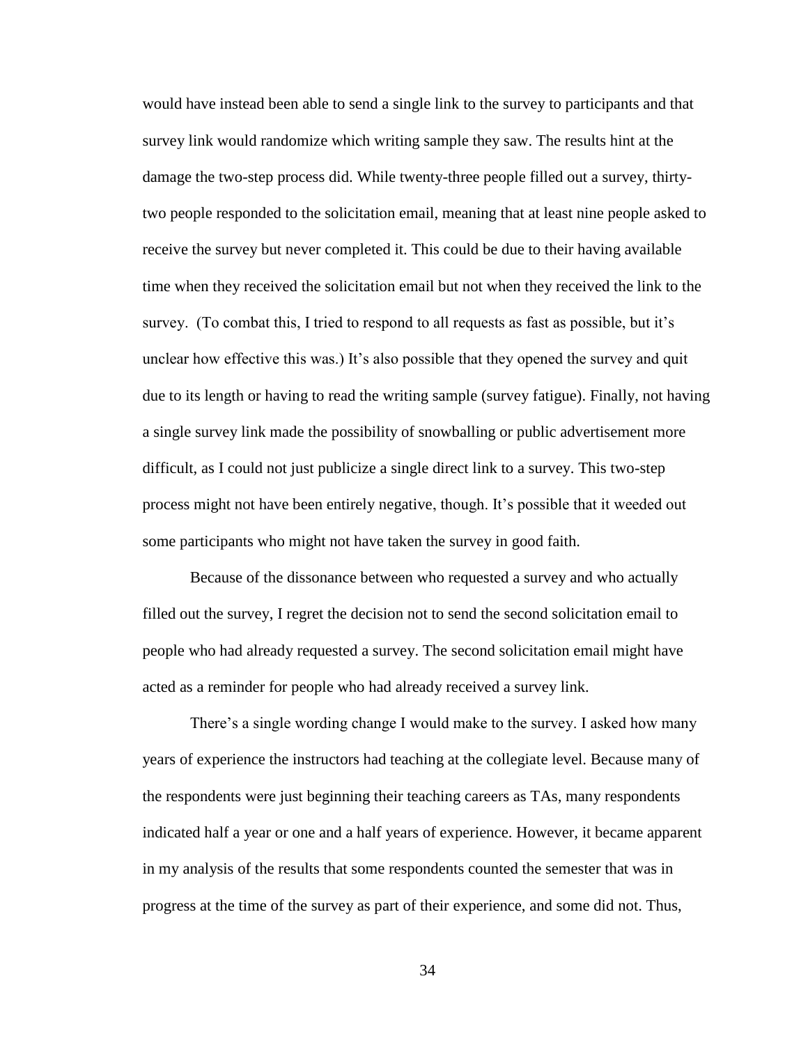would have instead been able to send a single link to the survey to participants and that survey link would randomize which writing sample they saw. The results hint at the damage the two-step process did. While twenty-three people filled out a survey, thirty-two people responded to the solicitation email, meaning that at least nine people asked to receive the survey but never completed it. This could be due to their having available time when they received the solicitation email but not when they received the link to the survey. (To combat this, I tried to respond to all requests as fast as possible, but it's unclear how effective this was.) It's also possible that they opened the survey and quit due to its length or having to read the writing sample (survey fatigue). Finally, not having a single survey link made the possibility of snowballing or public advertisement more difficult, as I could not just publicize a single direct link to a survey. This two-step process might not have been entirely negative, though. It's possible that it weeded out some participants who might not have taken the survey in good faith.

Because of the dissonance between who requested a survey and who actually filled out the survey, I regret the decision not to send the second solicitation email to people who had already requested a survey. The second solicitation email might have acted as a reminder for people who had already received a survey link.

There's a single wording change I would make to the survey. I asked how many years of experience the instructors had teaching at the collegiate level. Because many of the respondents were just beginning their teaching careers as TAs, many respondents indicated half a year or one and a half years of experience. However, it became apparent in my analysis of the results that some respondents counted the semester that was in progress at the time of the survey as part of their experience, and some did not. Thus,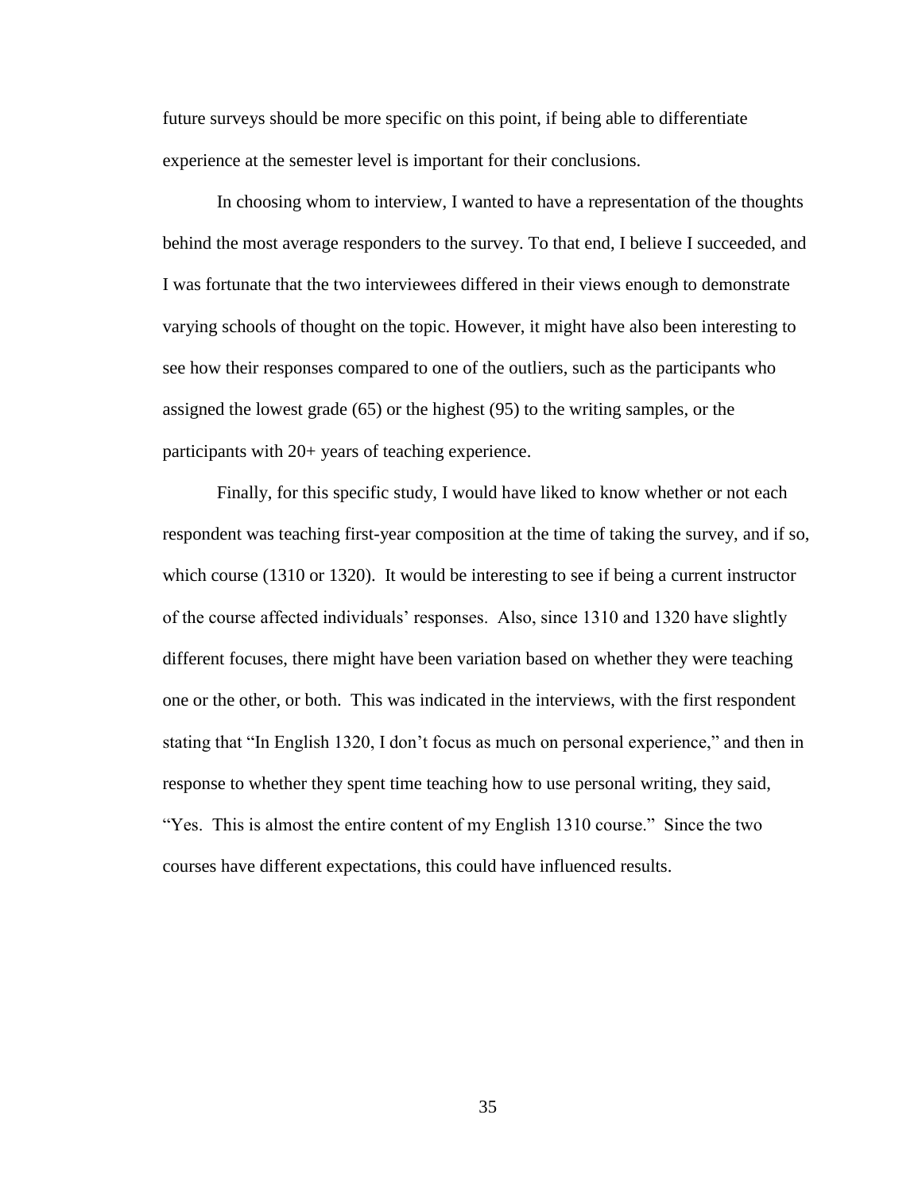future surveys should be more specific on this point, if being able to differentiate experience at the semester level is important for their conclusions.

In choosing whom to interview, I wanted to have a representation of the thoughts behind the most average responders to the survey. To that end, I believe I succeeded, and I was fortunate that the two interviewees differed in their views enough to demonstrate varying schools of thought on the topic. However, it might have also been interesting to see how their responses compared to one of the outliers, such as the participants who assigned the lowest grade (65) or the highest (95) to the writing samples, or the participants with 20+ years of teaching experience.

Finally, for this specific study, I would have liked to know whether or not each respondent was teaching first-year composition at the time of taking the survey, and if so, which course (1310 or 1320). It would be interesting to see if being a current instructor of the course affected individuals' responses. Also, since 1310 and 1320 have slightly different focuses, there might have been variation based on whether they were teaching one or the other, or both. This was indicated in the interviews, with the first respondent stating that "In English 1320, I don't focus as much on personal experience," and then in response to whether they spent time teaching how to use personal writing, they said, "Yes. This is almost the entire content of my English 1310 course." Since the two courses have different expectations, this could have influenced results.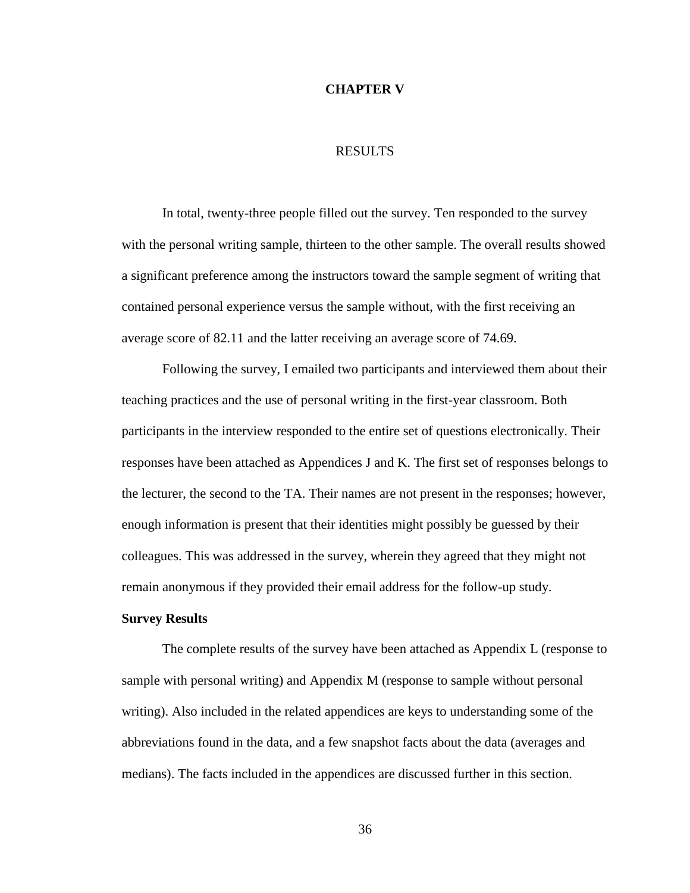# CHAPTER V

## RESULTS

In total, twenty-three people filled out the survey. Ten responded to the survey with the personal writing sample, thirteen to the other sample. The overall results showed a significant preference among the instructors toward the sample segment of writing that contained personal experience versus the sample without, with the first receiving an average score of 82.11 and the latter receiving an average score of 74.69.

Following the survey, I emailed two participants and interviewed them about their teaching practices and the use of personal writing in the first-year classroom. Both participants in the interview responded to the entire set of questions electronically. Their responses have been attached as Appendices J and K. The first set of responses belongs to the lecturer, the second to the TA. Their names are not present in the responses; however, enough information is present that their identities might possibly be guessed by their colleagues. This was addressed in the survey, wherein they agreed that they might not remain anonymous if they provided their email address for the follow-up study.

### Survey Results

The complete results of the survey have been attached as Appendix L (response to sample with personal writing) and Appendix M (response to sample without personal writing). Also included in the related appendices are keys to understanding some of the abbreviations found in the data, and a few snapshot facts about the data (averages and medians). The facts included in the appendices are discussed further in this section.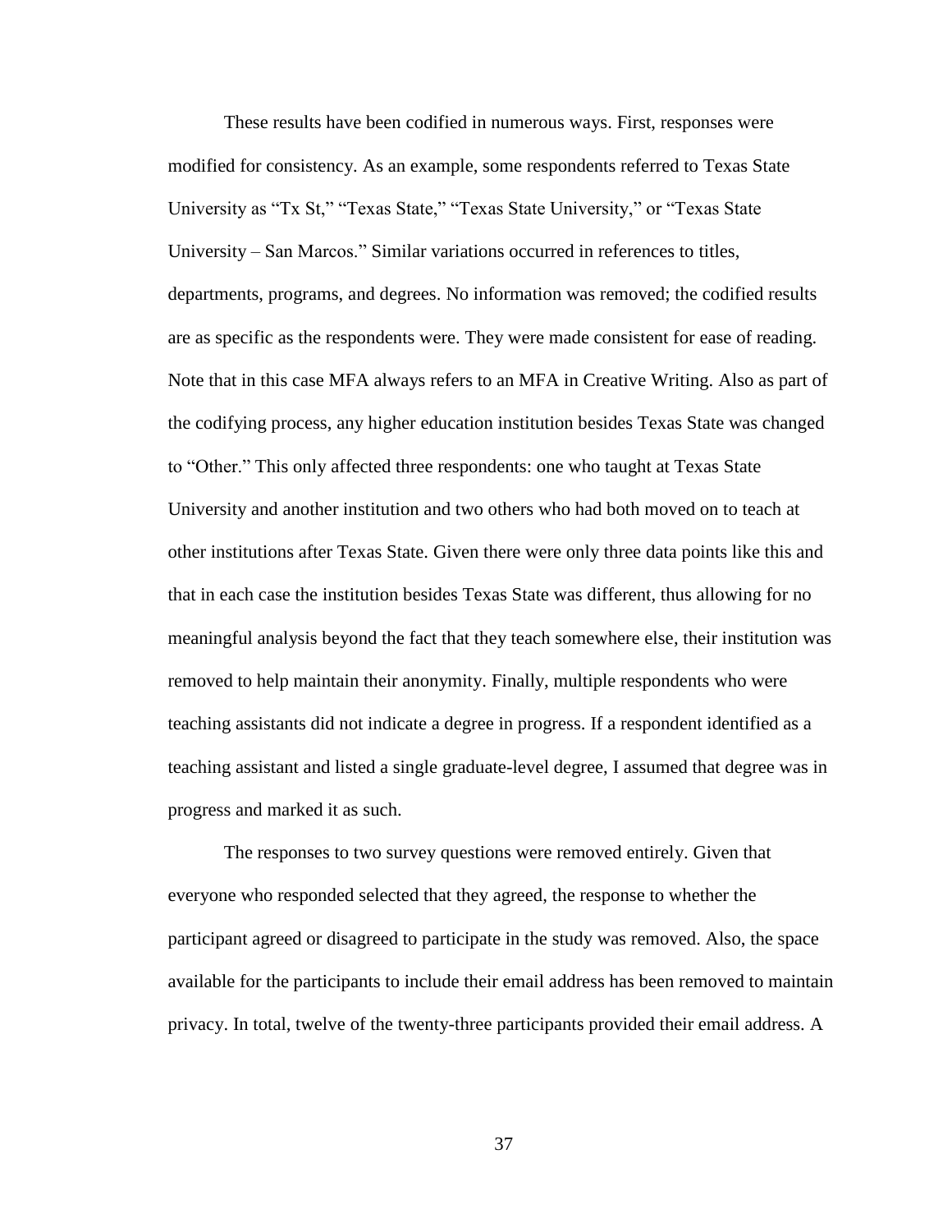These results have been codified in numerous ways. First, responses were modified for consistency. As an example, some respondents referred to Texas State University as “Tx St,” “Texas State,” “Texas State University,” or “Texas State University – San Marcos.” Similar variations occurred in references to titles, departments, programs, and degrees. No information was removed; the codified results are as specific as the respondents were. They were made consistent for ease of reading. Note that in this case MFA always refers to an MFA in Creative Writing. Also as part of the codifying process, any higher education institution besides Texas State was changed to “Other.” This only affected three respondents: one who taught at Texas State University and another institution and two others who had both moved on to teach at other institutions after Texas State. Given there were only three data points like this and that in each case the institution besides Texas State was different, thus allowing for no meaningful analysis beyond the fact that they teach somewhere else, their institution was removed to help maintain their anonymity. Finally, multiple respondents who were teaching assistants did not indicate a degree in progress. If a respondent identified as a teaching assistant and listed a single graduate-level degree, I assumed that degree was in progress and marked it as such.

The responses to two survey questions were removed entirely. Given that everyone who responded selected that they agreed, the response to whether the participant agreed or disagreed to participate in the study was removed. Also, the space available for the participants to include their email address has been removed to maintain privacy. In total, twelve of the twenty-three participants provided their email address. A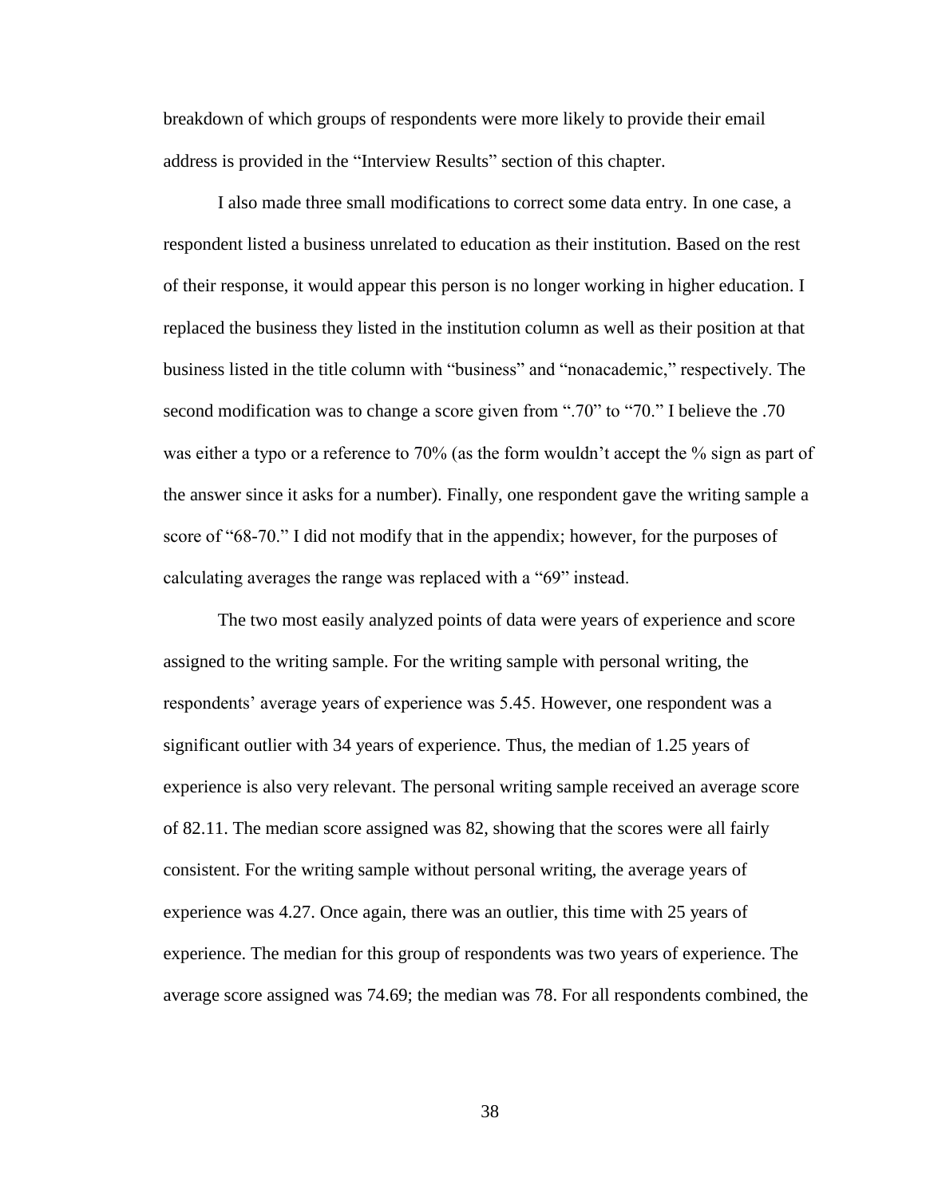breakdown of which groups of respondents were more likely to provide their email address is provided in the "Interview Results" section of this chapter.

I also made three small modifications to correct some data entry. In one case, a respondent listed a business unrelated to education as their institution. Based on the rest of their response, it would appear this person is no longer working in higher education. I replaced the business they listed in the institution column as well as their position at that business listed in the title column with "business" and "nonacademic," respectively. The second modification was to change a score given from ".70" to "70." I believe the .70 was either a typo or a reference to 70% (as the form wouldn't accept the % sign as part of the answer since it asks for a number). Finally, one respondent gave the writing sample a score of "68-70." I did not modify that in the appendix; however, for the purposes of calculating averages the range was replaced with a "69" instead.

The two most easily analyzed points of data were years of experience and score assigned to the writing sample. For the writing sample with personal writing, the respondents' average years of experience was 5.45. However, one respondent was a significant outlier with 34 years of experience. Thus, the median of 1.25 years of experience is also very relevant. The personal writing sample received an average score of 82.11. The median score assigned was 82, showing that the scores were all fairly consistent. For the writing sample without personal writing, the average years of experience was 4.27. Once again, there was an outlier, this time with 25 years of experience. The median for this group of respondents was two years of experience. The average score assigned was 74.69; the median was 78. For all respondents combined, the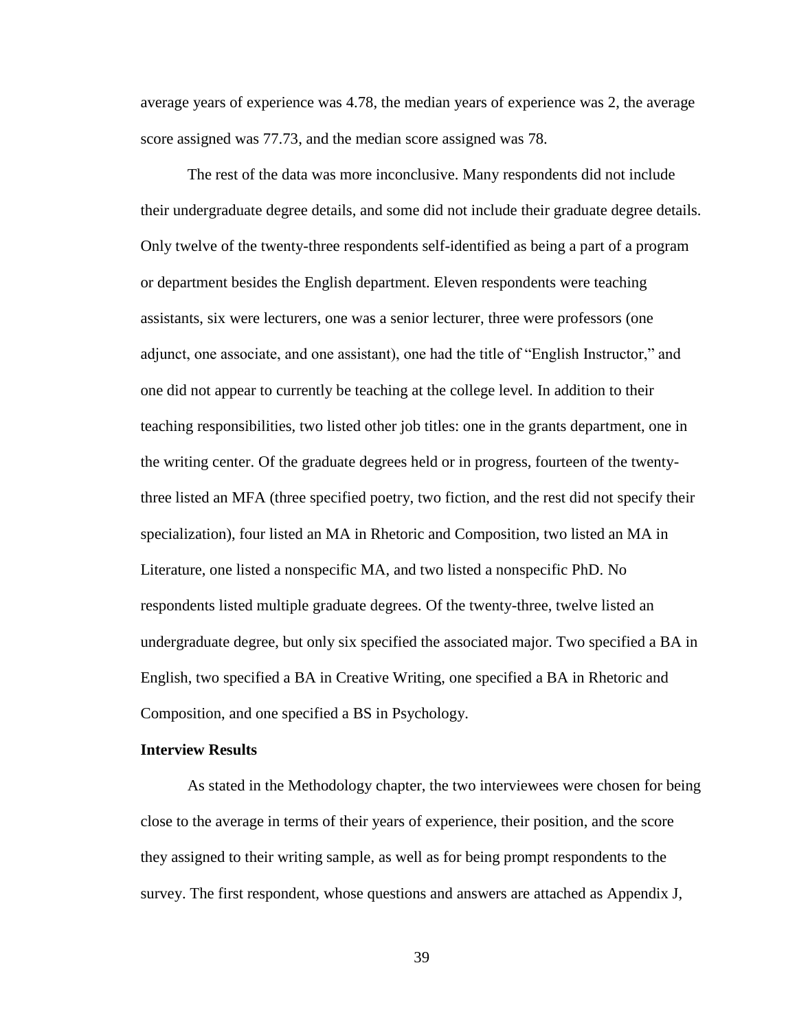average years of experience was 4.78, the median years of experience was 2, the average score assigned was 77.73, and the median score assigned was 78.

The rest of the data was more inconclusive. Many respondents did not include their undergraduate degree details, and some did not include their graduate degree details. Only twelve of the twenty-three respondents self-identified as being a part of a program or department besides the English department. Eleven respondents were teaching assistants, six were lecturers, one was a senior lecturer, three were professors (one adjunct, one associate, and one assistant), one had the title of "English Instructor," and one did not appear to currently be teaching at the college level. In addition to their teaching responsibilities, two listed other job titles: one in the grants department, one in the writing center. Of the graduate degrees held or in progress, fourteen of the twenty-three listed an MFA (three specified poetry, two fiction, and the rest did not specify their specialization), four listed an MA in Rhetoric and Composition, two listed an MA in Literature, one listed a nonspecific MA, and two listed a nonspecific PhD. No respondents listed multiple graduate degrees. Of the twenty-three, twelve listed an undergraduate degree, but only six specified the associated major. Two specified a BA in English, two specified a BA in Creative Writing, one specified a BA in Rhetoric and Composition, and one specified a BS in Psychology.

**Interview Results**

As stated in the Methodology chapter, the two interviewees were chosen for being close to the average in terms of their years of experience, their position, and the score they assigned to their writing sample, as well as for being prompt respondents to the survey. The first respondent, whose questions and answers are attached as Appendix J,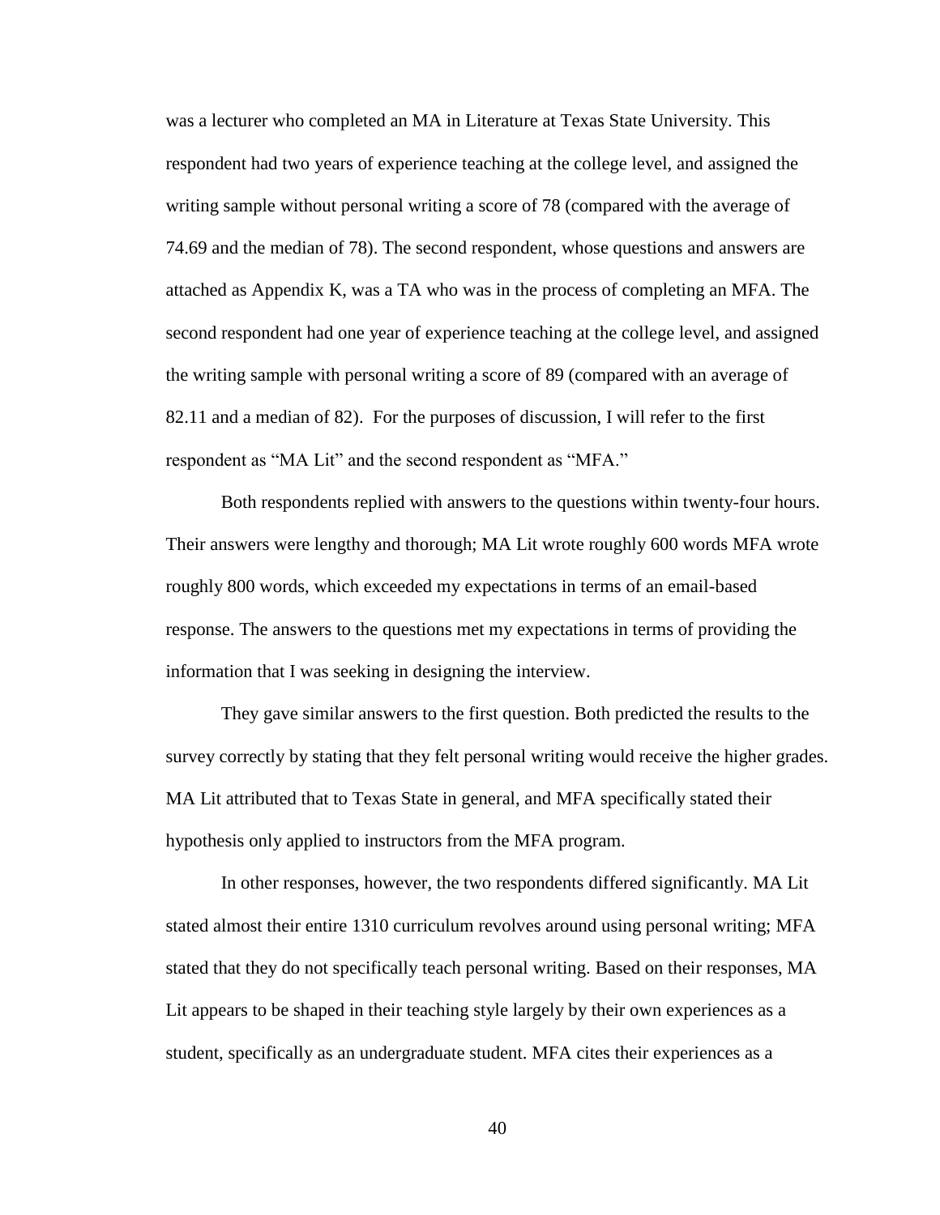was a lecturer who completed an MA in Literature at Texas State University. This respondent had two years of experience teaching at the college level, and assigned the writing sample without personal writing a score of 78 (compared with the average of 74.69 and the median of 78). The second respondent, whose questions and answers are attached as Appendix K, was a TA who was in the process of completing an MFA. The second respondent had one year of experience teaching at the college level, and assigned the writing sample with personal writing a score of 89 (compared with an average of 82.11 and a median of 82). For the purposes of discussion, I will refer to the first respondent as "MA Lit" and the second respondent as "MFA."

Both respondents replied with answers to the questions within twenty-four hours. Their answers were lengthy and thorough; MA Lit wrote roughly 600 words MFA wrote roughly 800 words, which exceeded my expectations in terms of an email-based response. The answers to the questions met my expectations in terms of providing the information that I was seeking in designing the interview.

They gave similar answers to the first question. Both predicted the results to the survey correctly by stating that they felt personal writing would receive the higher grades. MA Lit attributed that to Texas State in general, and MFA specifically stated their hypothesis only applied to instructors from the MFA program.

In other responses, however, the two respondents differed significantly. MA Lit stated almost their entire 1310 curriculum revolves around using personal writing; MFA stated that they do not specifically teach personal writing. Based on their responses, MA Lit appears to be shaped in their teaching style largely by their own experiences as a student, specifically as an undergraduate student. MFA cites their experiences as a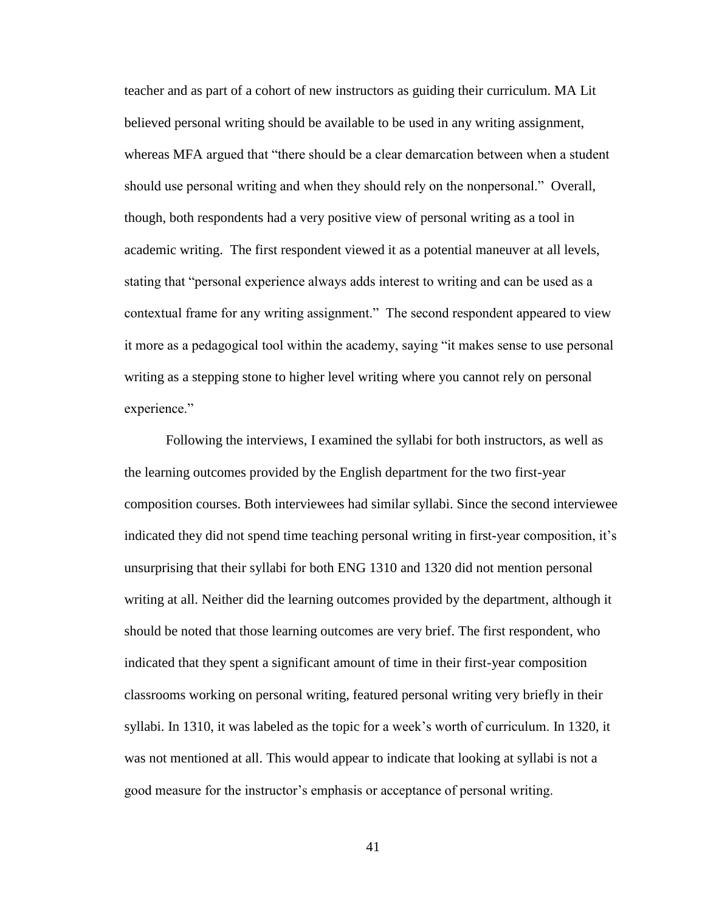teacher and as part of a cohort of new instructors as guiding their curriculum. MA Lit believed personal writing should be available to be used in any writing assignment, whereas MFA argued that "there should be a clear demarcation between when a student should use personal writing and when they should rely on the nonpersonal." Overall, though, both respondents had a very positive view of personal writing as a tool in academic writing. The first respondent viewed it as a potential maneuver at all levels, stating that "personal experience always adds interest to writing and can be used as a contextual frame for any writing assignment." The second respondent appeared to view it more as a pedagogical tool within the academy, saying "it makes sense to use personal writing as a stepping stone to higher level writing where you cannot rely on personal experience."

Following the interviews, I examined the syllabi for both instructors, as well as the learning outcomes provided by the English department for the two first-year composition courses. Both interviewees had similar syllabi. Since the second interviewee indicated they did not spend time teaching personal writing in first-year composition, it's unsurprising that their syllabi for both ENG 1310 and 1320 did not mention personal writing at all. Neither did the learning outcomes provided by the department, although it should be noted that those learning outcomes are very brief. The first respondent, who indicated that they spent a significant amount of time in their first-year composition classrooms working on personal writing, featured personal writing very briefly in their syllabi. In 1310, it was labeled as the topic for a week's worth of curriculum. In 1320, it was not mentioned at all. This would appear to indicate that looking at syllabi is not a good measure for the instructor's emphasis or acceptance of personal writing.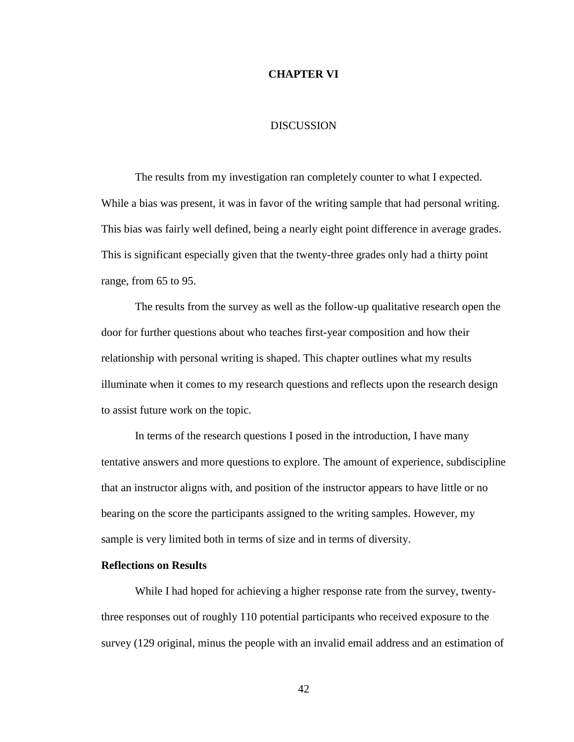# CHAPTER VI

## DISCUSSION

The results from my investigation ran completely counter to what I expected. While a bias was present, it was in favor of the writing sample that had personal writing. This bias was fairly well defined, being a nearly eight point difference in average grades. This is significant especially given that the twenty-three grades only had a thirty point range, from 65 to 95.

The results from the survey as well as the follow-up qualitative research open the door for further questions about who teaches first-year composition and how their relationship with personal writing is shaped. This chapter outlines what my results illuminate when it comes to my research questions and reflects upon the research design to assist future work on the topic.

In terms of the research questions I posed in the introduction, I have many tentative answers and more questions to explore. The amount of experience, subdiscipline that an instructor aligns with, and position of the instructor appears to have little or no bearing on the score the participants assigned to the writing samples. However, my sample is very limited both in terms of size and in terms of diversity.

### Reflections on Results

While I had hoped for achieving a higher response rate from the survey, twenty-three responses out of roughly 110 potential participants who received exposure to the survey (129 original, minus the people with an invalid email address and an estimation of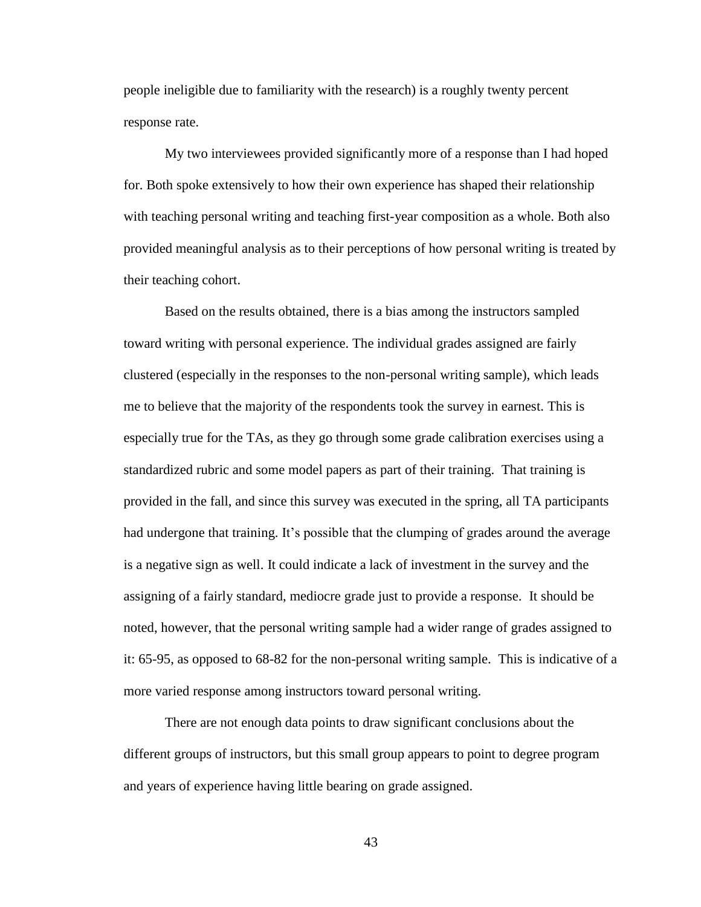people ineligible due to familiarity with the research) is a roughly twenty percent response rate.

My two interviewees provided significantly more of a response than I had hoped for. Both spoke extensively to how their own experience has shaped their relationship with teaching personal writing and teaching first-year composition as a whole. Both also provided meaningful analysis as to their perceptions of how personal writing is treated by their teaching cohort.

Based on the results obtained, there is a bias among the instructors sampled toward writing with personal experience. The individual grades assigned are fairly clustered (especially in the responses to the non-personal writing sample), which leads me to believe that the majority of the respondents took the survey in earnest. This is especially true for the TAs, as they go through some grade calibration exercises using a standardized rubric and some model papers as part of their training. That training is provided in the fall, and since this survey was executed in the spring, all TA participants had undergone that training. It's possible that the clumping of grades around the average is a negative sign as well. It could indicate a lack of investment in the survey and the assigning of a fairly standard, mediocre grade just to provide a response. It should be noted, however, that the personal writing sample had a wider range of grades assigned to it: 65-95, as opposed to 68-82 for the non-personal writing sample. This is indicative of a more varied response among instructors toward personal writing.

There are not enough data points to draw significant conclusions about the different groups of instructors, but this small group appears to point to degree program and years of experience having little bearing on grade assigned.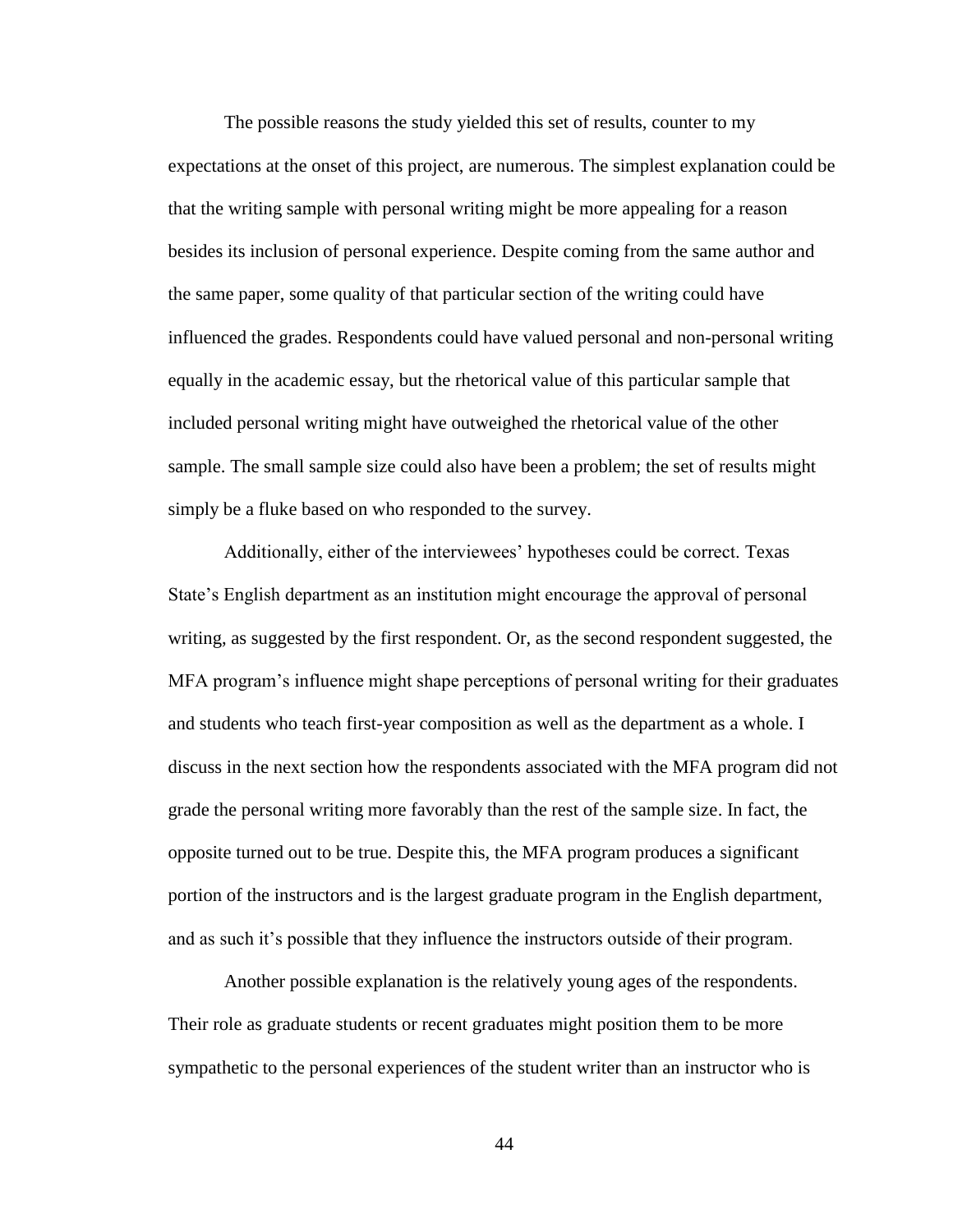The possible reasons the study yielded this set of results, counter to my expectations at the onset of this project, are numerous. The simplest explanation could be that the writing sample with personal writing might be more appealing for a reason besides its inclusion of personal experience. Despite coming from the same author and the same paper, some quality of that particular section of the writing could have influenced the grades. Respondents could have valued personal and non-personal writing equally in the academic essay, but the rhetorical value of this particular sample that included personal writing might have outweighed the rhetorical value of the other sample. The small sample size could also have been a problem; the set of results might simply be a fluke based on who responded to the survey.

Additionally, either of the interviewees' hypotheses could be correct. Texas State's English department as an institution might encourage the approval of personal writing, as suggested by the first respondent. Or, as the second respondent suggested, the MFA program's influence might shape perceptions of personal writing for their graduates and students who teach first-year composition as well as the department as a whole. I discuss in the next section how the respondents associated with the MFA program did not grade the personal writing more favorably than the rest of the sample size. In fact, the opposite turned out to be true. Despite this, the MFA program produces a significant portion of the instructors and is the largest graduate program in the English department, and as such it's possible that they influence the instructors outside of their program.

Another possible explanation is the relatively young ages of the respondents. Their role as graduate students or recent graduates might position them to be more sympathetic to the personal experiences of the student writer than an instructor who is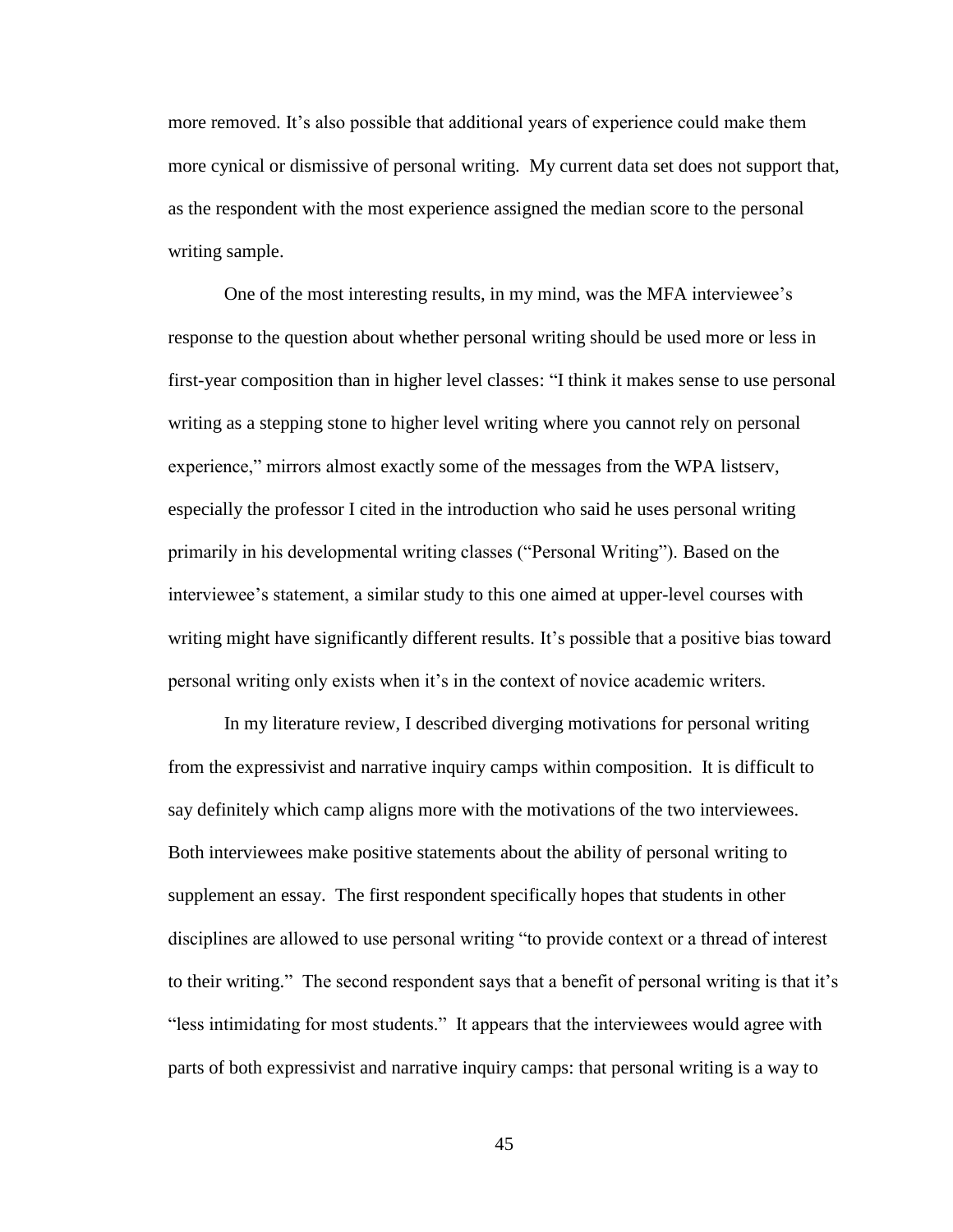more removed. It's also possible that additional years of experience could make them more cynical or dismissive of personal writing. My current data set does not support that, as the respondent with the most experience assigned the median score to the personal writing sample.

One of the most interesting results, in my mind, was the MFA interviewee's response to the question about whether personal writing should be used more or less in first-year composition than in higher level classes: "I think it makes sense to use personal writing as a stepping stone to higher level writing where you cannot rely on personal experience," mirrors almost exactly some of the messages from the WPA listserv, especially the professor I cited in the introduction who said he uses personal writing primarily in his developmental writing classes ("Personal Writing"). Based on the interviewee's statement, a similar study to this one aimed at upper-level courses with writing might have significantly different results. It's possible that a positive bias toward personal writing only exists when it's in the context of novice academic writers.

In my literature review, I described diverging motivations for personal writing from the expressivist and narrative inquiry camps within composition. It is difficult to say definitely which camp aligns more with the motivations of the two interviewees. Both interviewees make positive statements about the ability of personal writing to supplement an essay. The first respondent specifically hopes that students in other disciplines are allowed to use personal writing "to provide context or a thread of interest to their writing." The second respondent says that a benefit of personal writing is that it's "less intimidating for most students." It appears that the interviewees would agree with parts of both expressivist and narrative inquiry camps: that personal writing is a way to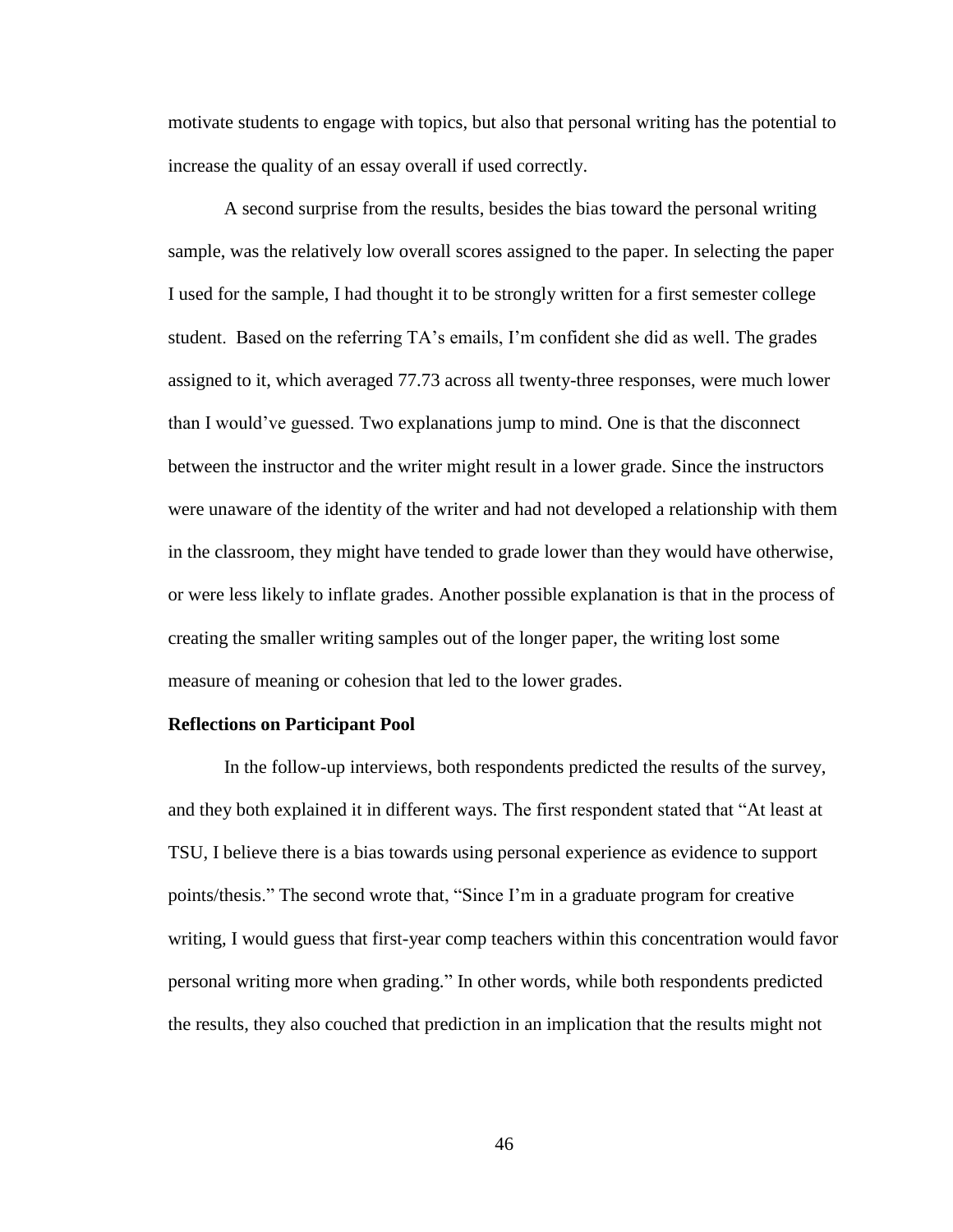motivate students to engage with topics, but also that personal writing has the potential to increase the quality of an essay overall if used correctly.

A second surprise from the results, besides the bias toward the personal writing sample, was the relatively low overall scores assigned to the paper. In selecting the paper I used for the sample, I had thought it to be strongly written for a first semester college student. Based on the referring TA's emails, I'm confident she did as well. The grades assigned to it, which averaged 77.73 across all twenty-three responses, were much lower than I would've guessed. Two explanations jump to mind. One is that the disconnect between the instructor and the writer might result in a lower grade. Since the instructors were unaware of the identity of the writer and had not developed a relationship with them in the classroom, they might have tended to grade lower than they would have otherwise, or were less likely to inflate grades. Another possible explanation is that in the process of creating the smaller writing samples out of the longer paper, the writing lost some measure of meaning or cohesion that led to the lower grades.

**Reflections on Participant Pool**

In the follow-up interviews, both respondents predicted the results of the survey, and they both explained it in different ways. The first respondent stated that "At least at TSU, I believe there is a bias towards using personal experience as evidence to support points/thesis." The second wrote that, "Since I'm in a graduate program for creative writing, I would guess that first-year comp teachers within this concentration would favor personal writing more when grading." In other words, while both respondents predicted the results, they also couched that prediction in an implication that the results might not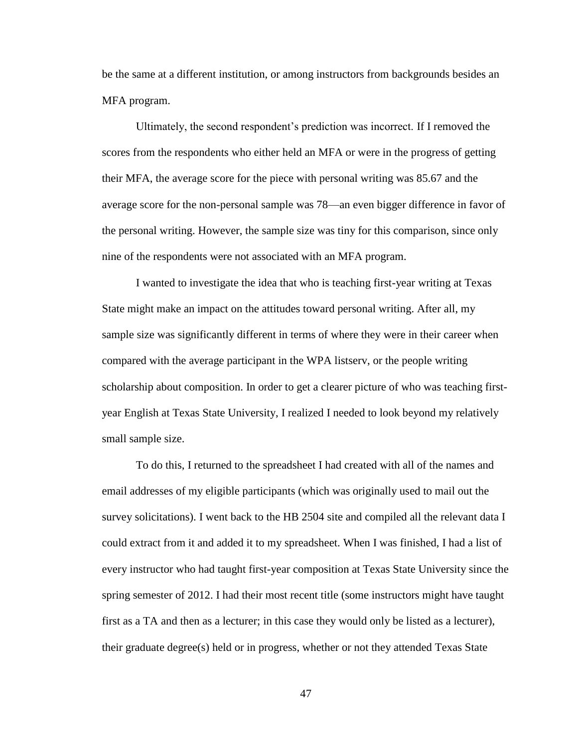be the same at a different institution, or among instructors from backgrounds besides an MFA program.

Ultimately, the second respondent's prediction was incorrect. If I removed the scores from the respondents who either held an MFA or were in the progress of getting their MFA, the average score for the piece with personal writing was 85.67 and the average score for the non-personal sample was 78—an even bigger difference in favor of the personal writing. However, the sample size was tiny for this comparison, since only nine of the respondents were not associated with an MFA program.

I wanted to investigate the idea that who is teaching first-year writing at Texas State might make an impact on the attitudes toward personal writing. After all, my sample size was significantly different in terms of where they were in their career when compared with the average participant in the WPA listserv, or the people writing scholarship about composition. In order to get a clearer picture of who was teaching first-year English at Texas State University, I realized I needed to look beyond my relatively small sample size.

To do this, I returned to the spreadsheet I had created with all of the names and email addresses of my eligible participants (which was originally used to mail out the survey solicitations). I went back to the HB 2504 site and compiled all the relevant data I could extract from it and added it to my spreadsheet. When I was finished, I had a list of every instructor who had taught first-year composition at Texas State University since the spring semester of 2012. I had their most recent title (some instructors might have taught first as a TA and then as a lecturer; in this case they would only be listed as a lecturer), their graduate degree(s) held or in progress, whether or not they attended Texas State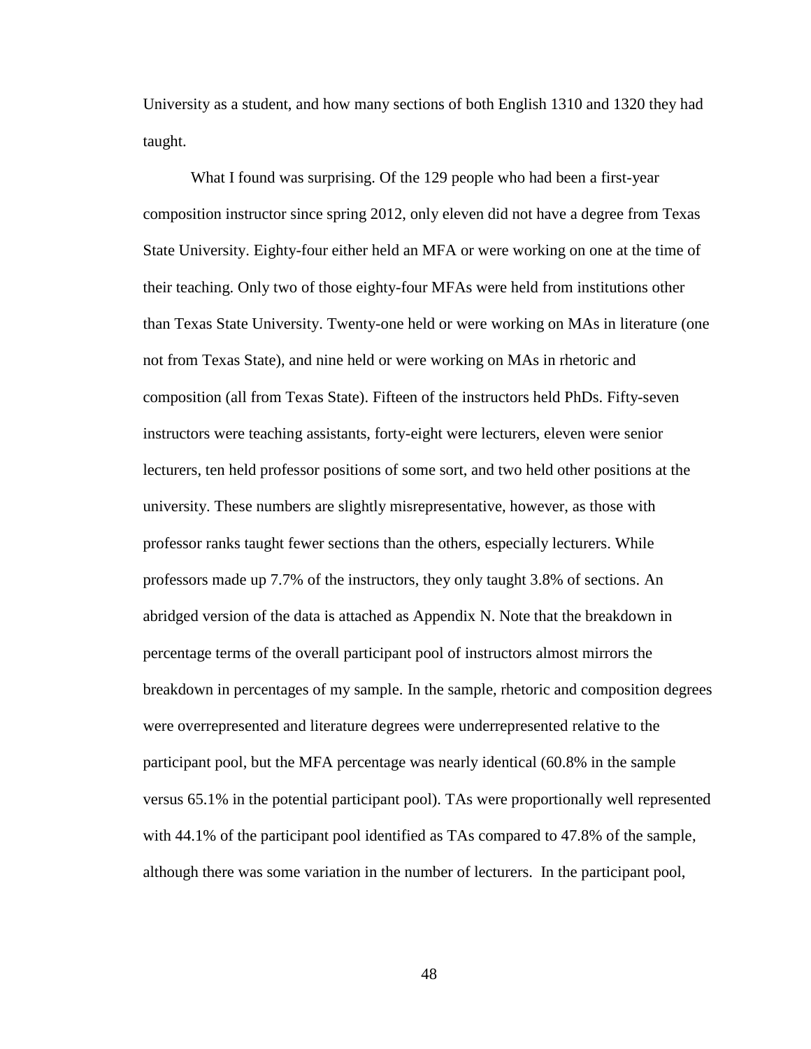University as a student, and how many sections of both English 1310 and 1320 they had taught.

What I found was surprising. Of the 129 people who had been a first-year composition instructor since spring 2012, only eleven did not have a degree from Texas State University. Eighty-four either held an MFA or were working on one at the time of their teaching. Only two of those eighty-four MFAs were held from institutions other than Texas State University. Twenty-one held or were working on MAs in literature (one not from Texas State), and nine held or were working on MAs in rhetoric and composition (all from Texas State). Fifteen of the instructors held PhDs. Fifty-seven instructors were teaching assistants, forty-eight were lecturers, eleven were senior lecturers, ten held professor positions of some sort, and two held other positions at the university. These numbers are slightly misrepresentative, however, as those with professor ranks taught fewer sections than the others, especially lecturers. While professors made up 7.7% of the instructors, they only taught 3.8% of sections. An abridged version of the data is attached as Appendix N. Note that the breakdown in percentage terms of the overall participant pool of instructors almost mirrors the breakdown in percentages of my sample. In the sample, rhetoric and composition degrees were overrepresented and literature degrees were underrepresented relative to the participant pool, but the MFA percentage was nearly identical (60.8% in the sample versus 65.1% in the potential participant pool). TAs were proportionally well represented with 44.1% of the participant pool identified as TAs compared to 47.8% of the sample, although there was some variation in the number of lecturers. In the participant pool,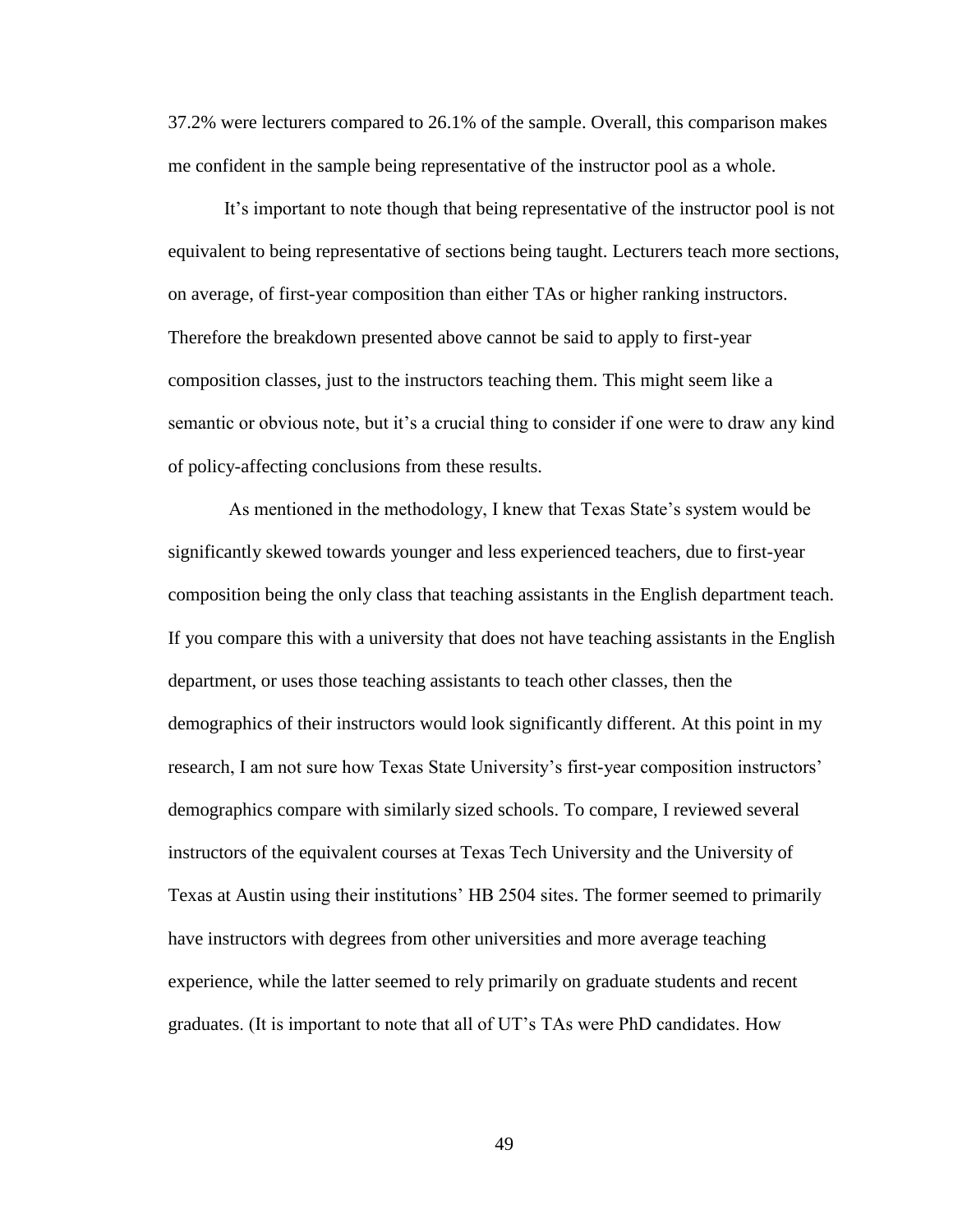37.2% were lecturers compared to 26.1% of the sample. Overall, this comparison makes me confident in the sample being representative of the instructor pool as a whole.

It's important to note though that being representative of the instructor pool is not equivalent to being representative of sections being taught. Lecturers teach more sections, on average, of first-year composition than either TAs or higher ranking instructors. Therefore the breakdown presented above cannot be said to apply to first-year composition classes, just to the instructors teaching them. This might seem like a semantic or obvious note, but it's a crucial thing to consider if one were to draw any kind of policy-affecting conclusions from these results.

As mentioned in the methodology, I knew that Texas State's system would be significantly skewed towards younger and less experienced teachers, due to first-year composition being the only class that teaching assistants in the English department teach. If you compare this with a university that does not have teaching assistants in the English department, or uses those teaching assistants to teach other classes, then the demographics of their instructors would look significantly different. At this point in my research, I am not sure how Texas State University's first-year composition instructors' demographics compare with similarly sized schools. To compare, I reviewed several instructors of the equivalent courses at Texas Tech University and the University of Texas at Austin using their institutions' HB 2504 sites. The former seemed to primarily have instructors with degrees from other universities and more average teaching experience, while the latter seemed to rely primarily on graduate students and recent graduates. (It is important to note that all of UT's TAs were PhD candidates. How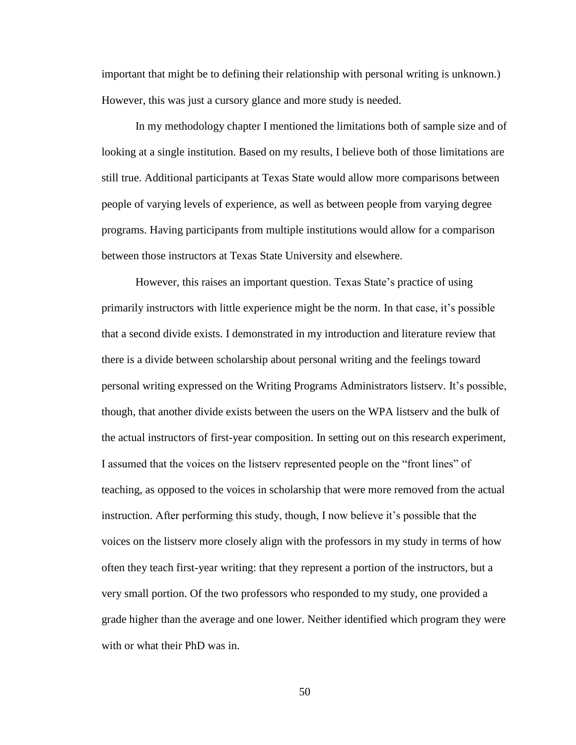important that might be to defining their relationship with personal writing is unknown.) However, this was just a cursory glance and more study is needed.

In my methodology chapter I mentioned the limitations both of sample size and of looking at a single institution. Based on my results, I believe both of those limitations are still true. Additional participants at Texas State would allow more comparisons between people of varying levels of experience, as well as between people from varying degree programs. Having participants from multiple institutions would allow for a comparison between those instructors at Texas State University and elsewhere.

However, this raises an important question. Texas State's practice of using primarily instructors with little experience might be the norm. In that case, it's possible that a second divide exists. I demonstrated in my introduction and literature review that there is a divide between scholarship about personal writing and the feelings toward personal writing expressed on the Writing Programs Administrators listserv. It's possible, though, that another divide exists between the users on the WPA listserv and the bulk of the actual instructors of first-year composition. In setting out on this research experiment, I assumed that the voices on the listserv represented people on the "front lines" of teaching, as opposed to the voices in scholarship that were more removed from the actual instruction. After performing this study, though, I now believe it's possible that the voices on the listserv more closely align with the professors in my study in terms of how often they teach first-year writing: that they represent a portion of the instructors, but a very small portion. Of the two professors who responded to my study, one provided a grade higher than the average and one lower. Neither identified which program they were with or what their PhD was in.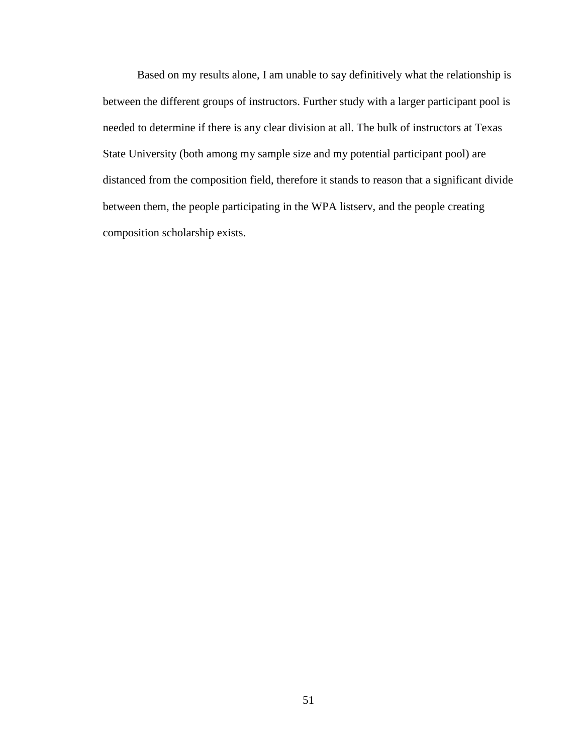Based on my results alone, I am unable to say definitively what the relationship is between the different groups of instructors. Further study with a larger participant pool is needed to determine if there is any clear division at all. The bulk of instructors at Texas State University (both among my sample size and my potential participant pool) are distanced from the composition field, therefore it stands to reason that a significant divide between them, the people participating in the WPA listserv, and the people creating composition scholarship exists.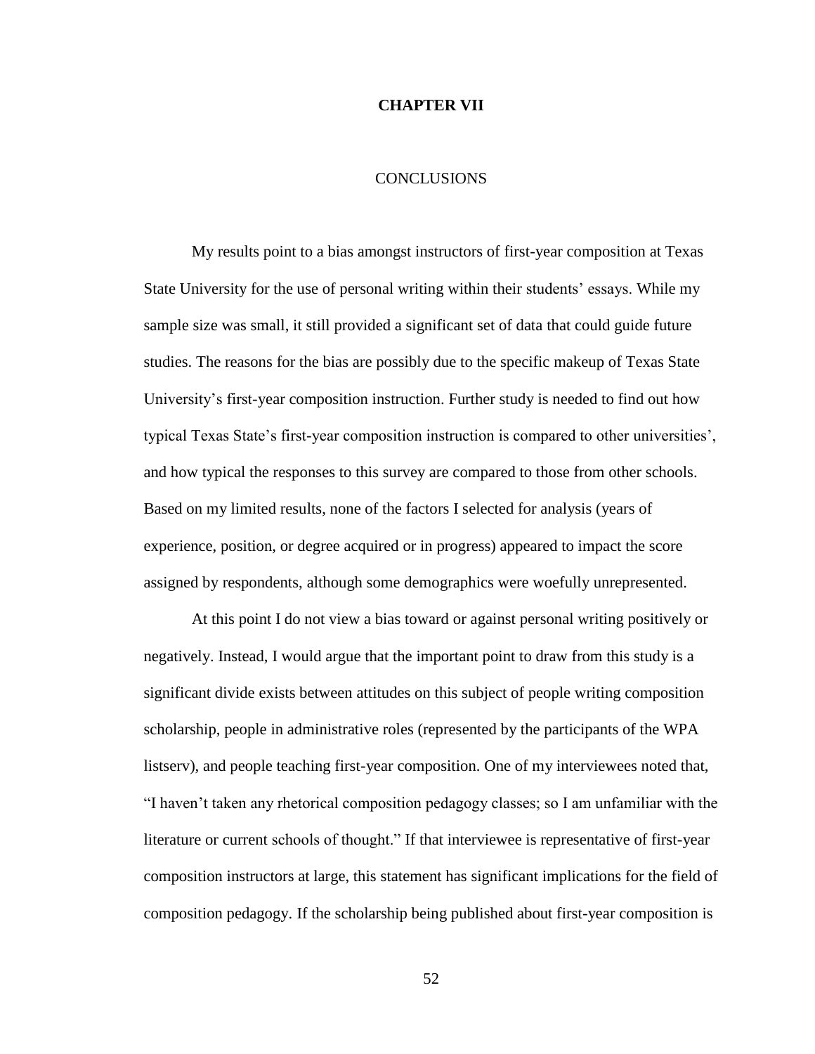# CHAPTER VII

## CONCLUSIONS

My results point to a bias amongst instructors of first-year composition at Texas State University for the use of personal writing within their students' essays. While my sample size was small, it still provided a significant set of data that could guide future studies. The reasons for the bias are possibly due to the specific makeup of Texas State University's first-year composition instruction. Further study is needed to find out how typical Texas State's first-year composition instruction is compared to other universities', and how typical the responses to this survey are compared to those from other schools. Based on my limited results, none of the factors I selected for analysis (years of experience, position, or degree acquired or in progress) appeared to impact the score assigned by respondents, although some demographics were woefully unrepresented.

At this point I do not view a bias toward or against personal writing positively or negatively. Instead, I would argue that the important point to draw from this study is a significant divide exists between attitudes on this subject of people writing composition scholarship, people in administrative roles (represented by the participants of the WPA listserv), and people teaching first-year composition. One of my interviewees noted that, "I haven't taken any rhetorical composition pedagogy classes; so I am unfamiliar with the literature or current schools of thought." If that interviewee is representative of first-year composition instructors at large, this statement has significant implications for the field of composition pedagogy. If the scholarship being published about first-year composition is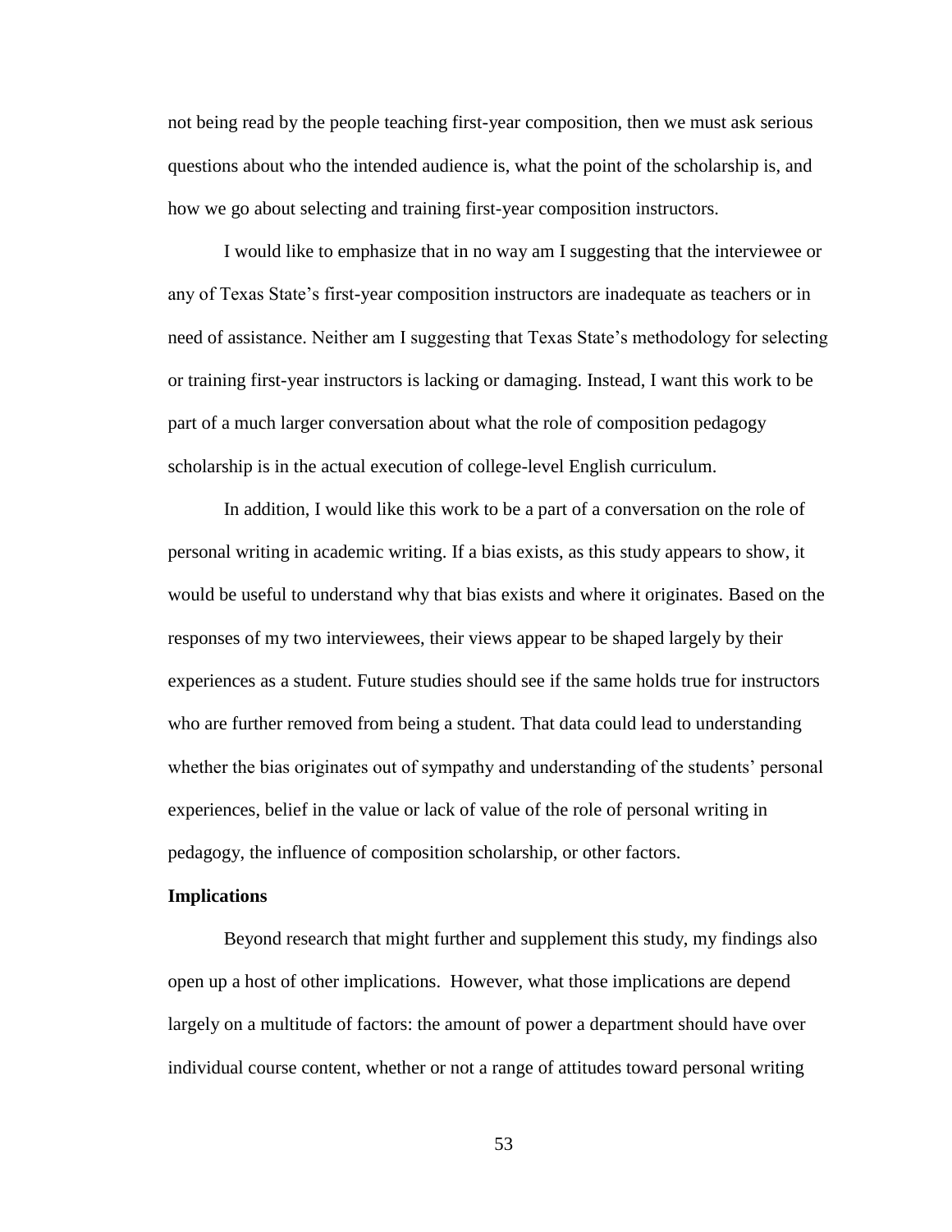not being read by the people teaching first-year composition, then we must ask serious questions about who the intended audience is, what the point of the scholarship is, and how we go about selecting and training first-year composition instructors.

I would like to emphasize that in no way am I suggesting that the interviewee or any of Texas State's first-year composition instructors are inadequate as teachers or in need of assistance. Neither am I suggesting that Texas State's methodology for selecting or training first-year instructors is lacking or damaging. Instead, I want this work to be part of a much larger conversation about what the role of composition pedagogy scholarship is in the actual execution of college-level English curriculum.

In addition, I would like this work to be a part of a conversation on the role of personal writing in academic writing. If a bias exists, as this study appears to show, it would be useful to understand why that bias exists and where it originates. Based on the responses of my two interviewees, their views appear to be shaped largely by their experiences as a student. Future studies should see if the same holds true for instructors who are further removed from being a student. That data could lead to understanding whether the bias originates out of sympathy and understanding of the students' personal experiences, belief in the value or lack of value of the role of personal writing in pedagogy, the influence of composition scholarship, or other factors.

**Implications**

Beyond research that might further and supplement this study, my findings also open up a host of other implications. However, what those implications are depend largely on a multitude of factors: the amount of power a department should have over individual course content, whether or not a range of attitudes toward personal writing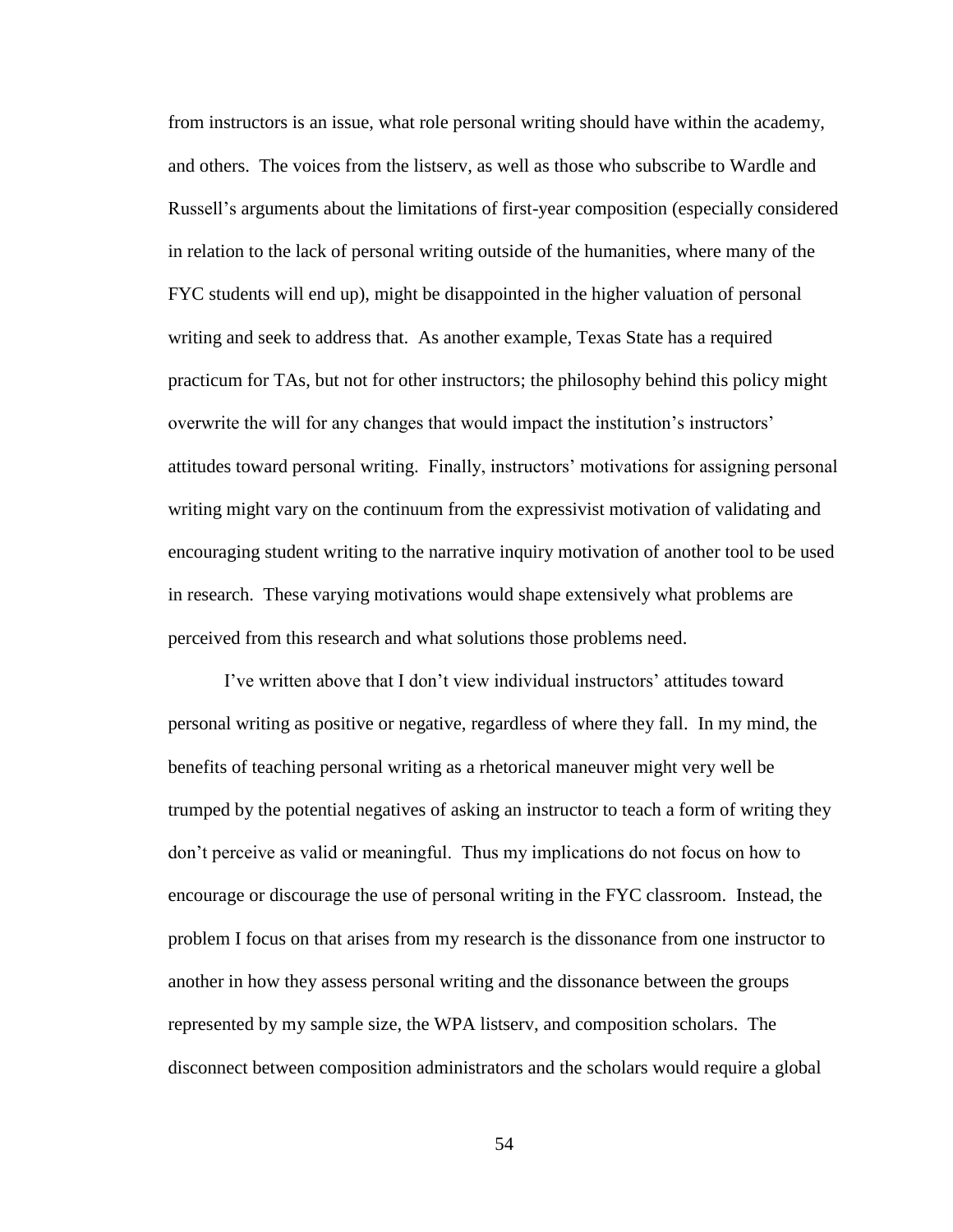from instructors is an issue, what role personal writing should have within the academy, and others. The voices from the listserv, as well as those who subscribe to Wardle and Russell's arguments about the limitations of first-year composition (especially considered in relation to the lack of personal writing outside of the humanities, where many of the FYC students will end up), might be disappointed in the higher valuation of personal writing and seek to address that. As another example, Texas State has a required practicum for TAs, but not for other instructors; the philosophy behind this policy might overwrite the will for any changes that would impact the institution's instructors' attitudes toward personal writing. Finally, instructors' motivations for assigning personal writing might vary on the continuum from the expressivist motivation of validating and encouraging student writing to the narrative inquiry motivation of another tool to be used in research. These varying motivations would shape extensively what problems are perceived from this research and what solutions those problems need.

I've written above that I don't view individual instructors' attitudes toward personal writing as positive or negative, regardless of where they fall. In my mind, the benefits of teaching personal writing as a rhetorical maneuver might very well be trumped by the potential negatives of asking an instructor to teach a form of writing they don't perceive as valid or meaningful. Thus my implications do not focus on how to encourage or discourage the use of personal writing in the FYC classroom. Instead, the problem I focus on that arises from my research is the dissonance from one instructor to another in how they assess personal writing and the dissonance between the groups represented by my sample size, the WPA listserv, and composition scholars. The disconnect between composition administrators and the scholars would require a global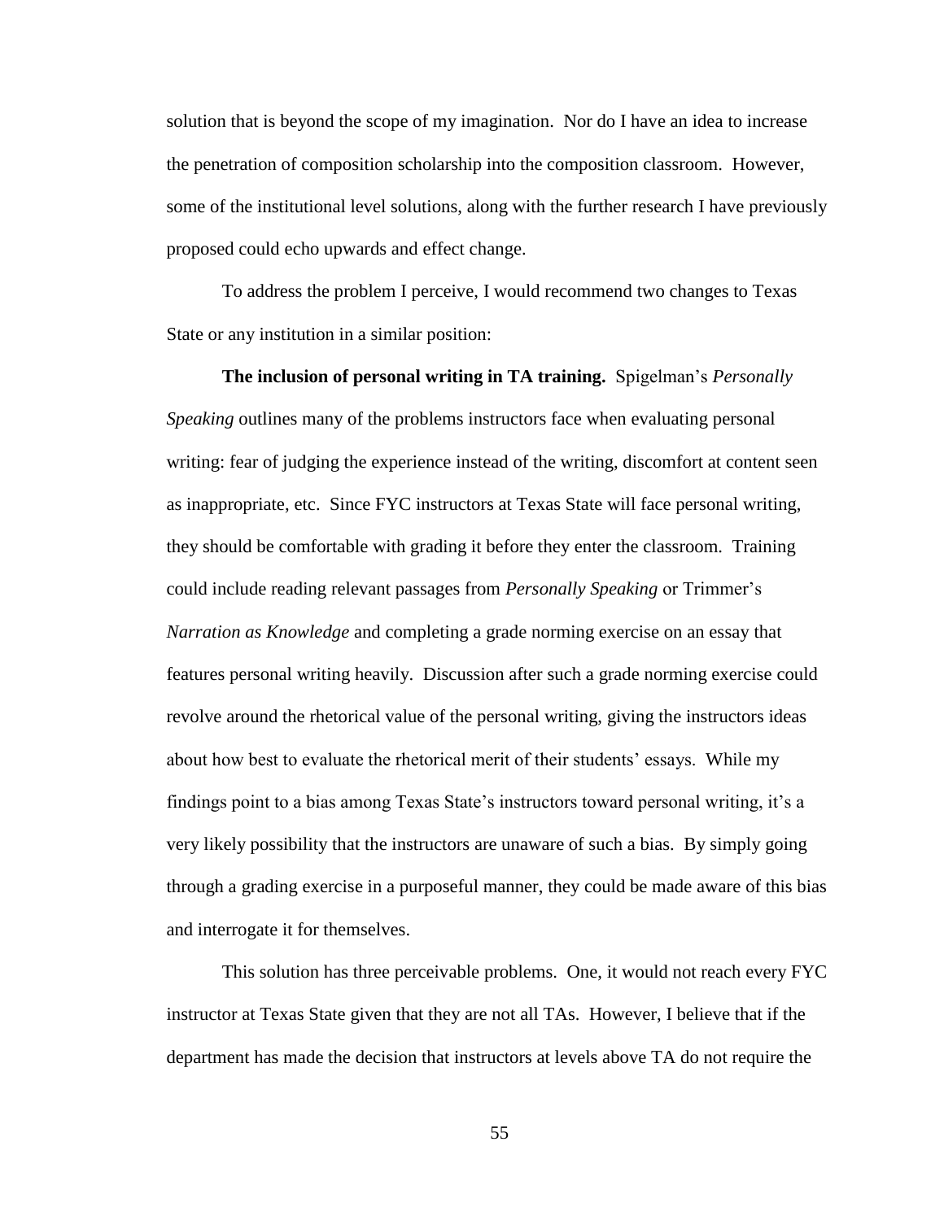solution that is beyond the scope of my imagination. Nor do I have an idea to increase the penetration of composition scholarship into the composition classroom. However, some of the institutional level solutions, along with the further research I have previously proposed could echo upwards and effect change.

To address the problem I perceive, I would recommend two changes to Texas State or any institution in a similar position:

**The inclusion of personal writing in TA training.** Spigelman's *Personally Speaking* outlines many of the problems instructors face when evaluating personal writing: fear of judging the experience instead of the writing, discomfort at content seen as inappropriate, etc. Since FYC instructors at Texas State will face personal writing, they should be comfortable with grading it before they enter the classroom. Training could include reading relevant passages from *Personally Speaking* or Trimmer's *Narration as Knowledge* and completing a grade norming exercise on an essay that features personal writing heavily. Discussion after such a grade norming exercise could revolve around the rhetorical value of the personal writing, giving the instructors ideas about how best to evaluate the rhetorical merit of their students' essays. While my findings point to a bias among Texas State's instructors toward personal writing, it's a very likely possibility that the instructors are unaware of such a bias. By simply going through a grading exercise in a purposeful manner, they could be made aware of this bias and interrogate it for themselves.

This solution has three perceivable problems. One, it would not reach every FYC instructor at Texas State given that they are not all TAs. However, I believe that if the department has made the decision that instructors at levels above TA do not require the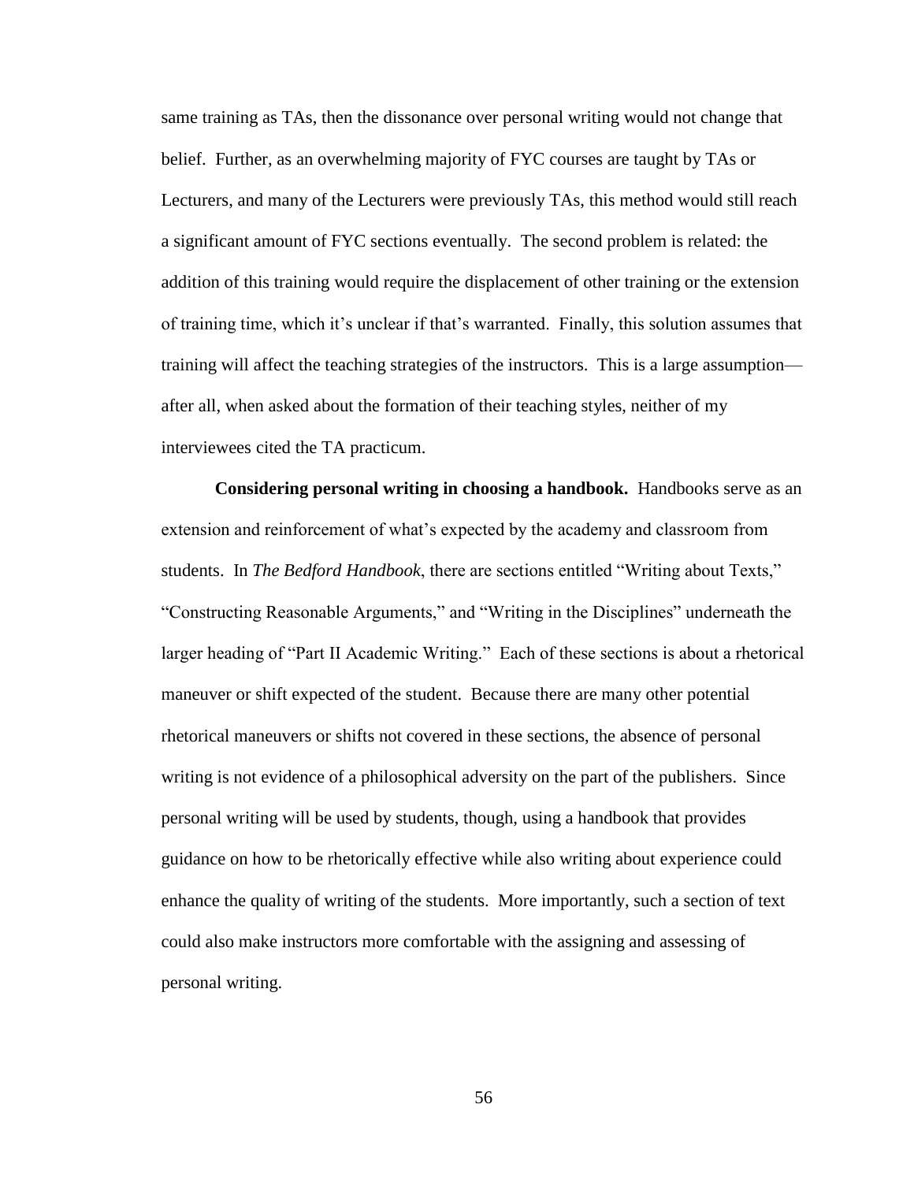same training as TAs, then the dissonance over personal writing would not change that belief. Further, as an overwhelming majority of FYC courses are taught by TAs or Lecturers, and many of the Lecturers were previously TAs, this method would still reach a significant amount of FYC sections eventually. The second problem is related: the addition of this training would require the displacement of other training or the extension of training time, which it's unclear if that's warranted. Finally, this solution assumes that training will affect the teaching strategies of the instructors. This is a large assumption—after all, when asked about the formation of their teaching styles, neither of my interviewees cited the TA practicum.

**Considering personal writing in choosing a handbook.** Handbooks serve as an extension and reinforcement of what's expected by the academy and classroom from students. In *The Bedford Handbook*, there are sections entitled "Writing about Texts," "Constructing Reasonable Arguments," and "Writing in the Disciplines" underneath the larger heading of "Part II Academic Writing." Each of these sections is about a rhetorical maneuver or shift expected of the student. Because there are many other potential rhetorical maneuvers or shifts not covered in these sections, the absence of personal writing is not evidence of a philosophical adversity on the part of the publishers. Since personal writing will be used by students, though, using a handbook that provides guidance on how to be rhetorically effective while also writing about experience could enhance the quality of writing of the students. More importantly, such a section of text could also make instructors more comfortable with the assigning and assessing of personal writing.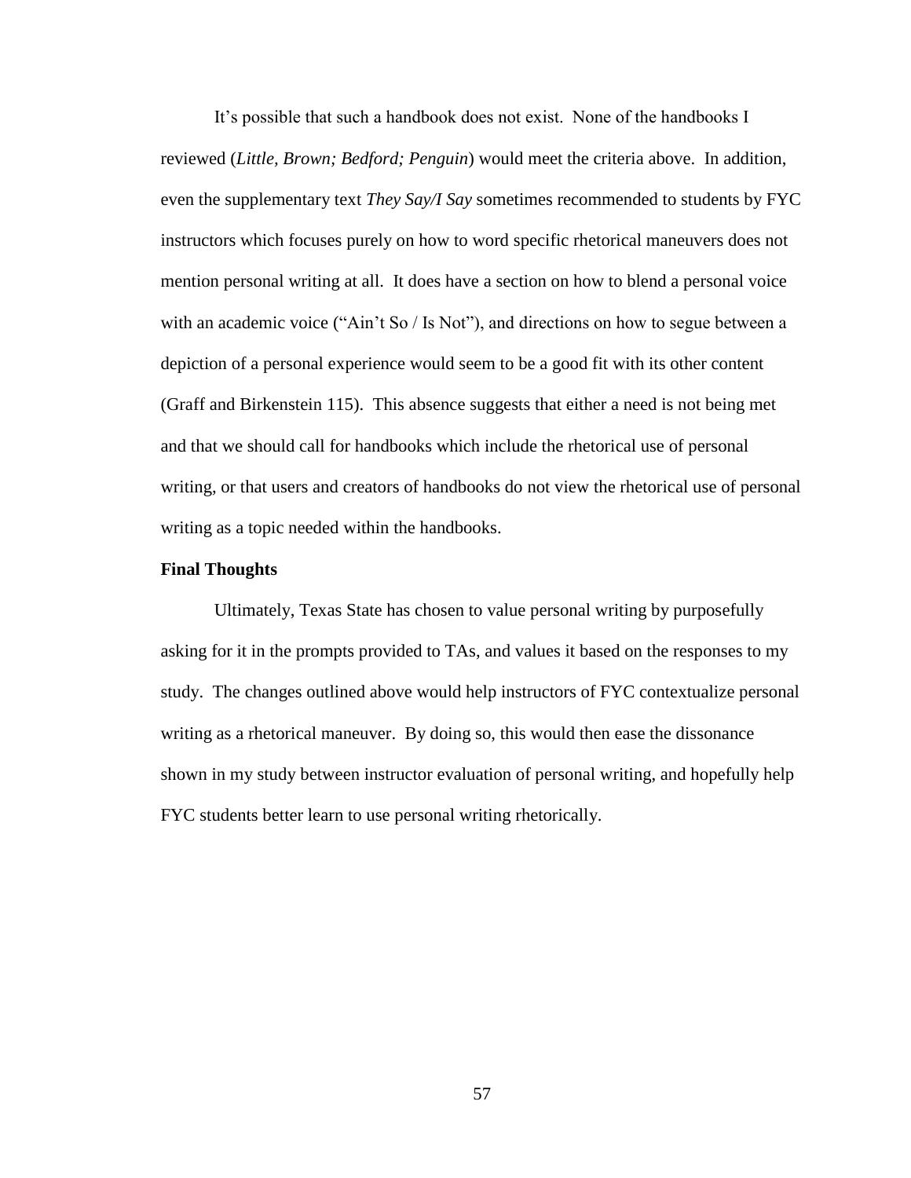It's possible that such a handbook does not exist. None of the handbooks I reviewed (*Little, Brown; Bedford; Penguin*) would meet the criteria above. In addition, even the supplementary text *They Say/I Say* sometimes recommended to students by FYC instructors which focuses purely on how to word specific rhetorical maneuvers does not mention personal writing at all. It does have a section on how to blend a personal voice with an academic voice ("Ain't So / Is Not"), and directions on how to segue between a depiction of a personal experience would seem to be a good fit with its other content (Graff and Birkenstein 115). This absence suggests that either a need is not being met and that we should call for handbooks which include the rhetorical use of personal writing, or that users and creators of handbooks do not view the rhetorical use of personal writing as a topic needed within the handbooks.

**Final Thoughts**

Ultimately, Texas State has chosen to value personal writing by purposefully asking for it in the prompts provided to TAs, and values it based on the responses to my study. The changes outlined above would help instructors of FYC contextualize personal writing as a rhetorical maneuver. By doing so, this would then ease the dissonance shown in my study between instructor evaluation of personal writing, and hopefully help FYC students better learn to use personal writing rhetorically.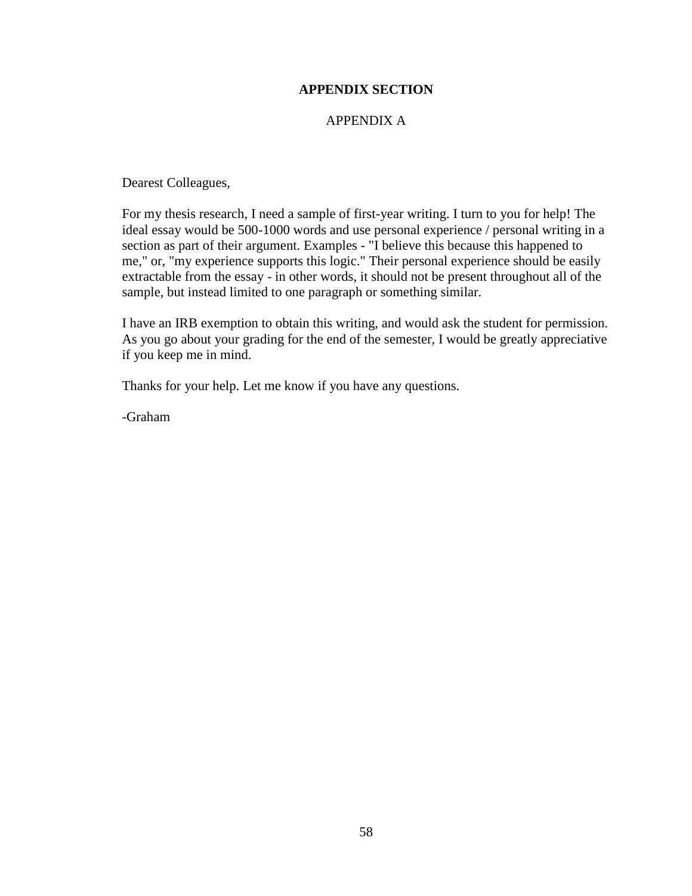## APPENDIX SECTION

### APPENDIX A

Dearest Colleagues,

For my thesis research, I need a sample of first-year writing. I turn to you for help! The ideal essay would be 500-1000 words and use personal experience / personal writing in a section as part of their argument. Examples - "I believe this because this happened to me," or, "my experience supports this logic." Their personal experience should be easily extractable from the essay - in other words, it should not be present throughout all of the sample, but instead limited to one paragraph or something similar.

I have an IRB exemption to obtain this writing, and would ask the student for permission. As you go about your grading for the end of the semester, I would be greatly appreciative if you keep me in mind.

Thanks for your help. Let me know if you have any questions.

-Graham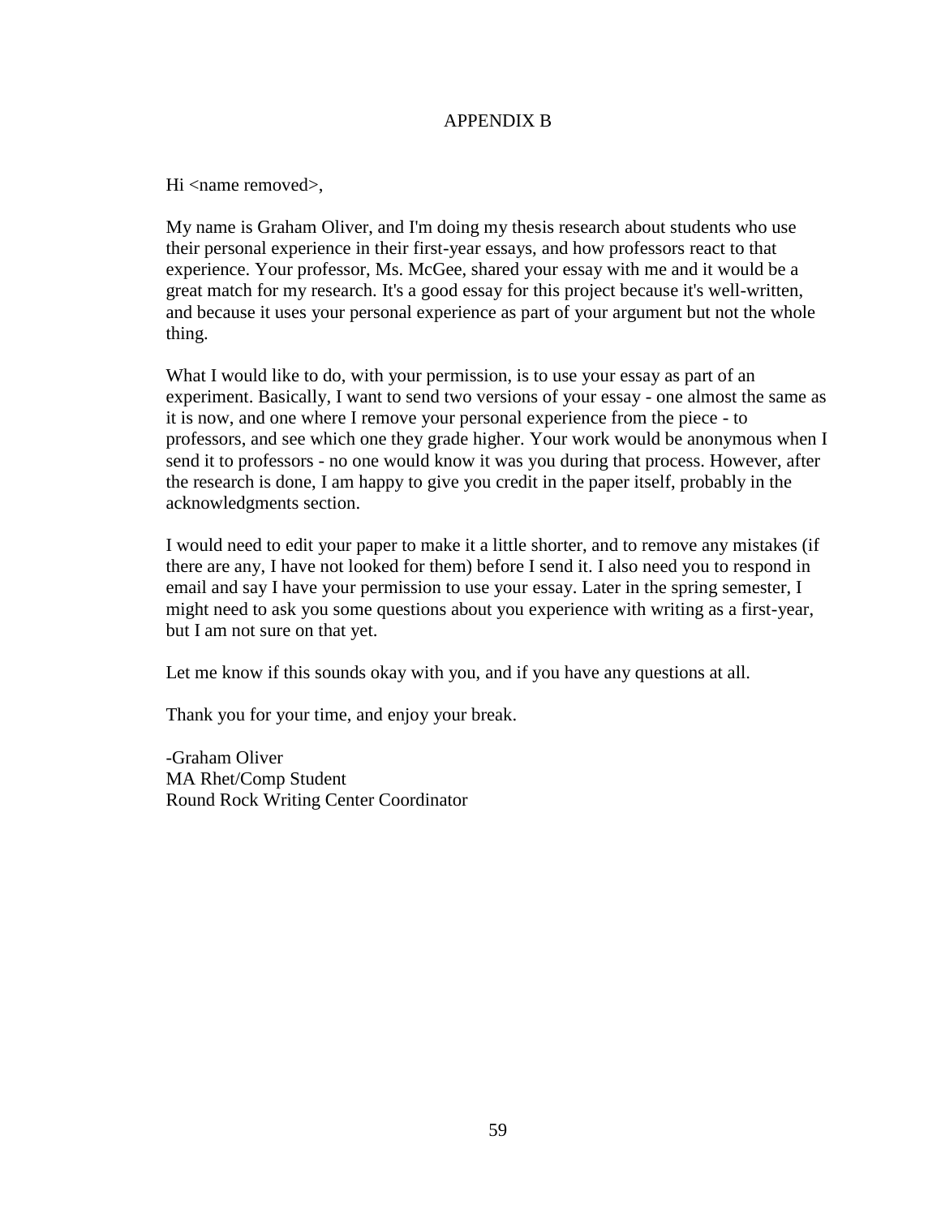# APPENDIX B

Hi <name removed>,

My name is Graham Oliver, and I'm doing my thesis research about students who use their personal experience in their first-year essays, and how professors react to that experience. Your professor, Ms. McGee, shared your essay with me and it would be a great match for my research. It's a good essay for this project because it's well-written, and because it uses your personal experience as part of your argument but not the whole thing.

What I would like to do, with your permission, is to use your essay as part of an experiment. Basically, I want to send two versions of your essay - one almost the same as it is now, and one where I remove your personal experience from the piece - to professors, and see which one they grade higher. Your work would be anonymous when I send it to professors - no one would know it was you during that process. However, after the research is done, I am happy to give you credit in the paper itself, probably in the acknowledgments section.

I would need to edit your paper to make it a little shorter, and to remove any mistakes (if there are any, I have not looked for them) before I send it. I also need you to respond in email and say I have your permission to use your essay. Later in the spring semester, I might need to ask you some questions about you experience with writing as a first-year, but I am not sure on that yet.

Let me know if this sounds okay with you, and if you have any questions at all.

Thank you for your time, and enjoy your break.

-Graham Oliver
MA Rhet/Comp Student
Round Rock Writing Center Coordinator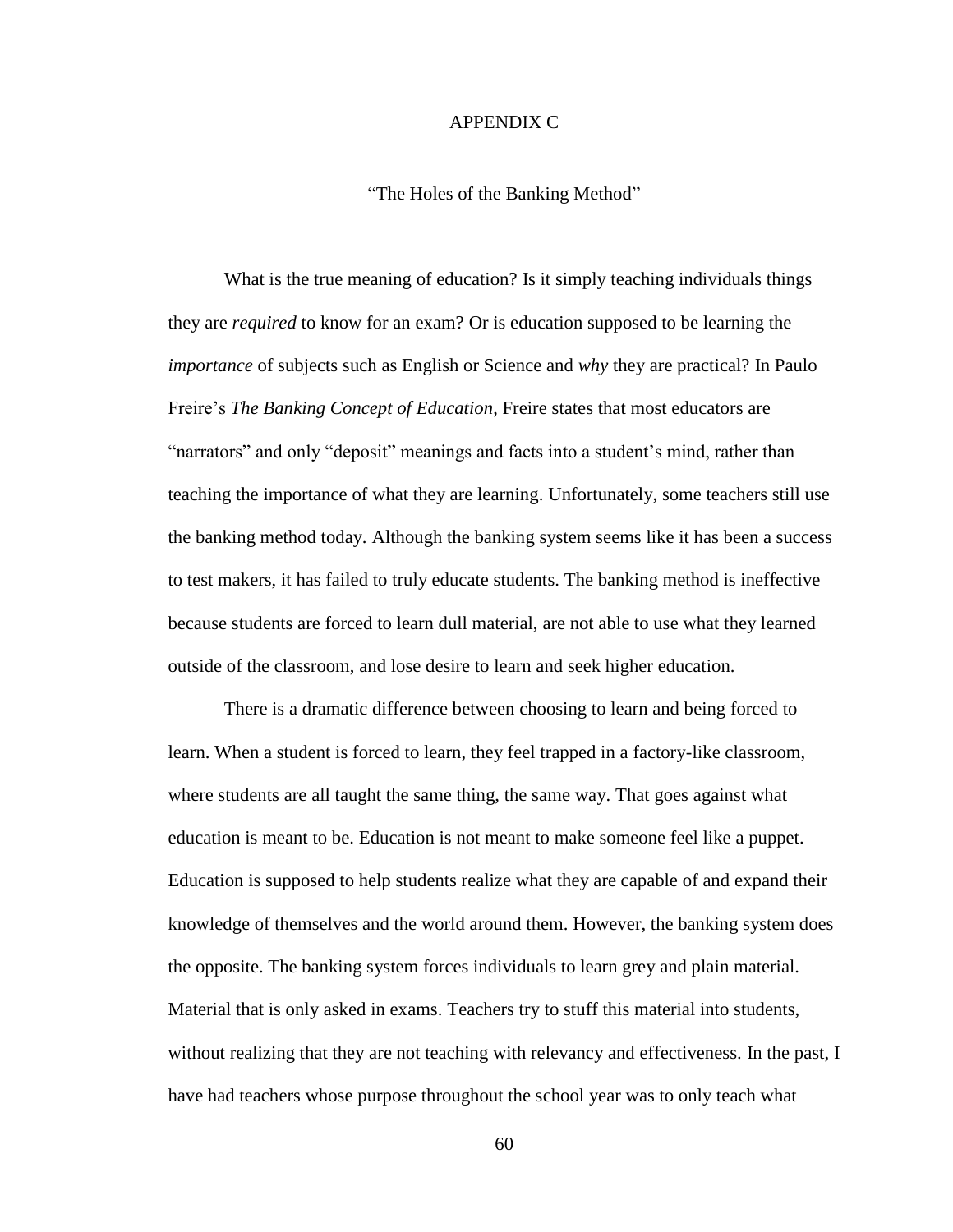# APPENDIX C

## "The Holes of the Banking Method"

What is the true meaning of education? Is it simply teaching individuals things they are *required* to know for an exam? Or is education supposed to be learning the *importance* of subjects such as English or Science and *why* they are practical? In Paulo Freire's *The Banking Concept of Education,* Freire states that most educators are "narrators" and only "deposit" meanings and facts into a student's mind, rather than teaching the importance of what they are learning. Unfortunately, some teachers still use the banking method today. Although the banking system seems like it has been a success to test makers, it has failed to truly educate students. The banking method is ineffective because students are forced to learn dull material, are not able to use what they learned outside of the classroom, and lose desire to learn and seek higher education.

There is a dramatic difference between choosing to learn and being forced to learn. When a student is forced to learn, they feel trapped in a factory-like classroom, where students are all taught the same thing, the same way. That goes against what education is meant to be. Education is not meant to make someone feel like a puppet. Education is supposed to help students realize what they are capable of and expand their knowledge of themselves and the world around them. However, the banking system does the opposite. The banking system forces individuals to learn grey and plain material. Material that is only asked in exams. Teachers try to stuff this material into students, without realizing that they are not teaching with relevancy and effectiveness. In the past, I have had teachers whose purpose throughout the school year was to only teach what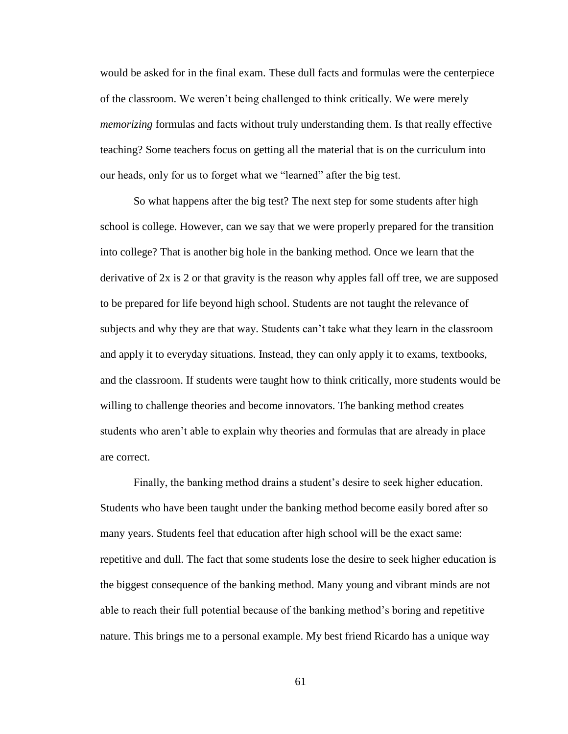would be asked for in the final exam. These dull facts and formulas were the centerpiece of the classroom. We weren't being challenged to think critically. We were merely *memorizing* formulas and facts without truly understanding them. Is that really effective teaching? Some teachers focus on getting all the material that is on the curriculum into our heads, only for us to forget what we "learned" after the big test.

So what happens after the big test? The next step for some students after high school is college. However, can we say that we were properly prepared for the transition into college? That is another big hole in the banking method. Once we learn that the derivative of 2x is 2 or that gravity is the reason why apples fall off tree, we are supposed to be prepared for life beyond high school. Students are not taught the relevance of subjects and why they are that way. Students can't take what they learn in the classroom and apply it to everyday situations. Instead, they can only apply it to exams, textbooks, and the classroom. If students were taught how to think critically, more students would be willing to challenge theories and become innovators. The banking method creates students who aren't able to explain why theories and formulas that are already in place are correct.

Finally, the banking method drains a student's desire to seek higher education. Students who have been taught under the banking method become easily bored after so many years. Students feel that education after high school will be the exact same: repetitive and dull. The fact that some students lose the desire to seek higher education is the biggest consequence of the banking method. Many young and vibrant minds are not able to reach their full potential because of the banking method's boring and repetitive nature. This brings me to a personal example. My best friend Ricardo has a unique way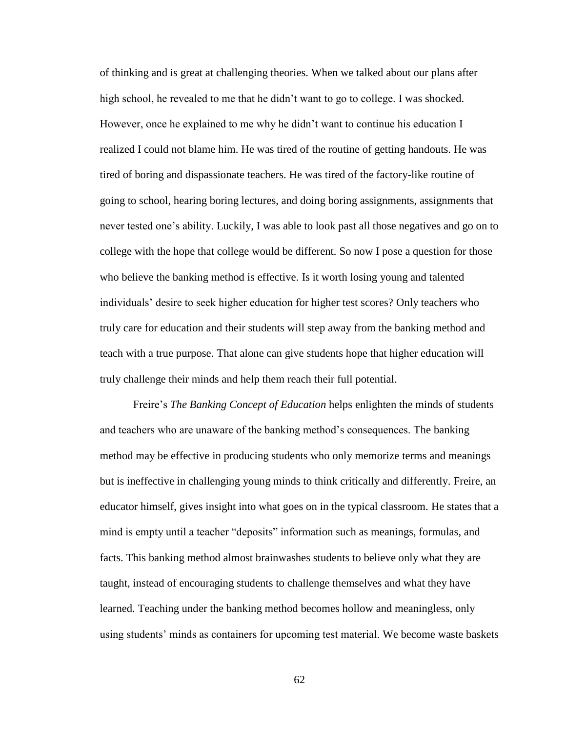of thinking and is great at challenging theories. When we talked about our plans after high school, he revealed to me that he didn't want to go to college. I was shocked. However, once he explained to me why he didn't want to continue his education I realized I could not blame him. He was tired of the routine of getting handouts. He was tired of boring and dispassionate teachers. He was tired of the factory-like routine of going to school, hearing boring lectures, and doing boring assignments, assignments that never tested one's ability. Luckily, I was able to look past all those negatives and go on to college with the hope that college would be different. So now I pose a question for those who believe the banking method is effective. Is it worth losing young and talented individuals' desire to seek higher education for higher test scores? Only teachers who truly care for education and their students will step away from the banking method and teach with a true purpose. That alone can give students hope that higher education will truly challenge their minds and help them reach their full potential.

Freire's *The Banking Concept of Education* helps enlighten the minds of students and teachers who are unaware of the banking method's consequences. The banking method may be effective in producing students who only memorize terms and meanings but is ineffective in challenging young minds to think critically and differently. Freire, an educator himself, gives insight into what goes on in the typical classroom. He states that a mind is empty until a teacher "deposits" information such as meanings, formulas, and facts. This banking method almost brainwashes students to believe only what they are taught, instead of encouraging students to challenge themselves and what they have learned. Teaching under the banking method becomes hollow and meaningless, only using students' minds as containers for upcoming test material. We become waste baskets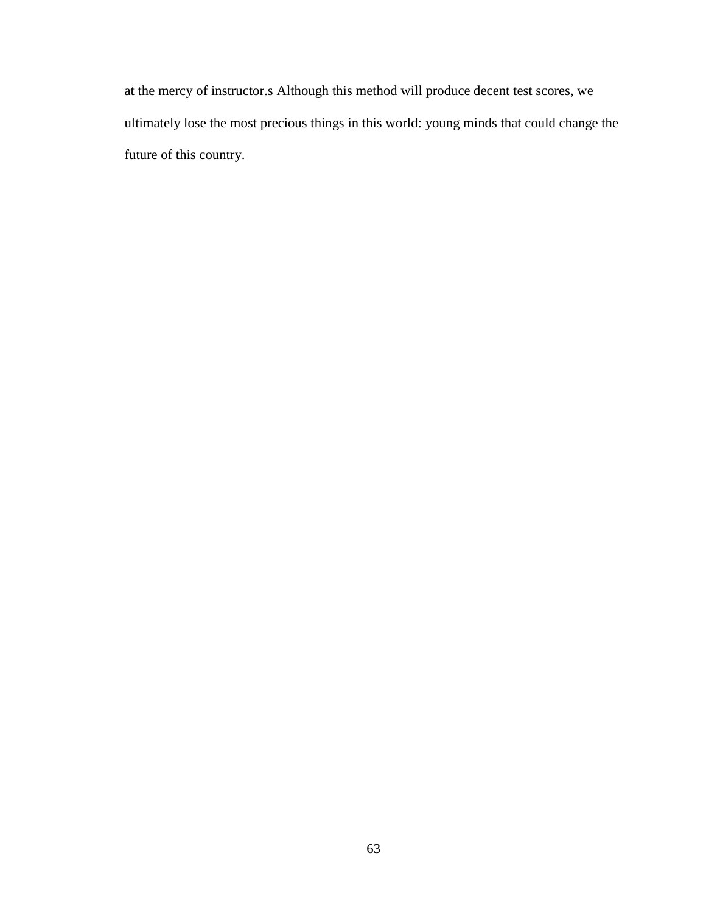at the mercy of instructor.s Although this method will produce decent test scores, we ultimately lose the most precious things in this world: young minds that could change the future of this country.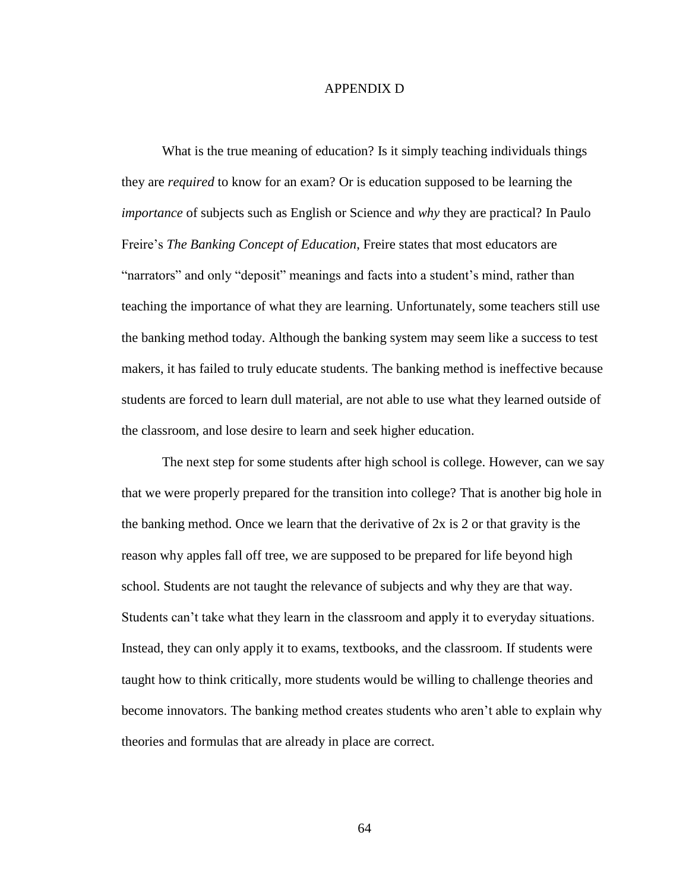# APPENDIX D

What is the true meaning of education? Is it simply teaching individuals things they are *required* to know for an exam? Or is education supposed to be learning the *importance* of subjects such as English or Science and *why* they are practical? In Paulo Freire's *The Banking Concept of Education*, Freire states that most educators are "narrators" and only "deposit" meanings and facts into a student's mind, rather than teaching the importance of what they are learning. Unfortunately, some teachers still use the banking method today. Although the banking system may seem like a success to test makers, it has failed to truly educate students. The banking method is ineffective because students are forced to learn dull material, are not able to use what they learned outside of the classroom, and lose desire to learn and seek higher education.

The next step for some students after high school is college. However, can we say that we were properly prepared for the transition into college? That is another big hole in the banking method. Once we learn that the derivative of 2x is 2 or that gravity is the reason why apples fall off tree, we are supposed to be prepared for life beyond high school. Students are not taught the relevance of subjects and why they are that way. Students can't take what they learn in the classroom and apply it to everyday situations. Instead, they can only apply it to exams, textbooks, and the classroom. If students were taught how to think critically, more students would be willing to challenge theories and become innovators. The banking method creates students who aren't able to explain why theories and formulas that are already in place are correct.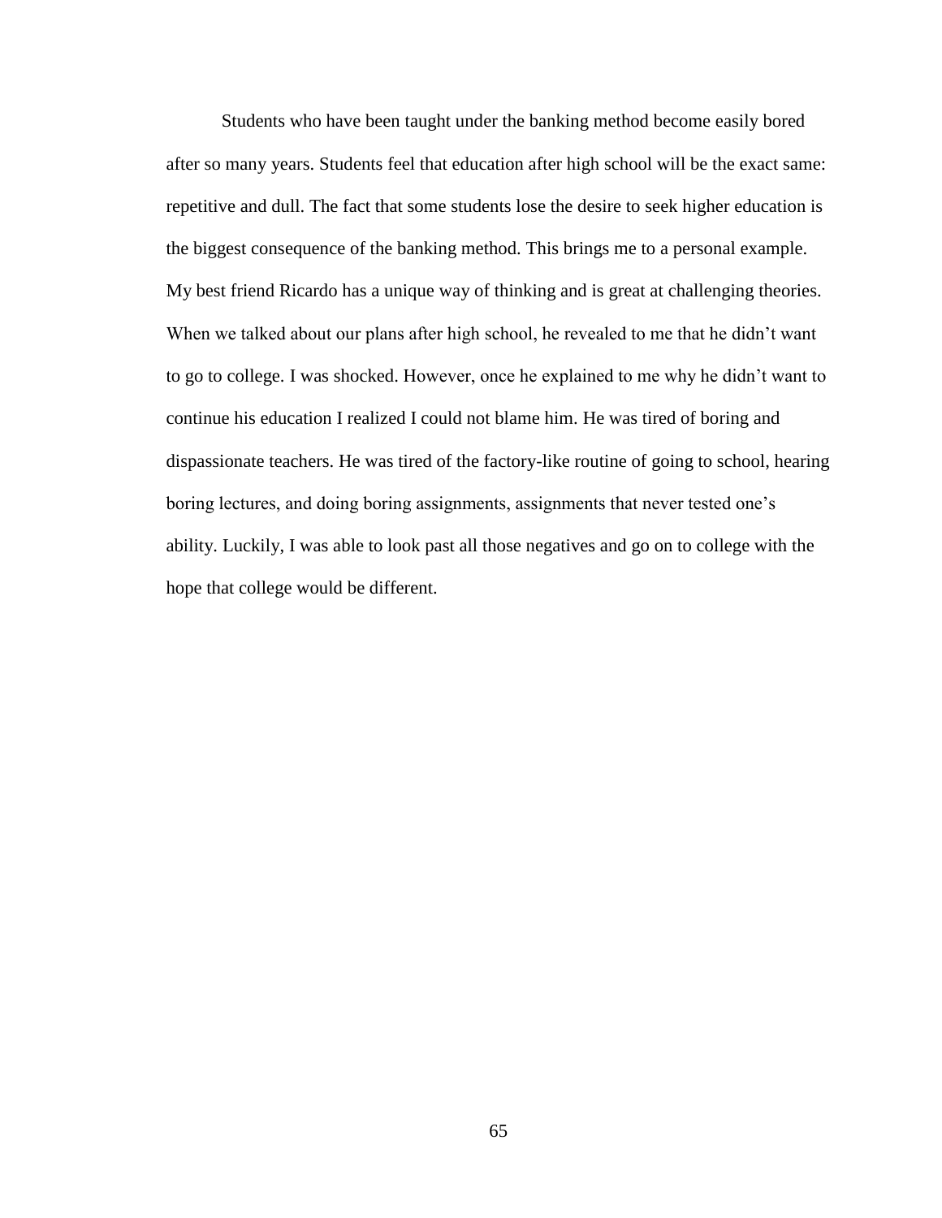Students who have been taught under the banking method become easily bored after so many years. Students feel that education after high school will be the exact same: repetitive and dull. The fact that some students lose the desire to seek higher education is the biggest consequence of the banking method. This brings me to a personal example. My best friend Ricardo has a unique way of thinking and is great at challenging theories. When we talked about our plans after high school, he revealed to me that he didn't want to go to college. I was shocked. However, once he explained to me why he didn't want to continue his education I realized I could not blame him. He was tired of boring and dispassionate teachers. He was tired of the factory-like routine of going to school, hearing boring lectures, and doing boring assignments, assignments that never tested one's ability. Luckily, I was able to look past all those negatives and go on to college with the hope that college would be different.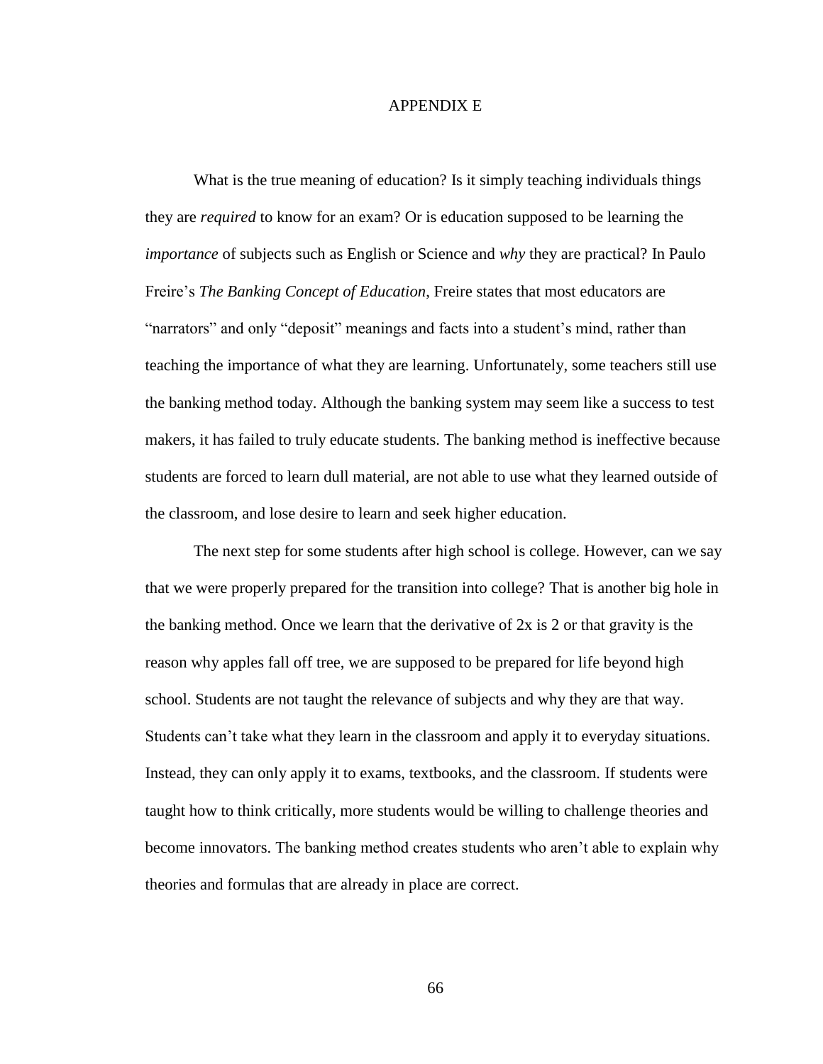# APPENDIX E

What is the true meaning of education? Is it simply teaching individuals things they are *required* to know for an exam? Or is education supposed to be learning the *importance* of subjects such as English or Science and *why* they are practical? In Paulo Freire's *The Banking Concept of Education*, Freire states that most educators are "narrators" and only "deposit" meanings and facts into a student's mind, rather than teaching the importance of what they are learning. Unfortunately, some teachers still use the banking method today. Although the banking system may seem like a success to test makers, it has failed to truly educate students. The banking method is ineffective because students are forced to learn dull material, are not able to use what they learned outside of the classroom, and lose desire to learn and seek higher education.

The next step for some students after high school is college. However, can we say that we were properly prepared for the transition into college? That is another big hole in the banking method. Once we learn that the derivative of 2x is 2 or that gravity is the reason why apples fall off tree, we are supposed to be prepared for life beyond high school. Students are not taught the relevance of subjects and why they are that way. Students can't take what they learn in the classroom and apply it to everyday situations. Instead, they can only apply it to exams, textbooks, and the classroom. If students were taught how to think critically, more students would be willing to challenge theories and become innovators. The banking method creates students who aren't able to explain why theories and formulas that are already in place are correct.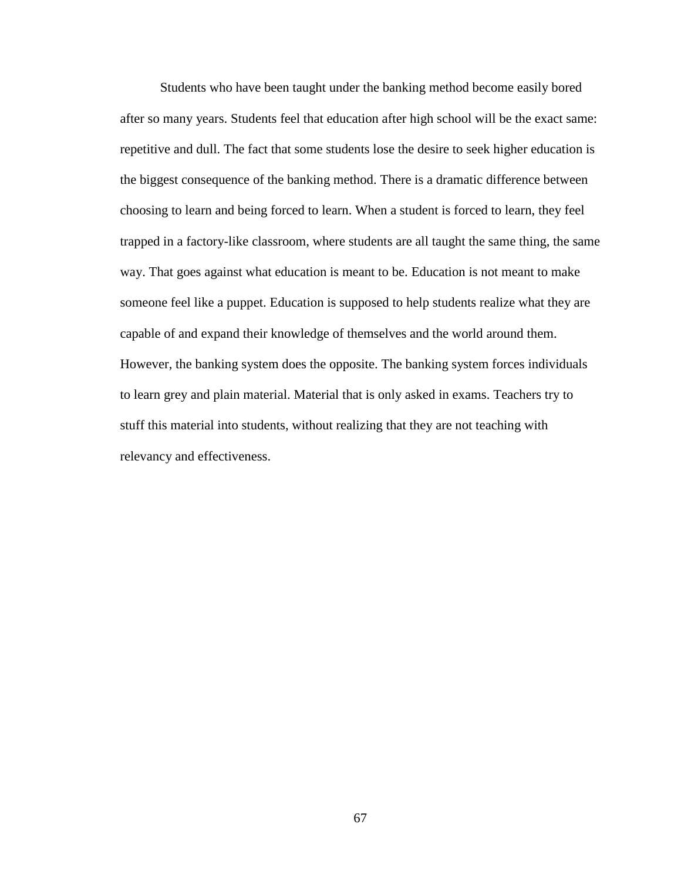Students who have been taught under the banking method become easily bored after so many years. Students feel that education after high school will be the exact same: repetitive and dull. The fact that some students lose the desire to seek higher education is the biggest consequence of the banking method. There is a dramatic difference between choosing to learn and being forced to learn. When a student is forced to learn, they feel trapped in a factory-like classroom, where students are all taught the same thing, the same way. That goes against what education is meant to be. Education is not meant to make someone feel like a puppet. Education is supposed to help students realize what they are capable of and expand their knowledge of themselves and the world around them. However, the banking system does the opposite. The banking system forces individuals to learn grey and plain material. Material that is only asked in exams. Teachers try to stuff this material into students, without realizing that they are not teaching with relevancy and effectiveness.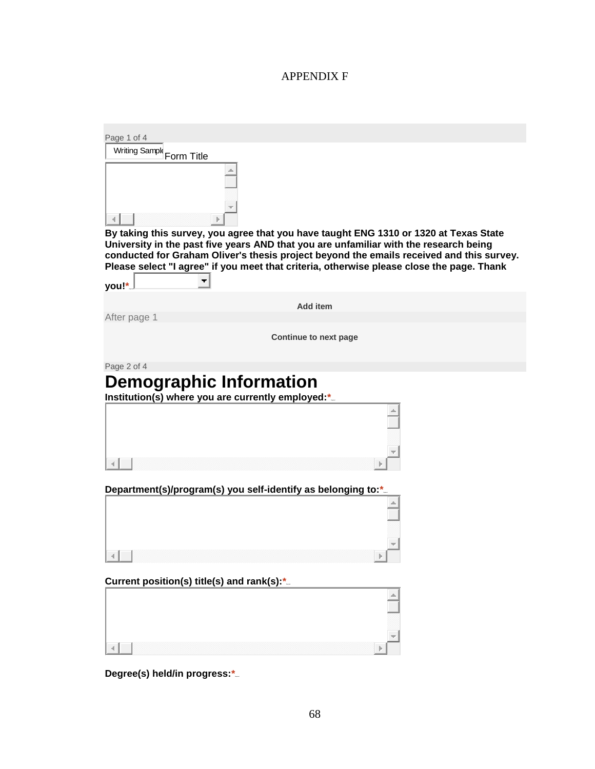APPENDIX F

Page 1 of 4

Writing Sample Form Title

**By taking this survey, you agree that you have taught ENG 1310 or 1320 at Texas State University in the past five years AND that you are unfamiliar with the research being conducted for Graham Oliver's thesis project beyond the emails received and this survey. Please select "I agree" if you meet that criteria, otherwise please close the page. Thank you!***

**Add item**

After page 1

**Continue to next page**

Page 2 of 4

# Demographic Information

**Institution(s) where you are currently employed:***

**Department(s)/program(s) you self-identify as belonging to:***

**Current position(s) title(s) and rank(s):***

**Degree(s) held/in progress:***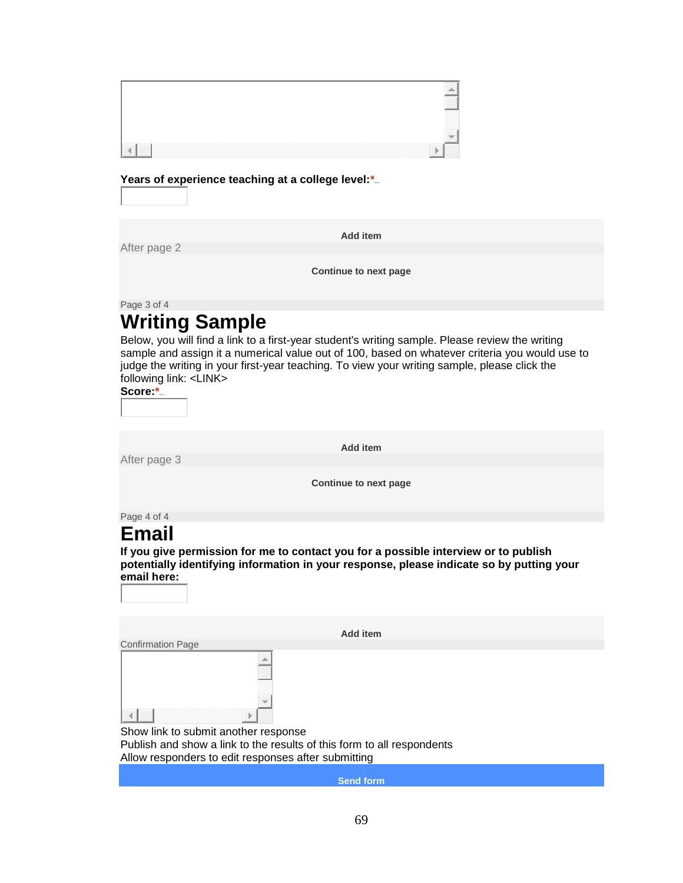**Years of experience teaching at a college level:***

Add item

After page 2

Continue to next page

Page 3 of 4

# Writing Sample

Below, you will find a link to a first-year student's writing sample. Please review the writing sample and assign it a numerical value out of 100, based on whatever criteria you would use to judge the writing in your first-year teaching. To view your writing sample, please click the following link: <LINK>

**Score:***

Add item

After page 3

Continue to next page

Page 4 of 4

# Email

**If you give permission for me to contact you for a possible interview or to publish potentially identifying information in your response, please indicate so by putting your email here:**

Add item

Confirmation Page

Show link to submit another response

Publish and show a link to the results of this form to all respondents

Allow responders to edit responses after submitting

Send form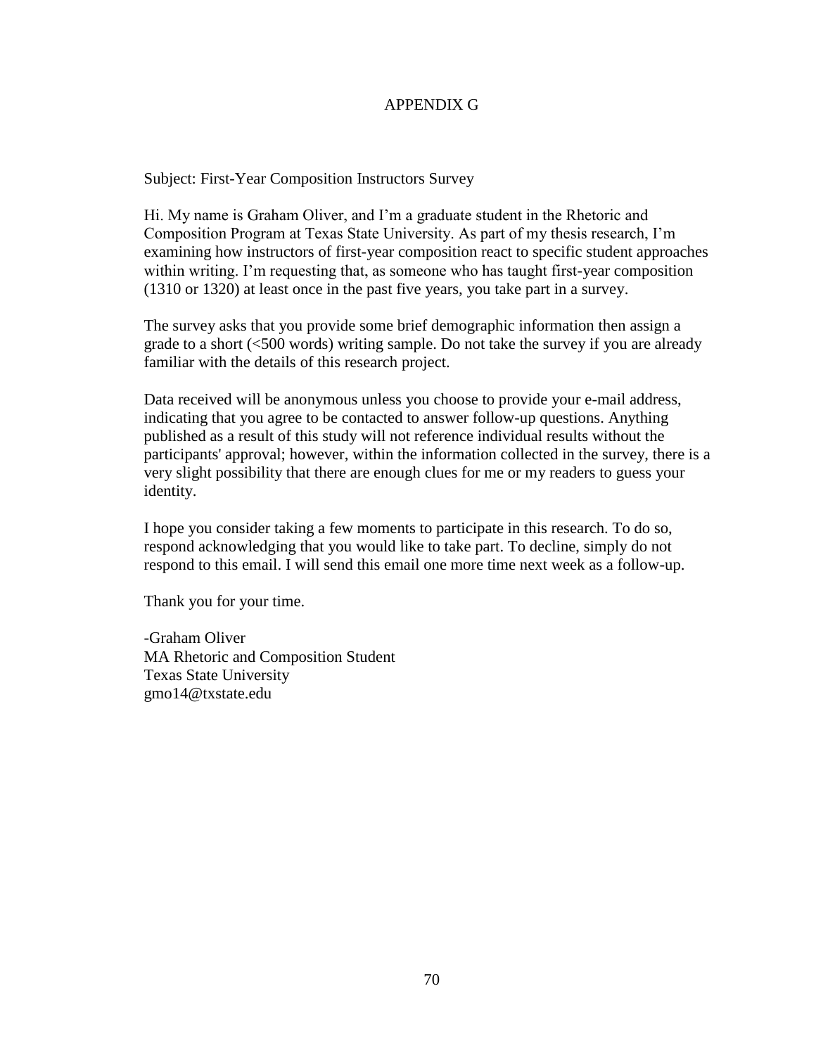# APPENDIX G

Subject: First-Year Composition Instructors Survey

Hi. My name is Graham Oliver, and I'm a graduate student in the Rhetoric and Composition Program at Texas State University. As part of my thesis research, I'm examining how instructors of first-year composition react to specific student approaches within writing. I'm requesting that, as someone who has taught first-year composition (1310 or 1320) at least once in the past five years, you take part in a survey.

The survey asks that you provide some brief demographic information then assign a grade to a short (<500 words) writing sample. Do not take the survey if you are already familiar with the details of this research project.

Data received will be anonymous unless you choose to provide your e-mail address, indicating that you agree to be contacted to answer follow-up questions. Anything published as a result of this study will not reference individual results without the participants' approval; however, within the information collected in the survey, there is a very slight possibility that there are enough clues for me or my readers to guess your identity.

I hope you consider taking a few moments to participate in this research. To do so, respond acknowledging that you would like to take part. To decline, simply do not respond to this email. I will send this email one more time next week as a follow-up.

Thank you for your time.

-Graham Oliver  
MA Rhetoric and Composition Student  
Texas State University  
gmo14@txstate.edu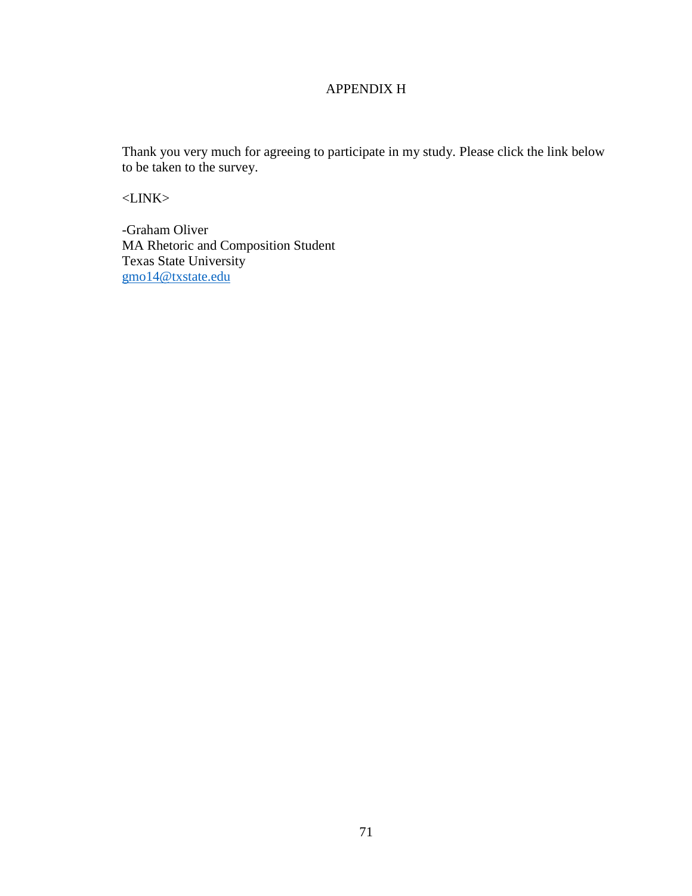# APPENDIX H

Thank you very much for agreeing to participate in my study. Please click the link below to be taken to the survey.

<LINK>

-Graham Oliver  
MA Rhetoric and Composition Student  
Texas State University  
gmo14@txstate.edu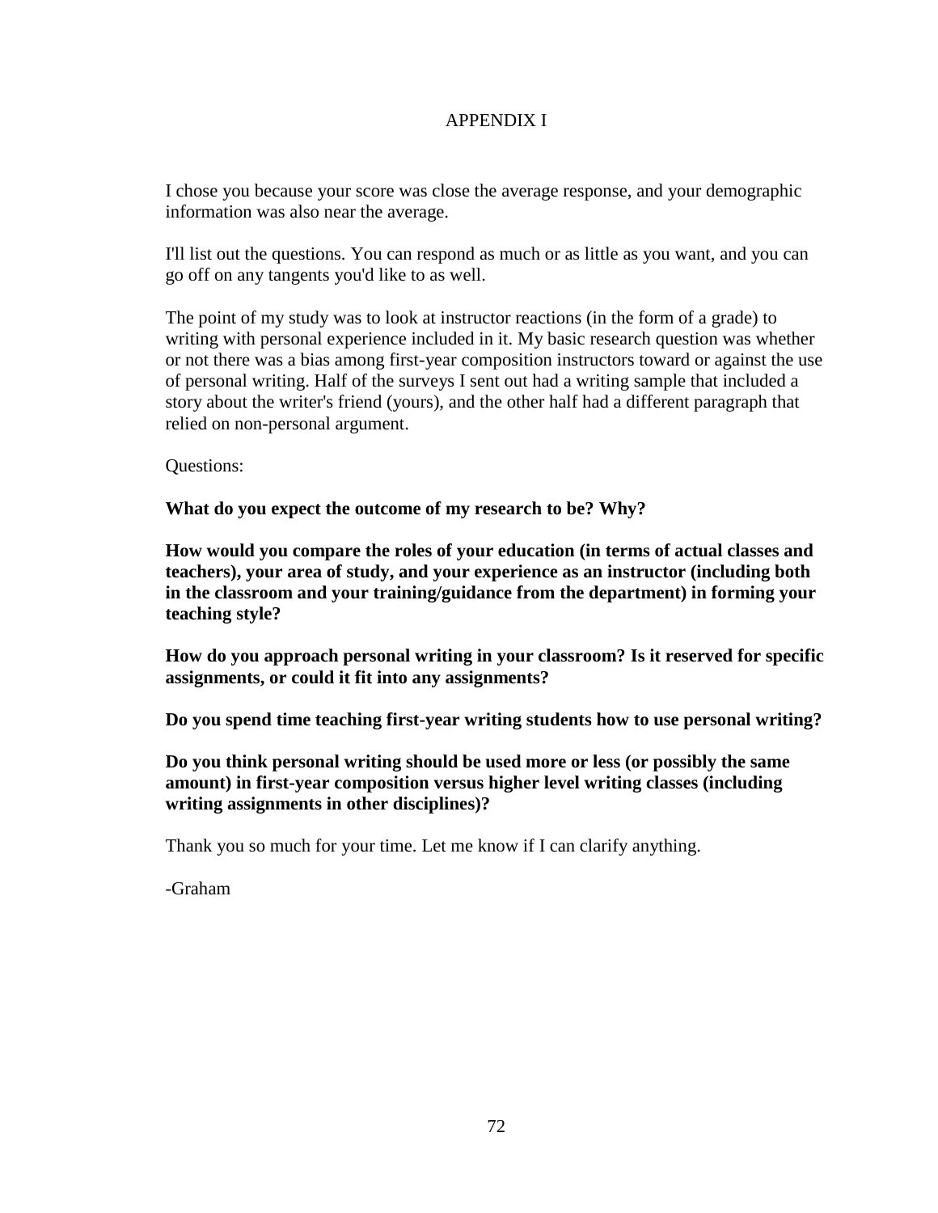# APPENDIX I

I chose you because your score was close the average response, and your demographic information was also near the average.

I'll list out the questions. You can respond as much or as little as you want, and you can go off on any tangents you'd like to as well.

The point of my study was to look at instructor reactions (in the form of a grade) to writing with personal experience included in it. My basic research question was whether or not there was a bias among first-year composition instructors toward or against the use of personal writing. Half of the surveys I sent out had a writing sample that included a story about the writer's friend (yours), and the other half had a different paragraph that relied on non-personal argument.

Questions:

**What do you expect the outcome of my research to be? Why?**

**How would you compare the roles of your education (in terms of actual classes and teachers), your area of study, and your experience as an instructor (including both in the classroom and your training/guidance from the department) in forming your teaching style?**

**How do you approach personal writing in your classroom? Is it reserved for specific assignments, or could it fit into any assignments?**

**Do you spend time teaching first-year writing students how to use personal writing?**

**Do you think personal writing should be used more or less (or possibly the same amount) in first-year composition versus higher level writing classes (including writing assignments in other disciplines)?**

Thank you so much for your time. Let me know if I can clarify anything.

-Graham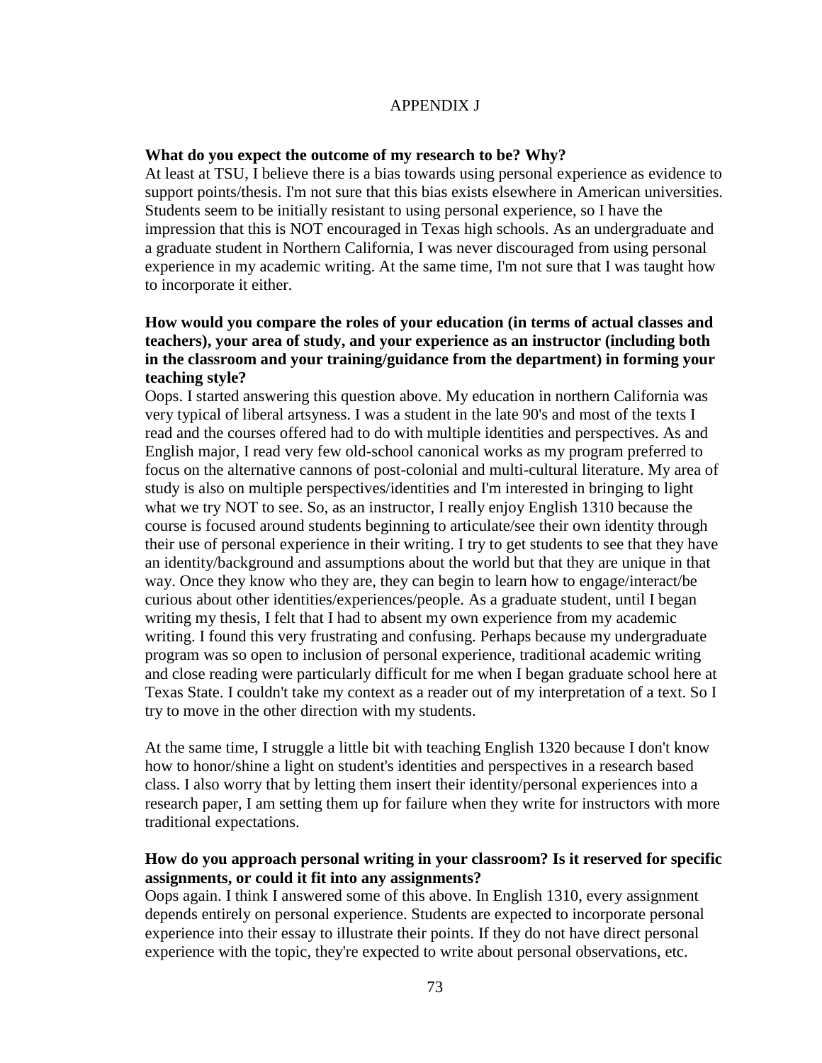# APPENDIX J

**What do you expect the outcome of my research to be? Why?**

At least at TSU, I believe there is a bias towards using personal experience as evidence to support points/thesis. I'm not sure that this bias exists elsewhere in American universities. Students seem to be initially resistant to using personal experience, so I have the impression that this is NOT encouraged in Texas high schools. As an undergraduate and a graduate student in Northern California, I was never discouraged from using personal experience in my academic writing. At the same time, I'm not sure that I was taught how to incorporate it either.

**How would you compare the roles of your education (in terms of actual classes and teachers), your area of study, and your experience as an instructor (including both in the classroom and your training/guidance from the department) in forming your teaching style?**

Oops. I started answering this question above. My education in northern California was very typical of liberal artsyness. I was a student in the late 90's and most of the texts I read and the courses offered had to do with multiple identities and perspectives. As and English major, I read very few old-school canonical works as my program preferred to focus on the alternative cannons of post-colonial and multi-cultural literature. My area of study is also on multiple perspectives/identities and I'm interested in bringing to light what we try NOT to see. So, as an instructor, I really enjoy English 1310 because the course is focused around students beginning to articulate/see their own identity through their use of personal experience in their writing. I try to get students to see that they have an identity/background and assumptions about the world but that they are unique in that way. Once they know who they are, they can begin to learn how to engage/interact/be curious about other identities/experiences/people. As a graduate student, until I began writing my thesis, I felt that I had to absent my own experience from my academic writing. I found this very frustrating and confusing. Perhaps because my undergraduate program was so open to inclusion of personal experience, traditional academic writing and close reading were particularly difficult for me when I began graduate school here at Texas State. I couldn't take my context as a reader out of my interpretation of a text. So I try to move in the other direction with my students.

At the same time, I struggle a little bit with teaching English 1320 because I don't know how to honor/shine a light on student's identities and perspectives in a research based class. I also worry that by letting them insert their identity/personal experiences into a research paper, I am setting them up for failure when they write for instructors with more traditional expectations.

**How do you approach personal writing in your classroom? Is it reserved for specific assignments, or could it fit into any assignments?**

Oops again. I think I answered some of this above. In English 1310, every assignment depends entirely on personal experience. Students are expected to incorporate personal experience into their essay to illustrate their points. If they do not have direct personal experience with the topic, they're expected to write about personal observations, etc.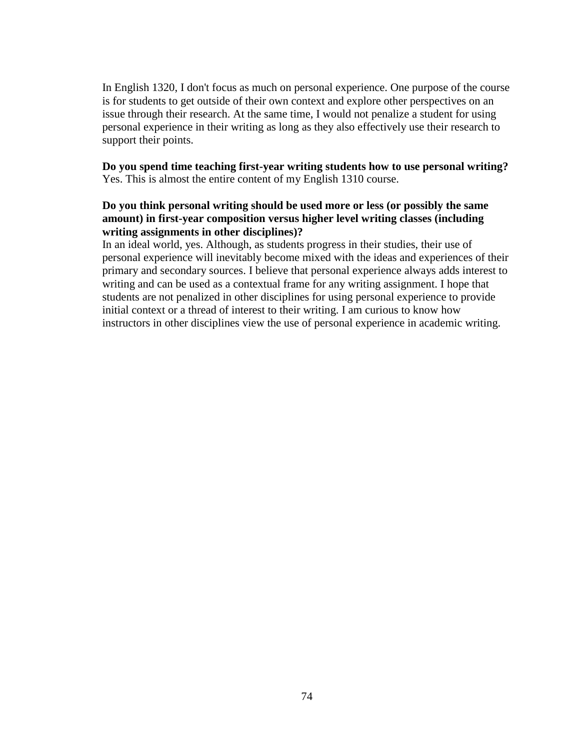In English 1320, I don't focus as much on personal experience. One purpose of the course is for students to get outside of their own context and explore other perspectives on an issue through their research. At the same time, I would not penalize a student for using personal experience in their writing as long as they also effectively use their research to support their points.

**Do you spend time teaching first-year writing students how to use personal writing?**
Yes. This is almost the entire content of my English 1310 course.

**Do you think personal writing should be used more or less (or possibly the same amount) in first-year composition versus higher level writing classes (including writing assignments in other disciplines)?**
In an ideal world, yes. Although, as students progress in their studies, their use of personal experience will inevitably become mixed with the ideas and experiences of their primary and secondary sources. I believe that personal experience always adds interest to writing and can be used as a contextual frame for any writing assignment. I hope that students are not penalized in other disciplines for using personal experience to provide initial context or a thread of interest to their writing. I am curious to know how instructors in other disciplines view the use of personal experience in academic writing.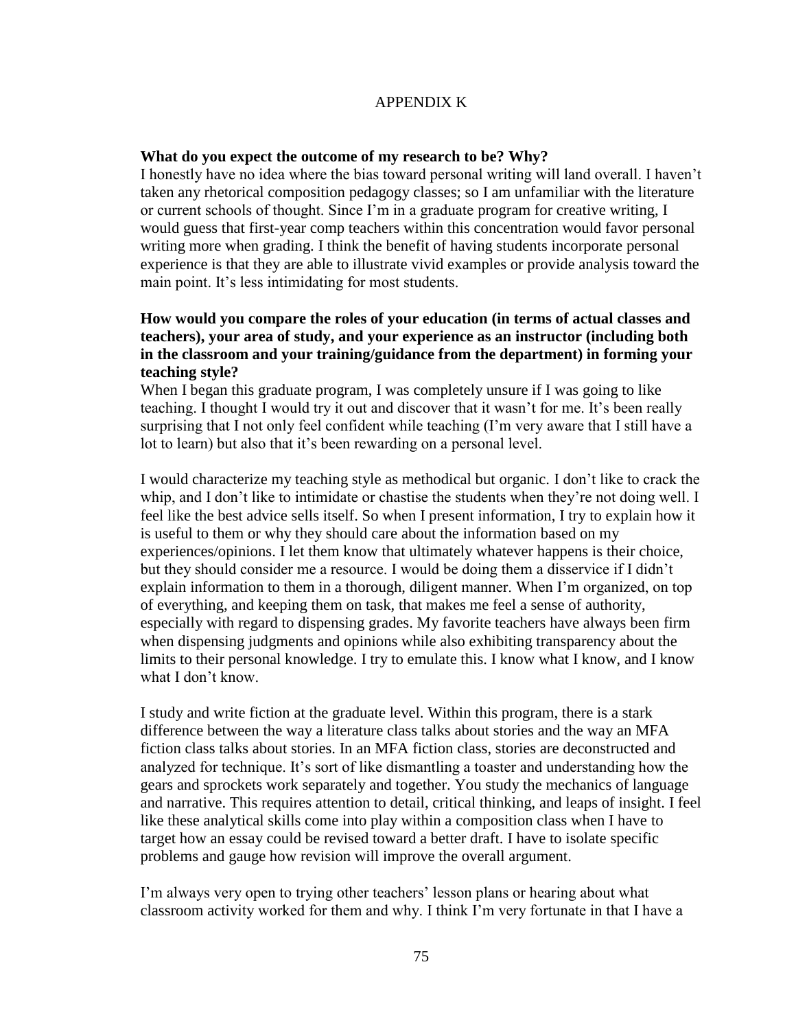# APPENDIX K

**What do you expect the outcome of my research to be? Why?**

I honestly have no idea where the bias toward personal writing will land overall. I haven't taken any rhetorical composition pedagogy classes; so I am unfamiliar with the literature or current schools of thought. Since I'm in a graduate program for creative writing, I would guess that first-year comp teachers within this concentration would favor personal writing more when grading. I think the benefit of having students incorporate personal experience is that they are able to illustrate vivid examples or provide analysis toward the main point. It's less intimidating for most students.

**How would you compare the roles of your education (in terms of actual classes and teachers), your area of study, and your experience as an instructor (including both in the classroom and your training/guidance from the department) in forming your teaching style?**

When I began this graduate program, I was completely unsure if I was going to like teaching. I thought I would try it out and discover that it wasn't for me. It's been really surprising that I not only feel confident while teaching (I'm very aware that I still have a lot to learn) but also that it's been rewarding on a personal level.

I would characterize my teaching style as methodical but organic. I don't like to crack the whip, and I don't like to intimidate or chastise the students when they're not doing well. I feel like the best advice sells itself. So when I present information, I try to explain how it is useful to them or why they should care about the information based on my experiences/opinions. I let them know that ultimately whatever happens is their choice, but they should consider me a resource. I would be doing them a disservice if I didn't explain information to them in a thorough, diligent manner. When I'm organized, on top of everything, and keeping them on task, that makes me feel a sense of authority, especially with regard to dispensing grades. My favorite teachers have always been firm when dispensing judgments and opinions while also exhibiting transparency about the limits to their personal knowledge. I try to emulate this. I know what I know, and I know what I don't know.

I study and write fiction at the graduate level. Within this program, there is a stark difference between the way a literature class talks about stories and the way an MFA fiction class talks about stories. In an MFA fiction class, stories are deconstructed and analyzed for technique. It's sort of like dismantling a toaster and understanding how the gears and sprockets work separately and together. You study the mechanics of language and narrative. This requires attention to detail, critical thinking, and leaps of insight. I feel like these analytical skills come into play within a composition class when I have to target how an essay could be revised toward a better draft. I have to isolate specific problems and gauge how revision will improve the overall argument.

I'm always very open to trying other teachers' lesson plans or hearing about what classroom activity worked for them and why. I think I'm very fortunate in that I have a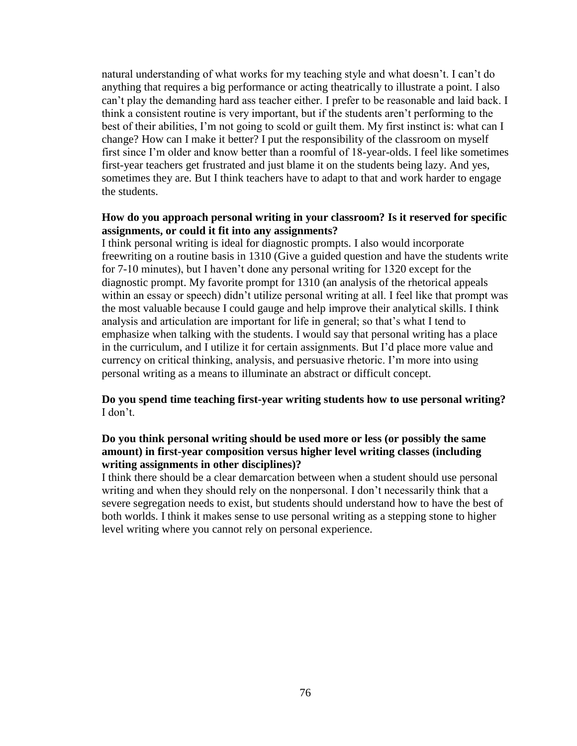natural understanding of what works for my teaching style and what doesn't. I can't do anything that requires a big performance or acting theatrically to illustrate a point. I also can't play the demanding hard ass teacher either. I prefer to be reasonable and laid back. I think a consistent routine is very important, but if the students aren't performing to the best of their abilities, I'm not going to scold or guilt them. My first instinct is: what can I change? How can I make it better? I put the responsibility of the classroom on myself first since I'm older and know better than a roomful of 18-year-olds. I feel like sometimes first-year teachers get frustrated and just blame it on the students being lazy. And yes, sometimes they are. But I think teachers have to adapt to that and work harder to engage the students.

**How do you approach personal writing in your classroom? Is it reserved for specific assignments, or could it fit into any assignments?**

I think personal writing is ideal for diagnostic prompts. I also would incorporate freewriting on a routine basis in 1310 (Give a guided question and have the students write for 7-10 minutes), but I haven't done any personal writing for 1320 except for the diagnostic prompt. My favorite prompt for 1310 (an analysis of the rhetorical appeals within an essay or speech) didn't utilize personal writing at all. I feel like that prompt was the most valuable because I could gauge and help improve their analytical skills. I think analysis and articulation are important for life in general; so that's what I tend to emphasize when talking with the students. I would say that personal writing has a place in the curriculum, and I utilize it for certain assignments. But I'd place more value and currency on critical thinking, analysis, and persuasive rhetoric. I'm more into using personal writing as a means to illuminate an abstract or difficult concept.

**Do you spend time teaching first-year writing students how to use personal writing?**

I don't.

**Do you think personal writing should be used more or less (or possibly the same amount) in first-year composition versus higher level writing classes (including writing assignments in other disciplines)?**

I think there should be a clear demarcation between when a student should use personal writing and when they should rely on the nonpersonal. I don't necessarily think that a severe segregation needs to exist, but students should understand how to have the best of both worlds. I think it makes sense to use personal writing as a stepping stone to higher level writing where you cannot rely on personal experience.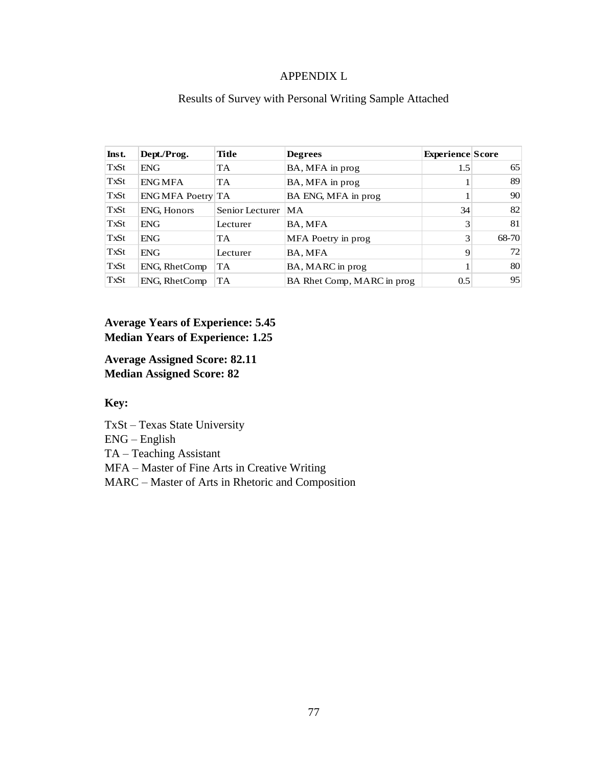# APPENDIX L

## Results of Survey with Personal Writing Sample Attached

| Inst. | Dept./Prog. | Title | Degrees | Experience | Score |
|---|---|---|---|---|---|
| TxSt | ENG | TA | BA, MFA in prog | 1.5 | 65 |
| TxSt | ENG MFA | TA | BA, MFA in prog | 1 | 89 |
| TxSt | ENG MFA Poetry | TA | BA ENG, MFA in prog | 1 | 90 |
| TxSt | ENG, Honors | Senior Lecturer | MA | 34 | 82 |
| TxSt | ENG | Lecturer | BA, MFA | 3 | 81 |
| TxSt | ENG | TA | MFA Poetry in prog | 3 | 68-70 |
| TxSt | ENG | Lecturer | BA, MFA | 9 | 72 |
| TxSt | ENG, RhetComp | TA | BA, MARC in prog | 1 | 80 |
| TxSt | ENG, RhetComp | TA | BA Rhet Comp, MARC in prog | 0.5 | 95 |

**Average Years of Experience: 5.45**
**Median Years of Experience: 1.25**

**Average Assigned Score: 82.11**
**Median Assigned Score: 82**

**Key:**

TxSt – Texas State University
ENG – English
TA – Teaching Assistant
MFA – Master of Fine Arts in Creative Writing
MARC – Master of Arts in Rhetoric and Composition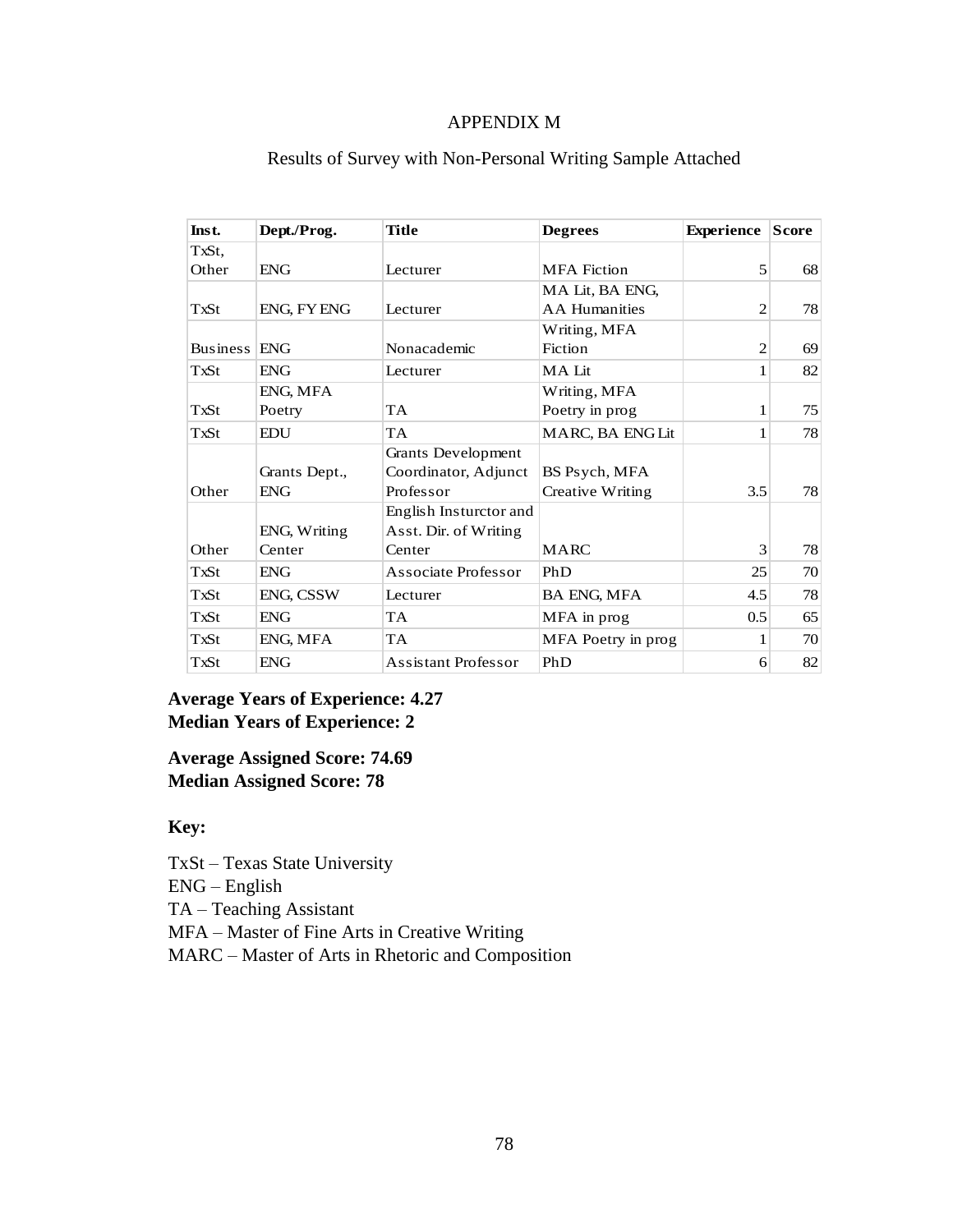# APPENDIX M

## Results of Survey with Non-Personal Writing Sample Attached

| Inst. | Dept./Prog. | Title | Degrees | Experience | Score |
|---|---|---|---|---|---|
| TxSt, Other | ENG | Lecturer | MFA Fiction | 5 | 68 |
| TxSt | ENG, FY ENG | Lecturer | MA Lit, BA ENG, AA Humanities | 2 | 78 |
| Business | ENG | Nonacademic | Writing, MFA Fiction | 2 | 69 |
| TxSt | ENG | Lecturer | MA Lit | 1 | 82 |
| TxSt | ENG, MFA Poetry | TA | Writing, MFA Poetry in prog | 1 | 75 |
| TxSt | EDU | TA | MARC, BA ENG Lit | 1 | 78 |
| Other | Grants Dept., ENG | Grants Development Coordinator, Adjunct Professor | BS Psych, MFA Creative Writing | 3.5 | 78 |
| Other | ENG, Writing Center | English Insturctor and Asst. Dir. of Writing Center | MARC | 3 | 78 |
| TxSt | ENG | Associate Professor | PhD | 25 | 70 |
| TxSt | ENG, CSSW | Lecturer | BA ENG, MFA | 4.5 | 78 |
| TxSt | ENG | TA | MFA in prog | 0.5 | 65 |
| TxSt | ENG, MFA | TA | MFA Poetry in prog | 1 | 70 |
| TxSt | ENG | Assistant Professor | PhD | 6 | 82 |

**Average Years of Experience: 4.27**
**Median Years of Experience: 2**

**Average Assigned Score: 74.69**
**Median Assigned Score: 78**

**Key:**

TxSt – Texas State University
ENG – English
TA – Teaching Assistant
MFA – Master of Fine Arts in Creative Writing
MARC – Master of Arts in Rhetoric and Composition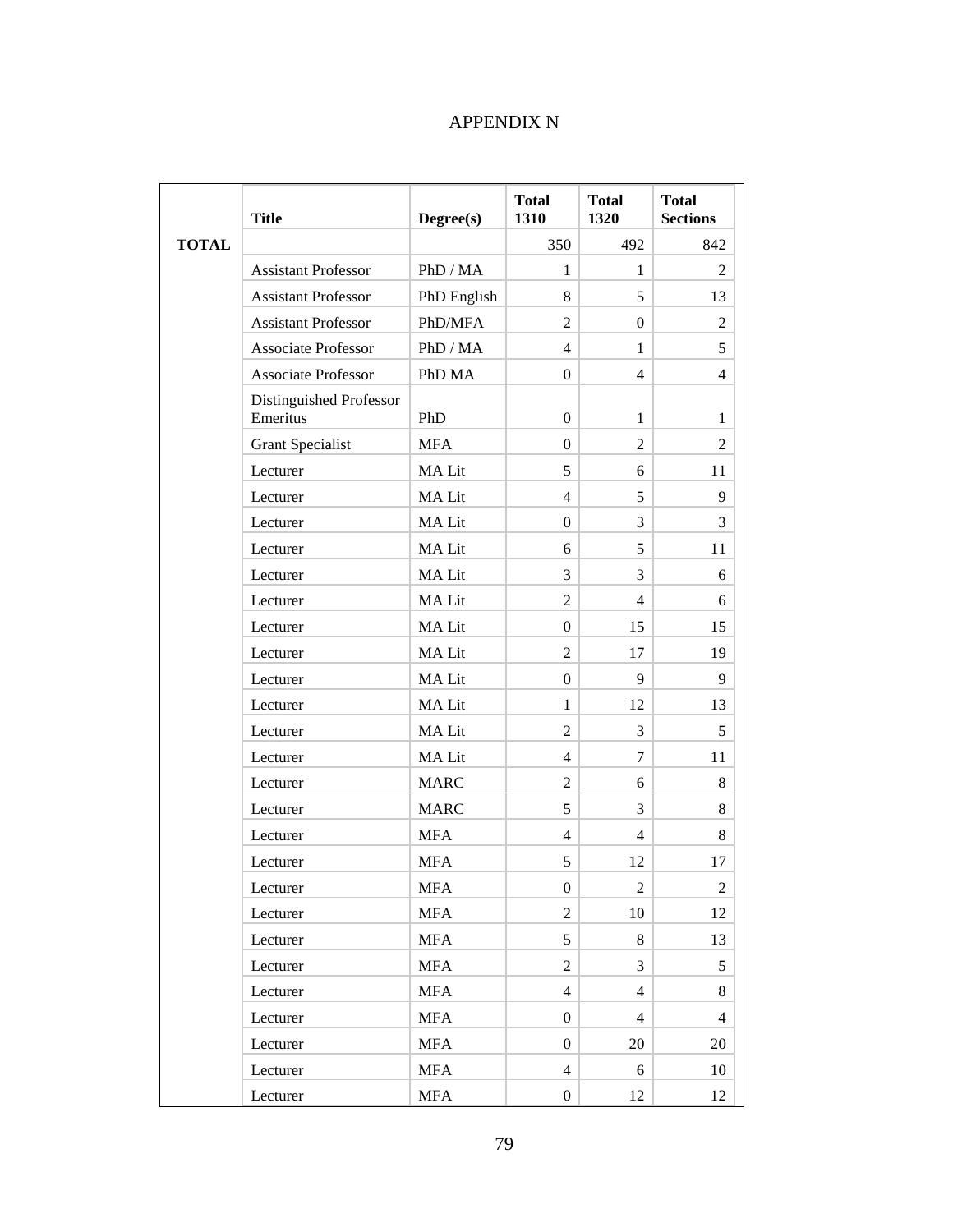# APPENDIX N

| | Title | Degree(s) | Total 1310 | Total 1320 | Total Sections |
|---|---|---|---|---|---|
| **TOTAL** | | | 350 | 492 | 842 |
| | Assistant Professor | PhD / MA | 1 | 1 | 2 |
| | Assistant Professor | PhD English | 8 | 5 | 13 |
| | Assistant Professor | PhD/MFA | 2 | 0 | 2 |
| | Associate Professor | PhD / MA | 4 | 1 | 5 |
| | Associate Professor | PhD MA | 0 | 4 | 4 |
| | Distinguished Professor Emeritus | PhD | 0 | 1 | 1 |
| | Grant Specialist | MFA | 0 | 2 | 2 |
| | Lecturer | MA Lit | 5 | 6 | 11 |
| | Lecturer | MA Lit | 4 | 5 | 9 |
| | Lecturer | MA Lit | 0 | 3 | 3 |
| | Lecturer | MA Lit | 6 | 5 | 11 |
| | Lecturer | MA Lit | 3 | 3 | 6 |
| | Lecturer | MA Lit | 2 | 4 | 6 |
| | Lecturer | MA Lit | 0 | 15 | 15 |
| | Lecturer | MA Lit | 2 | 17 | 19 |
| | Lecturer | MA Lit | 0 | 9 | 9 |
| | Lecturer | MA Lit | 1 | 12 | 13 |
| | Lecturer | MA Lit | 2 | 3 | 5 |
| | Lecturer | MA Lit | 4 | 7 | 11 |
| | Lecturer | MARC | 2 | 6 | 8 |
| | Lecturer | MARC | 5 | 3 | 8 |
| | Lecturer | MFA | 4 | 4 | 8 |
| | Lecturer | MFA | 5 | 12 | 17 |
| | Lecturer | MFA | 0 | 2 | 2 |
| | Lecturer | MFA | 2 | 10 | 12 |
| | Lecturer | MFA | 5 | 8 | 13 |
| | Lecturer | MFA | 2 | 3 | 5 |
| | Lecturer | MFA | 4 | 4 | 8 |
| | Lecturer | MFA | 0 | 4 | 4 |
| | Lecturer | MFA | 0 | 20 | 20 |
| | Lecturer | MFA | 4 | 6 | 10 |
| | Lecturer | MFA | 0 | 12 | 12 |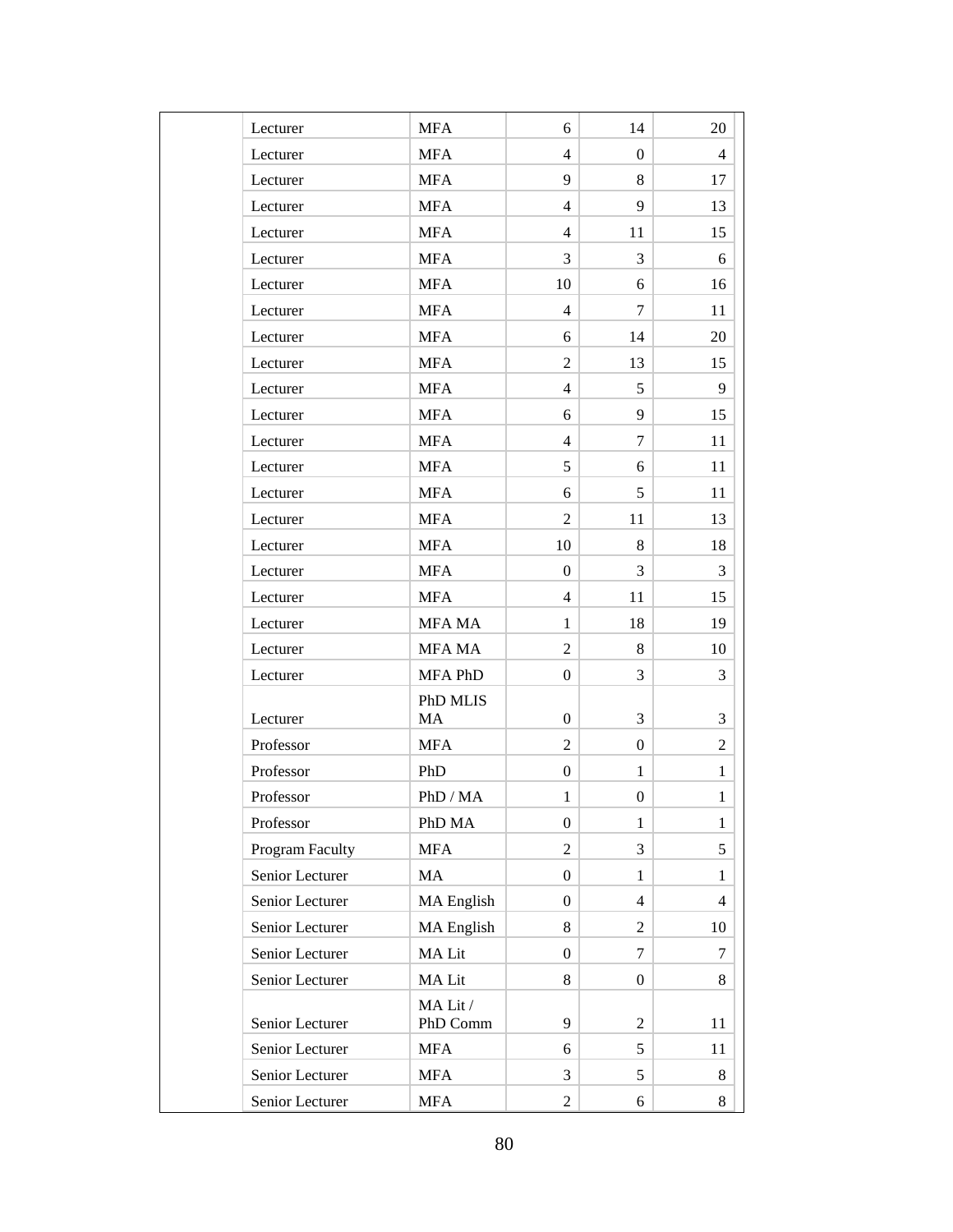| | | | | | |
|---|---|---|---|---|---|
| | Lecturer | MFA | 6 | 14 | 20 |
| | Lecturer | MFA | 4 | 0 | 4 |
| | Lecturer | MFA | 9 | 8 | 17 |
| | Lecturer | MFA | 4 | 9 | 13 |
| | Lecturer | MFA | 4 | 11 | 15 |
| | Lecturer | MFA | 3 | 3 | 6 |
| | Lecturer | MFA | 10 | 6 | 16 |
| | Lecturer | MFA | 4 | 7 | 11 |
| | Lecturer | MFA | 6 | 14 | 20 |
| | Lecturer | MFA | 2 | 13 | 15 |
| | Lecturer | MFA | 4 | 5 | 9 |
| | Lecturer | MFA | 6 | 9 | 15 |
| | Lecturer | MFA | 4 | 7 | 11 |
| | Lecturer | MFA | 5 | 6 | 11 |
| | Lecturer | MFA | 6 | 5 | 11 |
| | Lecturer | MFA | 2 | 11 | 13 |
| | Lecturer | MFA | 10 | 8 | 18 |
| | Lecturer | MFA | 0 | 3 | 3 |
| | Lecturer | MFA | 4 | 11 | 15 |
| | Lecturer | MFA MA | 1 | 18 | 19 |
| | Lecturer | MFA MA | 2 | 8 | 10 |
| | Lecturer | MFA PhD | 0 | 3 | 3 |
| | Lecturer | PhD MLIS MA | 0 | 3 | 3 |
| | Professor | MFA | 2 | 0 | 2 |
| | Professor | PhD | 0 | 1 | 1 |
| | Professor | PhD / MA | 1 | 0 | 1 |
| | Professor | PhD MA | 0 | 1 | 1 |
| | Program Faculty | MFA | 2 | 3 | 5 |
| | Senior Lecturer | MA | 0 | 1 | 1 |
| | Senior Lecturer | MA English | 0 | 4 | 4 |
| | Senior Lecturer | MA English | 8 | 2 | 10 |
| | Senior Lecturer | MA Lit | 0 | 7 | 7 |
| | Senior Lecturer | MA Lit | 8 | 0 | 8 |
| | Senior Lecturer | MA Lit / PhD Comm | 9 | 2 | 11 |
| | Senior Lecturer | MFA | 6 | 5 | 11 |
| | Senior Lecturer | MFA | 3 | 5 | 8 |
| | Senior Lecturer | MFA | 2 | 6 | 8 |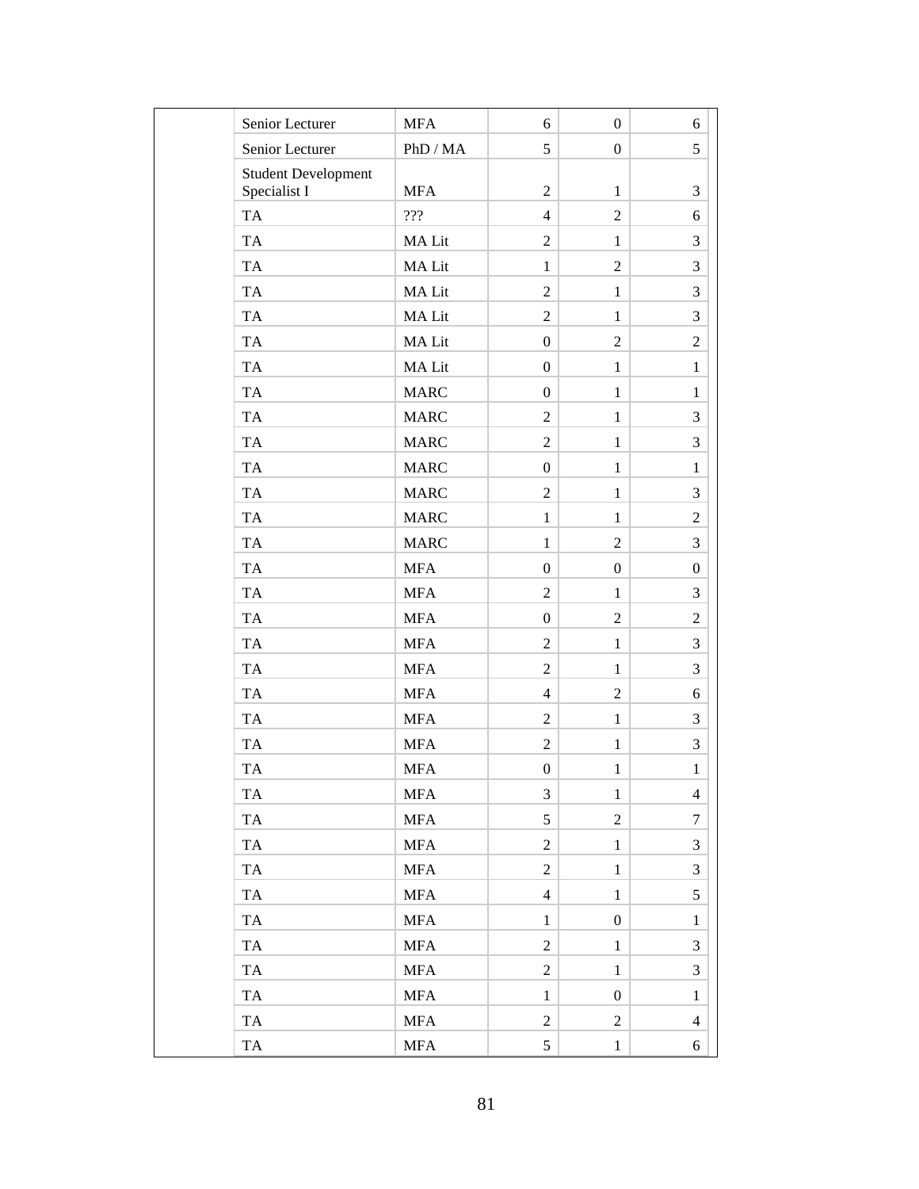| | | | | | |
|---|---|---|---|---|---|
| | Senior Lecturer | MFA | 6 | 0 | 6 |
| | Senior Lecturer | PhD / MA | 5 | 0 | 5 |
| | Student Development Specialist I | MFA | 2 | 1 | 3 |
| | TA | ??? | 4 | 2 | 6 |
| | TA | MA Lit | 2 | 1 | 3 |
| | TA | MA Lit | 1 | 2 | 3 |
| | TA | MA Lit | 2 | 1 | 3 |
| | TA | MA Lit | 2 | 1 | 3 |
| | TA | MA Lit | 0 | 2 | 2 |
| | TA | MA Lit | 0 | 1 | 1 |
| | TA | MARC | 0 | 1 | 1 |
| | TA | MARC | 2 | 1 | 3 |
| | TA | MARC | 2 | 1 | 3 |
| | TA | MARC | 0 | 1 | 1 |
| | TA | MARC | 2 | 1 | 3 |
| | TA | MARC | 1 | 1 | 2 |
| | TA | MARC | 1 | 2 | 3 |
| | TA | MFA | 0 | 0 | 0 |
| | TA | MFA | 2 | 1 | 3 |
| | TA | MFA | 0 | 2 | 2 |
| | TA | MFA | 2 | 1 | 3 |
| | TA | MFA | 2 | 1 | 3 |
| | TA | MFA | 4 | 2 | 6 |
| | TA | MFA | 2 | 1 | 3 |
| | TA | MFA | 2 | 1 | 3 |
| | TA | MFA | 0 | 1 | 1 |
| | TA | MFA | 3 | 1 | 4 |
| | TA | MFA | 5 | 2 | 7 |
| | TA | MFA | 2 | 1 | 3 |
| | TA | MFA | 2 | 1 | 3 |
| | TA | MFA | 4 | 1 | 5 |
| | TA | MFA | 1 | 0 | 1 |
| | TA | MFA | 2 | 1 | 3 |
| | TA | MFA | 2 | 1 | 3 |
| | TA | MFA | 1 | 0 | 1 |
| | TA | MFA | 2 | 2 | 4 |
| | TA | MFA | 5 | 1 | 6 |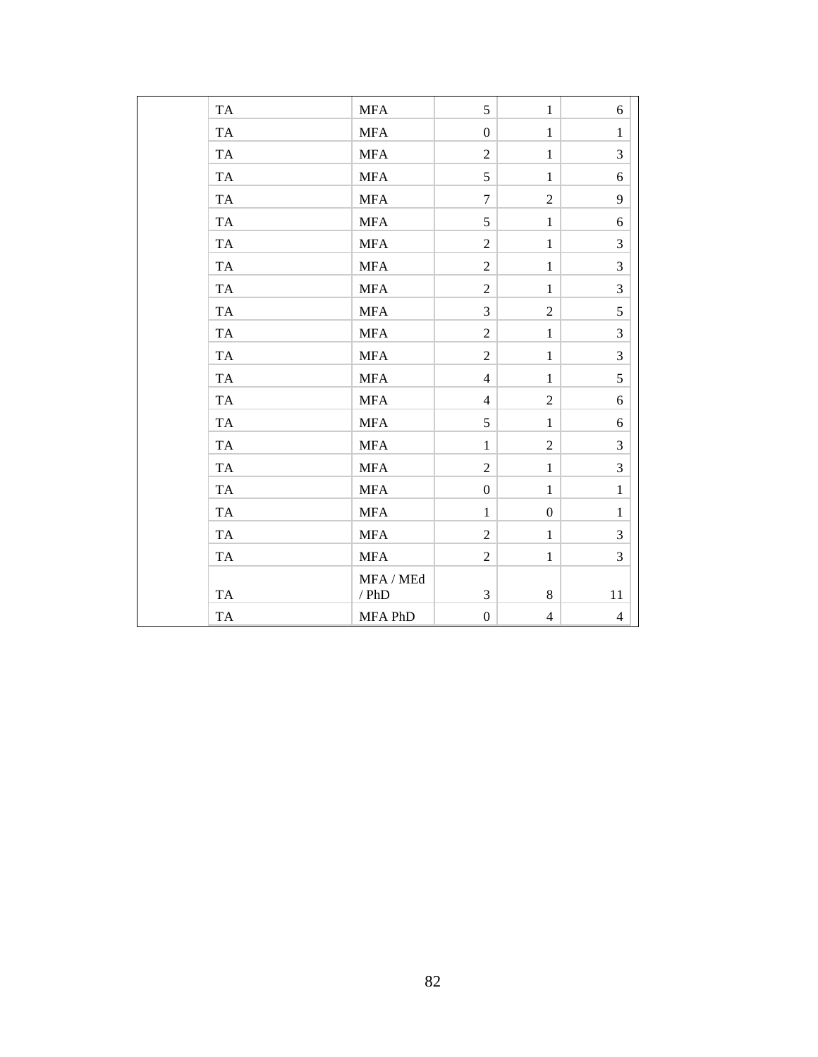| | | | | | |
|---|---|---|---|---|---|
| | TA | MFA | 5 | 1 | 6 |
| | TA | MFA | 0 | 1 | 1 |
| | TA | MFA | 2 | 1 | 3 |
| | TA | MFA | 5 | 1 | 6 |
| | TA | MFA | 7 | 2 | 9 |
| | TA | MFA | 5 | 1 | 6 |
| | TA | MFA | 2 | 1 | 3 |
| | TA | MFA | 2 | 1 | 3 |
| | TA | MFA | 2 | 1 | 3 |
| | TA | MFA | 3 | 2 | 5 |
| | TA | MFA | 2 | 1 | 3 |
| | TA | MFA | 2 | 1 | 3 |
| | TA | MFA | 4 | 1 | 5 |
| | TA | MFA | 4 | 2 | 6 |
| | TA | MFA | 5 | 1 | 6 |
| | TA | MFA | 1 | 2 | 3 |
| | TA | MFA | 2 | 1 | 3 |
| | TA | MFA | 0 | 1 | 1 |
| | TA | MFA | 1 | 0 | 1 |
| | TA | MFA | 2 | 1 | 3 |
| | TA | MFA | 2 | 1 | 3 |
| | TA | MFA / MEd / PhD | 3 | 8 | 11 |
| | TA | MFA PhD | 0 | 4 | 4 |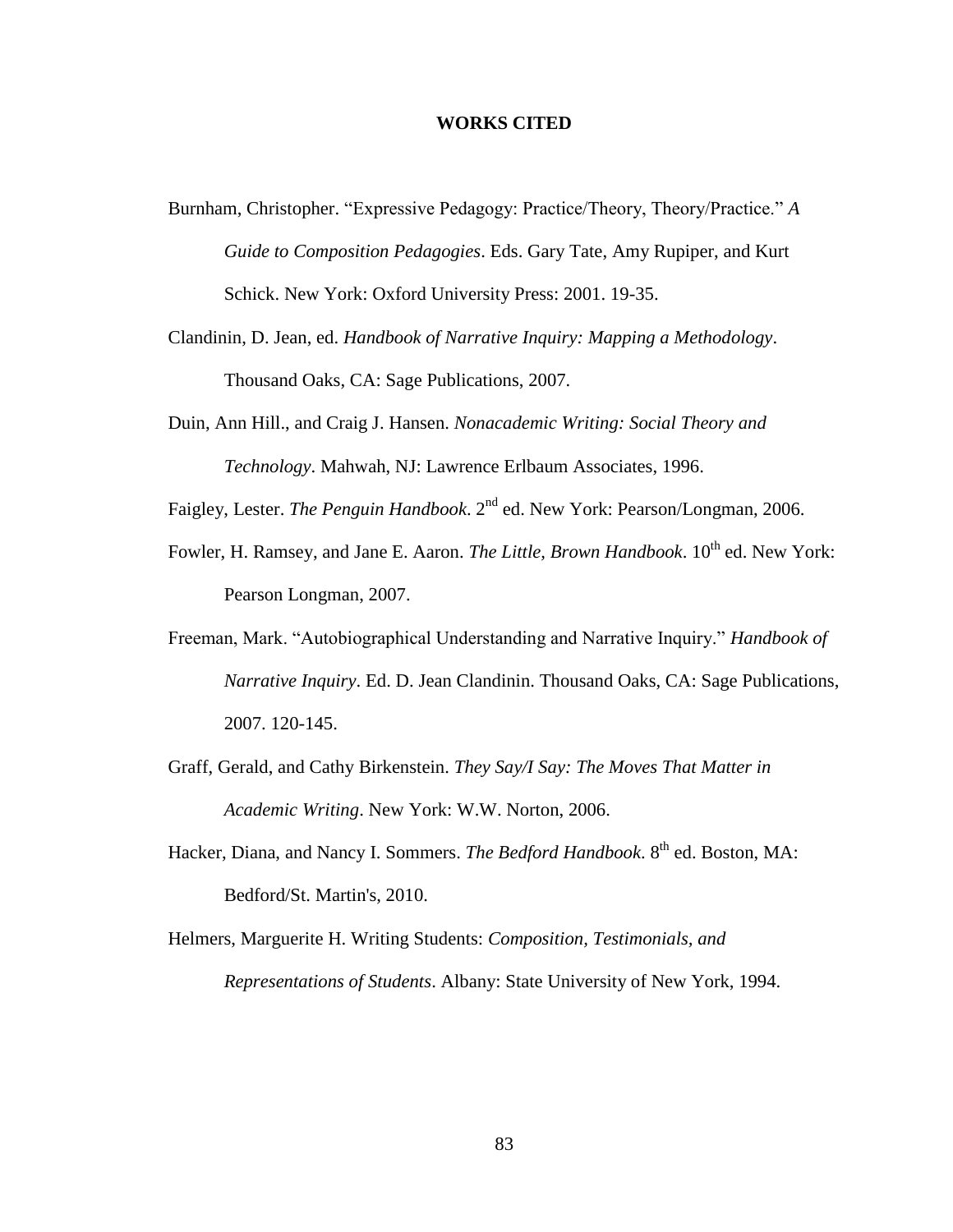# WORKS CITED

Burnham, Christopher. "Expressive Pedagogy: Practice/Theory, Theory/Practice." *A Guide to Composition Pedagogies*. Eds. Gary Tate, Amy Rupiper, and Kurt Schick. New York: Oxford University Press: 2001. 19-35.

Clandinin, D. Jean, ed. *Handbook of Narrative Inquiry: Mapping a Methodology*. Thousand Oaks, CA: Sage Publications, 2007.

Duin, Ann Hill., and Craig J. Hansen. *Nonacademic Writing: Social Theory and Technology*. Mahwah, NJ: Lawrence Erlbaum Associates, 1996.

Faigley, Lester. *The Penguin Handbook*. 2nd ed. New York: Pearson/Longman, 2006.

Fowler, H. Ramsey, and Jane E. Aaron. *The Little, Brown Handbook*. 10th ed. New York: Pearson Longman, 2007.

Freeman, Mark. "Autobiographical Understanding and Narrative Inquiry." *Handbook of Narrative Inquiry*. Ed. D. Jean Clandinin. Thousand Oaks, CA: Sage Publications, 2007. 120-145.

Graff, Gerald, and Cathy Birkenstein. *They Say/I Say: The Moves That Matter in Academic Writing*. New York: W.W. Norton, 2006.

Hacker, Diana, and Nancy I. Sommers. *The Bedford Handbook*. 8th ed. Boston, MA: Bedford/St. Martin's, 2010.

Helmers, Marguerite H. Writing Students: *Composition, Testimonials, and Representations of Students*. Albany: State University of New York, 1994.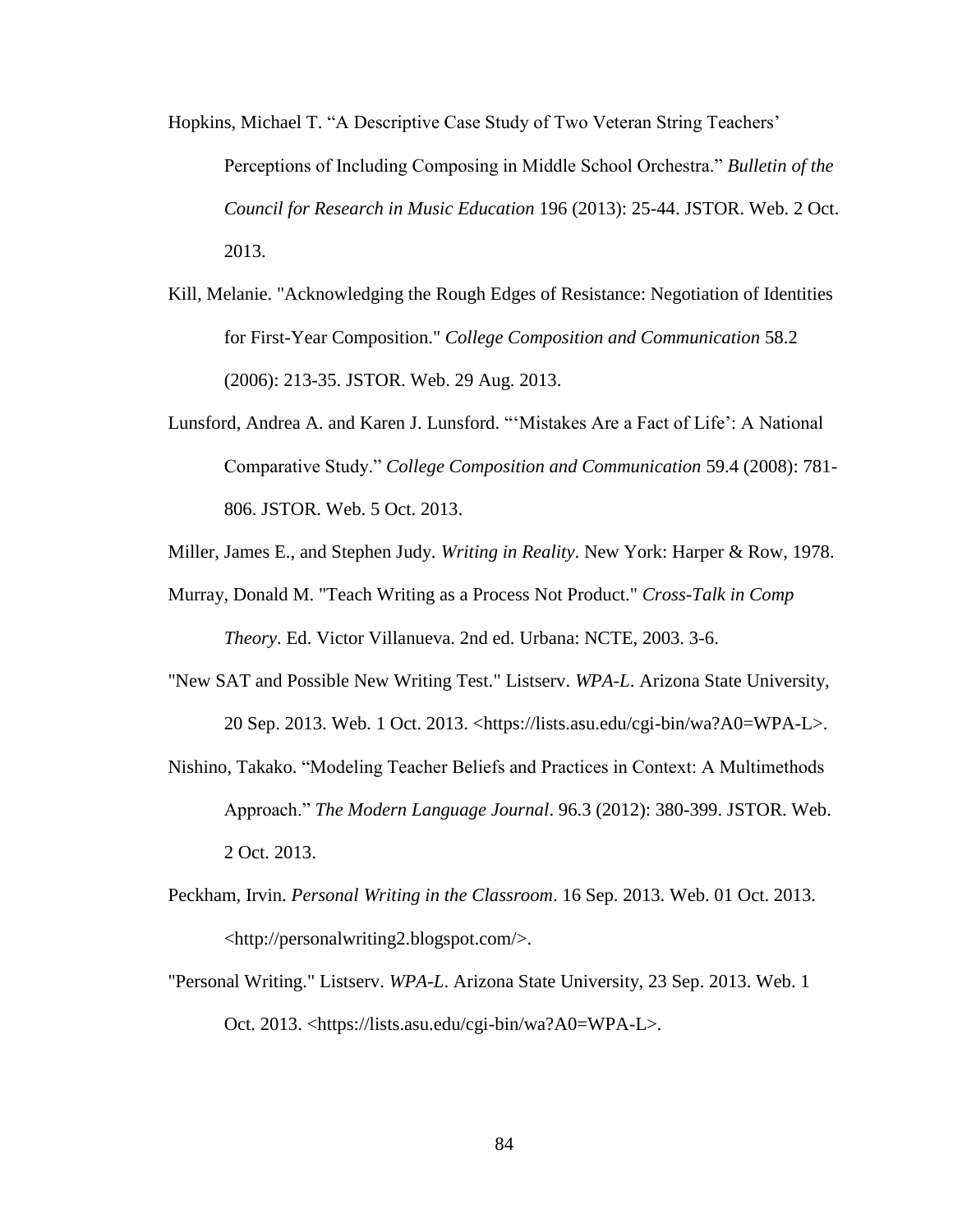Hopkins, Michael T. “A Descriptive Case Study of Two Veteran String Teachers’ Perceptions of Including Composing in Middle School Orchestra.” *Bulletin of the Council for Research in Music Education* 196 (2013): 25-44. JSTOR. Web. 2 Oct. 2013.

Kill, Melanie. "Acknowledging the Rough Edges of Resistance: Negotiation of Identities for First-Year Composition." *College Composition and Communication* 58.2 (2006): 213-35. JSTOR. Web. 29 Aug. 2013.

Lunsford, Andrea A. and Karen J. Lunsford. “‘Mistakes Are a Fact of Life’: A National Comparative Study.” *College Composition and Communication* 59.4 (2008): 781-806. JSTOR. Web. 5 Oct. 2013.

Miller, James E., and Stephen Judy. *Writing in Reality*. New York: Harper & Row, 1978.

Murray, Donald M. "Teach Writing as a Process Not Product." *Cross-Talk in Comp Theory*. Ed. Victor Villanueva. 2nd ed. Urbana: NCTE, 2003. 3-6.

"New SAT and Possible New Writing Test." Listserv. *WPA-L*. Arizona State University, 20 Sep. 2013. Web. 1 Oct. 2013. <https://lists.asu.edu/cgi-bin/wa?A0=WPA-L>.

Nishino, Takako. “Modeling Teacher Beliefs and Practices in Context: A Multimethods Approach.” *The Modern Language Journal*. 96.3 (2012): 380-399. JSTOR. Web. 2 Oct. 2013.

Peckham, Irvin. *Personal Writing in the Classroom*. 16 Sep. 2013. Web. 01 Oct. 2013. <http://personalwriting2.blogspot.com/>.

"Personal Writing." Listserv. *WPA-L*. Arizona State University, 23 Sep. 2013. Web. 1 Oct. 2013. <https://lists.asu.edu/cgi-bin/wa?A0=WPA-L>.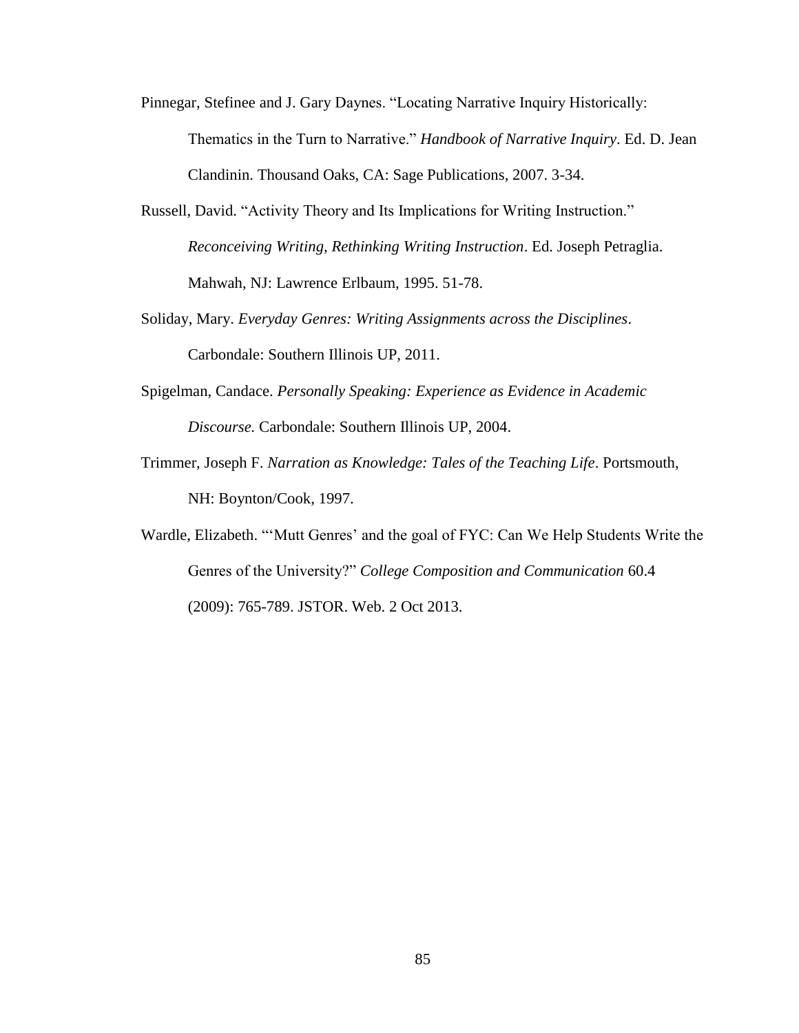Pinnegar, Stefinee and J. Gary Daynes. "Locating Narrative Inquiry Historically: Thematics in the Turn to Narrative." *Handbook of Narrative Inquiry*. Ed. D. Jean Clandinin. Thousand Oaks, CA: Sage Publications, 2007. 3-34.

Russell, David. "Activity Theory and Its Implications for Writing Instruction." *Reconceiving Writing, Rethinking Writing Instruction*. Ed. Joseph Petraglia. Mahwah, NJ: Lawrence Erlbaum, 1995. 51-78.

Soliday, Mary. *Everyday Genres: Writing Assignments across the Disciplines*. Carbondale: Southern Illinois UP, 2011.

Spigelman, Candace. *Personally Speaking: Experience as Evidence in Academic Discourse.* Carbondale: Southern Illinois UP, 2004.

Trimmer, Joseph F. *Narration as Knowledge: Tales of the Teaching Life*. Portsmouth, NH: Boynton/Cook, 1997.

Wardle, Elizabeth. "'Mutt Genres' and the goal of FYC: Can We Help Students Write the Genres of the University?" *College Composition and Communication* 60.4 (2009): 765-789. JSTOR. Web. 2 Oct 2013.